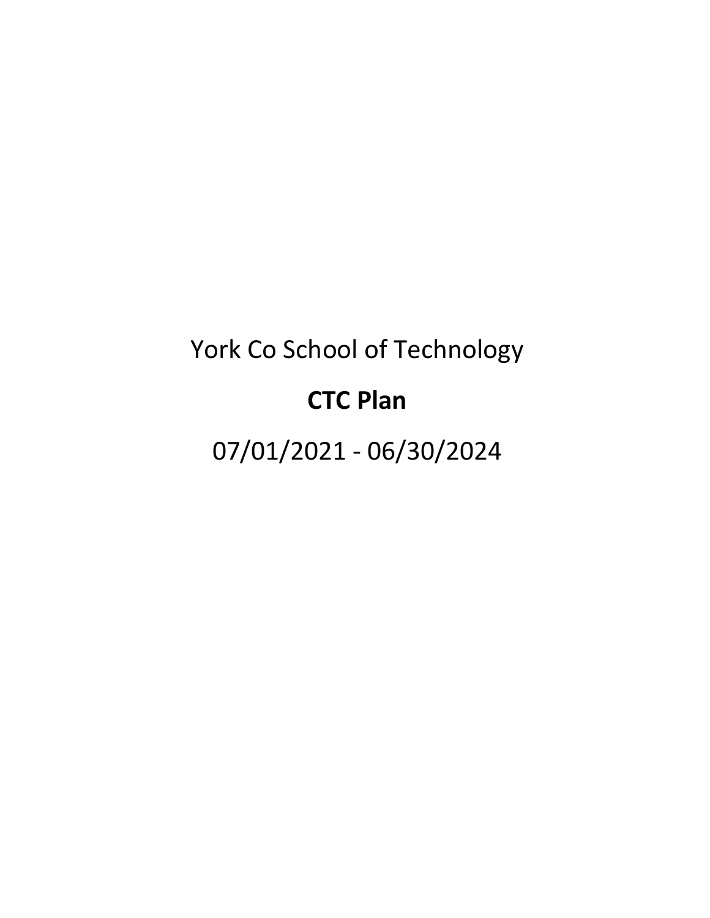York Co School of Technology

# CTC Plan

07/01/2021 - 06/30/2024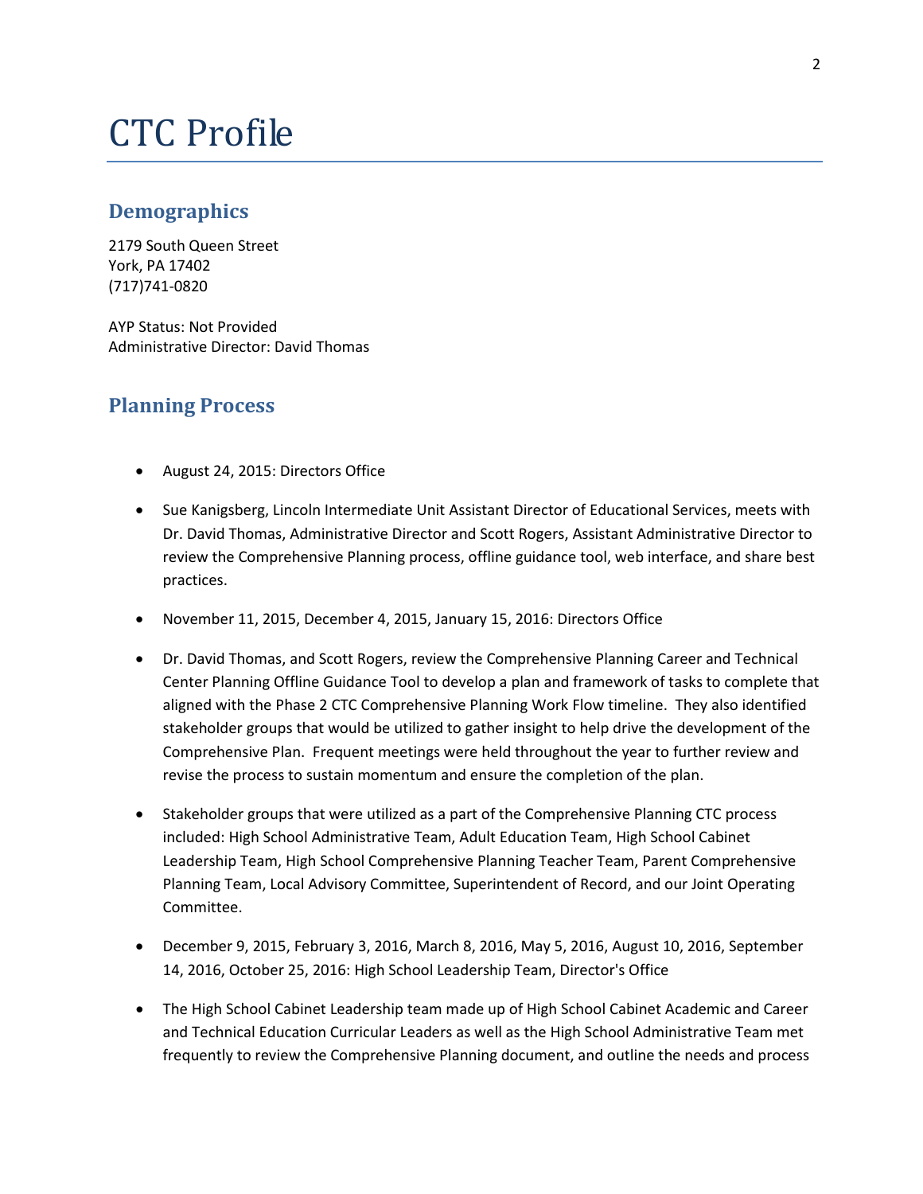# CTC Profile

## Demographics

2179 South Queen Street
York, PA 17402
(717)741-0820

AYP Status: Not Provided
Administrative Director: David Thomas

## Planning Process

- August 24, 2015: Directors Office
- Sue Kanigsberg, Lincoln Intermediate Unit Assistant Director of Educational Services, meets with Dr. David Thomas, Administrative Director and Scott Rogers, Assistant Administrative Director to review the Comprehensive Planning process, offline guidance tool, web interface, and share best practices.
- November 11, 2015, December 4, 2015, January 15, 2016: Directors Office
- Dr. David Thomas, and Scott Rogers, review the Comprehensive Planning Career and Technical Center Planning Offline Guidance Tool to develop a plan and framework of tasks to complete that aligned with the Phase 2 CTC Comprehensive Planning Work Flow timeline. They also identified stakeholder groups that would be utilized to gather insight to help drive the development of the Comprehensive Plan. Frequent meetings were held throughout the year to further review and revise the process to sustain momentum and ensure the completion of the plan.
- Stakeholder groups that were utilized as a part of the Comprehensive Planning CTC process included: High School Administrative Team, Adult Education Team, High School Cabinet Leadership Team, High School Comprehensive Planning Teacher Team, Parent Comprehensive Planning Team, Local Advisory Committee, Superintendent of Record, and our Joint Operating Committee.
- December 9, 2015, February 3, 2016, March 8, 2016, May 5, 2016, August 10, 2016, September 14, 2016, October 25, 2016: High School Leadership Team, Director's Office
- The High School Cabinet Leadership team made up of High School Cabinet Academic and Career and Technical Education Curricular Leaders as well as the High School Administrative Team met frequently to review the Comprehensive Planning document, and outline the needs and process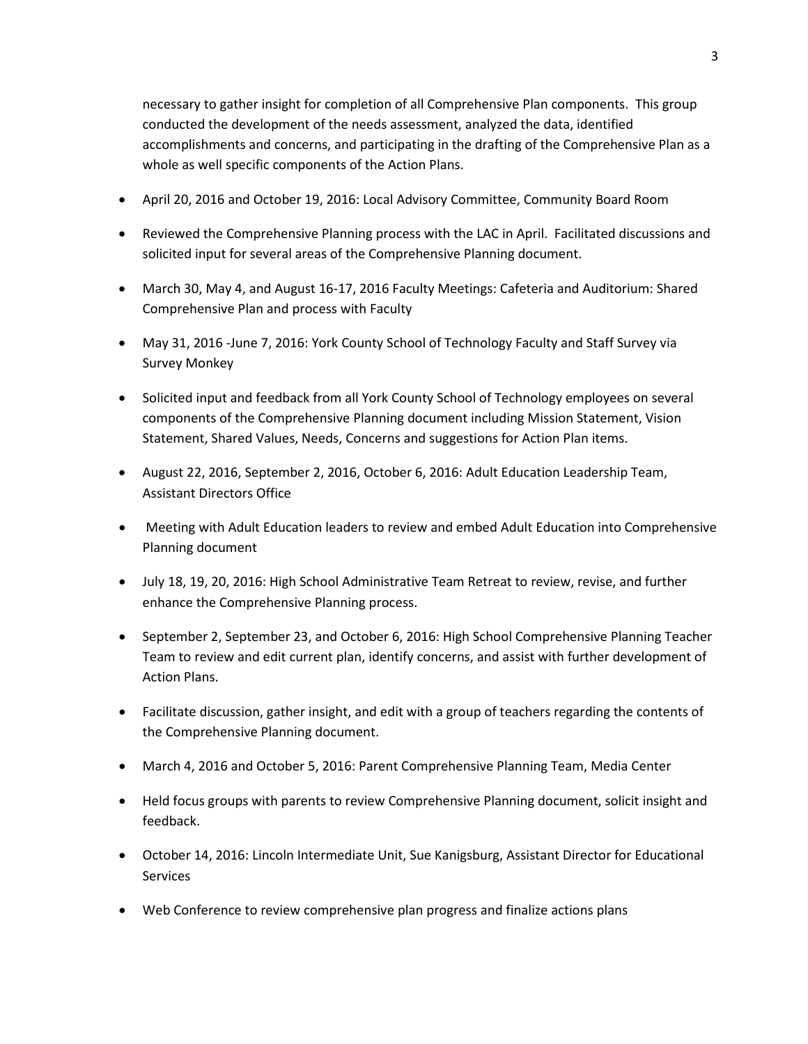necessary to gather insight for completion of all Comprehensive Plan components. This group conducted the development of the needs assessment, analyzed the data, identified accomplishments and concerns, and participating in the drafting of the Comprehensive Plan as a whole as well specific components of the Action Plans.

- April 20, 2016 and October 19, 2016: Local Advisory Committee, Community Board Room
- Reviewed the Comprehensive Planning process with the LAC in April. Facilitated discussions and solicited input for several areas of the Comprehensive Planning document.
- March 30, May 4, and August 16-17, 2016 Faculty Meetings: Cafeteria and Auditorium: Shared Comprehensive Plan and process with Faculty
- May 31, 2016 -June 7, 2016: York County School of Technology Faculty and Staff Survey via Survey Monkey
- Solicited input and feedback from all York County School of Technology employees on several components of the Comprehensive Planning document including Mission Statement, Vision Statement, Shared Values, Needs, Concerns and suggestions for Action Plan items.
- August 22, 2016, September 2, 2016, October 6, 2016: Adult Education Leadership Team, Assistant Directors Office
- Meeting with Adult Education leaders to review and embed Adult Education into Comprehensive Planning document
- July 18, 19, 20, 2016: High School Administrative Team Retreat to review, revise, and further enhance the Comprehensive Planning process.
- September 2, September 23, and October 6, 2016: High School Comprehensive Planning Teacher Team to review and edit current plan, identify concerns, and assist with further development of Action Plans.
- Facilitate discussion, gather insight, and edit with a group of teachers regarding the contents of the Comprehensive Planning document.
- March 4, 2016 and October 5, 2016: Parent Comprehensive Planning Team, Media Center
- Held focus groups with parents to review Comprehensive Planning document, solicit insight and feedback.
- October 14, 2016: Lincoln Intermediate Unit, Sue Kanigsburg, Assistant Director for Educational Services
- Web Conference to review comprehensive plan progress and finalize actions plans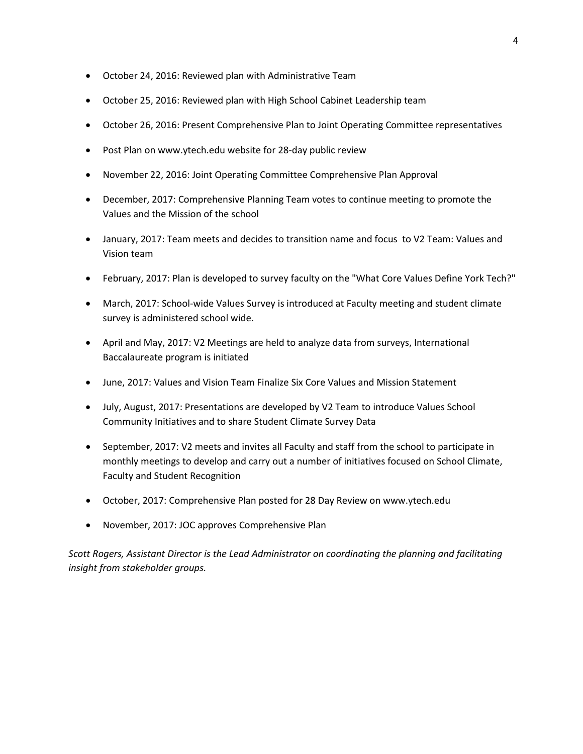- October 24, 2016: Reviewed plan with Administrative Team
- October 25, 2016: Reviewed plan with High School Cabinet Leadership team
- October 26, 2016: Present Comprehensive Plan to Joint Operating Committee representatives
- Post Plan on www.ytech.edu website for 28-day public review
- November 22, 2016: Joint Operating Committee Comprehensive Plan Approval
- December, 2017: Comprehensive Planning Team votes to continue meeting to promote the Values and the Mission of the school
- January, 2017: Team meets and decides to transition name and focus to V2 Team: Values and Vision team
- February, 2017: Plan is developed to survey faculty on the "What Core Values Define York Tech?"
- March, 2017: School-wide Values Survey is introduced at Faculty meeting and student climate survey is administered school wide.
- April and May, 2017: V2 Meetings are held to analyze data from surveys, International Baccalaureate program is initiated
- June, 2017: Values and Vision Team Finalize Six Core Values and Mission Statement
- July, August, 2017: Presentations are developed by V2 Team to introduce Values School Community Initiatives and to share Student Climate Survey Data
- September, 2017: V2 meets and invites all Faculty and staff from the school to participate in monthly meetings to develop and carry out a number of initiatives focused on School Climate, Faculty and Student Recognition
- October, 2017: Comprehensive Plan posted for 28 Day Review on www.ytech.edu
- November, 2017: JOC approves Comprehensive Plan

*Scott Rogers, Assistant Director is the Lead Administrator on coordinating the planning and facilitating insight from stakeholder groups.*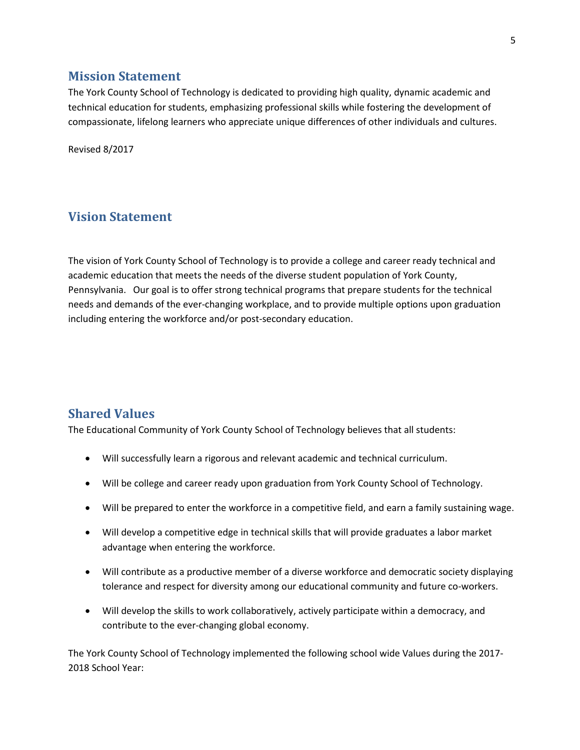## Mission Statement

The York County School of Technology is dedicated to providing high quality, dynamic academic and technical education for students, emphasizing professional skills while fostering the development of compassionate, lifelong learners who appreciate unique differences of other individuals and cultures.

Revised 8/2017

## Vision Statement

The vision of York County School of Technology is to provide a college and career ready technical and academic education that meets the needs of the diverse student population of York County, Pennsylvania. Our goal is to offer strong technical programs that prepare students for the technical needs and demands of the ever-changing workplace, and to provide multiple options upon graduation including entering the workforce and/or post-secondary education.

## Shared Values

The Educational Community of York County School of Technology believes that all students:

- Will successfully learn a rigorous and relevant academic and technical curriculum.
- Will be college and career ready upon graduation from York County School of Technology.
- Will be prepared to enter the workforce in a competitive field, and earn a family sustaining wage.
- Will develop a competitive edge in technical skills that will provide graduates a labor market advantage when entering the workforce.
- Will contribute as a productive member of a diverse workforce and democratic society displaying tolerance and respect for diversity among our educational community and future co-workers.
- Will develop the skills to work collaboratively, actively participate within a democracy, and contribute to the ever-changing global economy.

The York County School of Technology implemented the following school wide Values during the 2017-2018 School Year: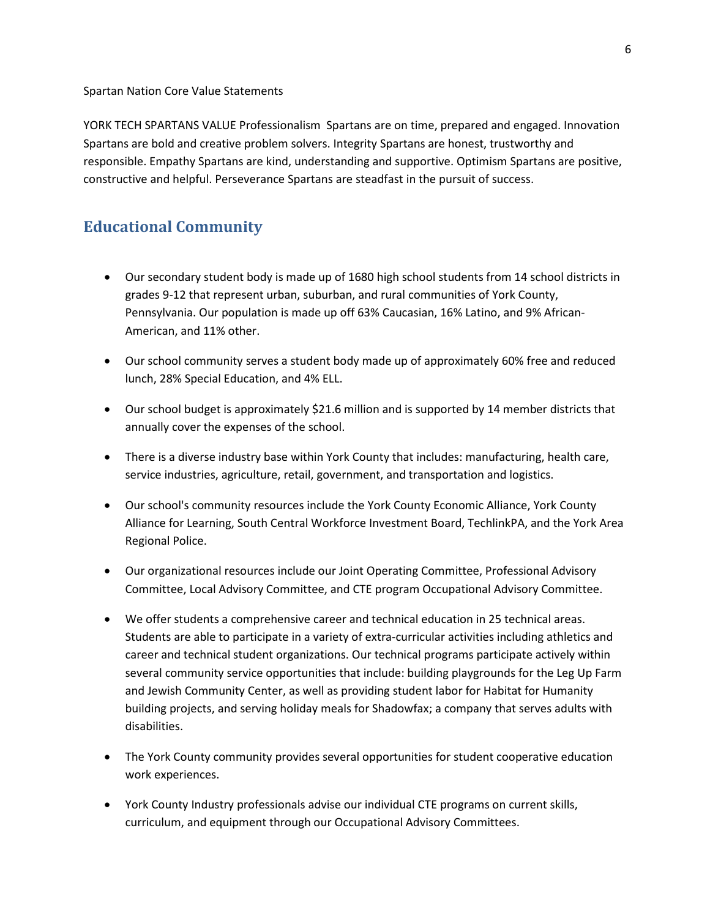Spartan Nation Core Value Statements

YORK TECH SPARTANS VALUE Professionalism  Spartans are on time, prepared and engaged. Innovation Spartans are bold and creative problem solvers. Integrity Spartans are honest, trustworthy and responsible. Empathy Spartans are kind, understanding and supportive. Optimism Spartans are positive, constructive and helpful. Perseverance Spartans are steadfast in the pursuit of success.

## Educational Community

- Our secondary student body is made up of 1680 high school students from 14 school districts in grades 9-12 that represent urban, suburban, and rural communities of York County, Pennsylvania. Our population is made up off 63% Caucasian, 16% Latino, and 9% African-American, and 11% other.

- Our school community serves a student body made up of approximately 60% free and reduced lunch, 28% Special Education, and 4% ELL.

- Our school budget is approximately $21.6 million and is supported by 14 member districts that annually cover the expenses of the school.

- There is a diverse industry base within York County that includes: manufacturing, health care, service industries, agriculture, retail, government, and transportation and logistics.

- Our school's community resources include the York County Economic Alliance, York County Alliance for Learning, South Central Workforce Investment Board, TechlinkPA, and the York Area Regional Police.

- Our organizational resources include our Joint Operating Committee, Professional Advisory Committee, Local Advisory Committee, and CTE program Occupational Advisory Committee.

- We offer students a comprehensive career and technical education in 25 technical areas. Students are able to participate in a variety of extra-curricular activities including athletics and career and technical student organizations. Our technical programs participate actively within several community service opportunities that include: building playgrounds for the Leg Up Farm and Jewish Community Center, as well as providing student labor for Habitat for Humanity building projects, and serving holiday meals for Shadowfax; a company that serves adults with disabilities.

- The York County community provides several opportunities for student cooperative education work experiences.

- York County Industry professionals advise our individual CTE programs on current skills, curriculum, and equipment through our Occupational Advisory Committees.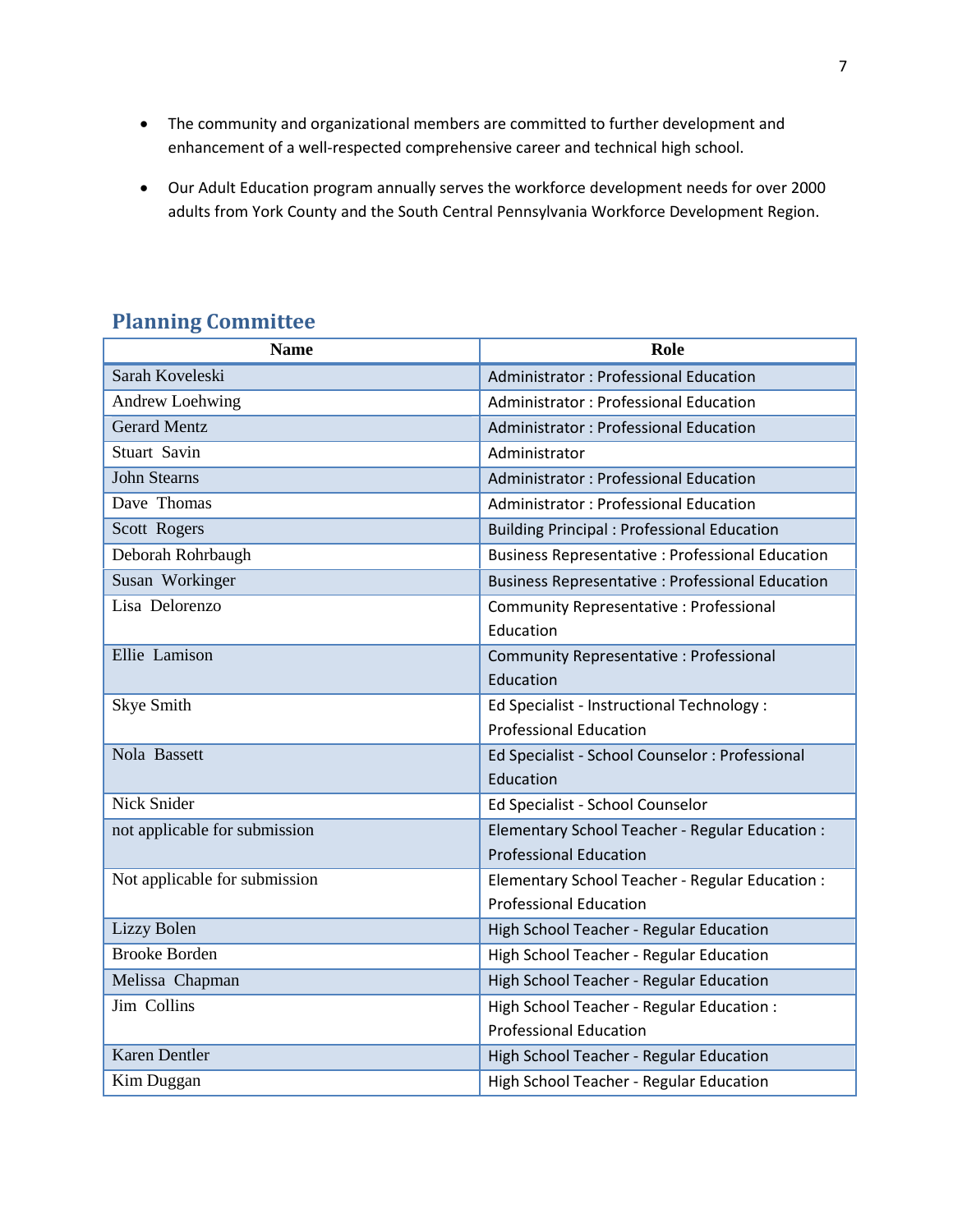- The community and organizational members are committed to further development and enhancement of a well-respected comprehensive career and technical high school.
- Our Adult Education program annually serves the workforce development needs for over 2000 adults from York County and the South Central Pennsylvania Workforce Development Region.

## Planning Committee

| Name | Role |
|---|---|
| Sarah Koveleski | Administrator : Professional Education |
| Andrew Loehwing | Administrator : Professional Education |
| Gerard Mentz | Administrator : Professional Education |
| Stuart Savin | Administrator |
| John Stearns | Administrator : Professional Education |
| Dave Thomas | Administrator : Professional Education |
| Scott Rogers | Building Principal : Professional Education |
| Deborah Rohrbaugh | Business Representative : Professional Education |
| Susan Workinger | Business Representative : Professional Education |
| Lisa Delorenzo | Community Representative : Professional Education |
| Ellie Lamison | Community Representative : Professional Education |
| Skye Smith | Ed Specialist - Instructional Technology : Professional Education |
| Nola Bassett | Ed Specialist - School Counselor : Professional Education |
| Nick Snider | Ed Specialist - School Counselor |
| not applicable for submission | Elementary School Teacher - Regular Education : Professional Education |
| Not applicable for submission | Elementary School Teacher - Regular Education : Professional Education |
| Lizzy Bolen | High School Teacher - Regular Education |
| Brooke Borden | High School Teacher - Regular Education |
| Melissa Chapman | High School Teacher - Regular Education |
| Jim Collins | High School Teacher - Regular Education : Professional Education |
| Karen Dentler | High School Teacher - Regular Education |
| Kim Duggan | High School Teacher - Regular Education |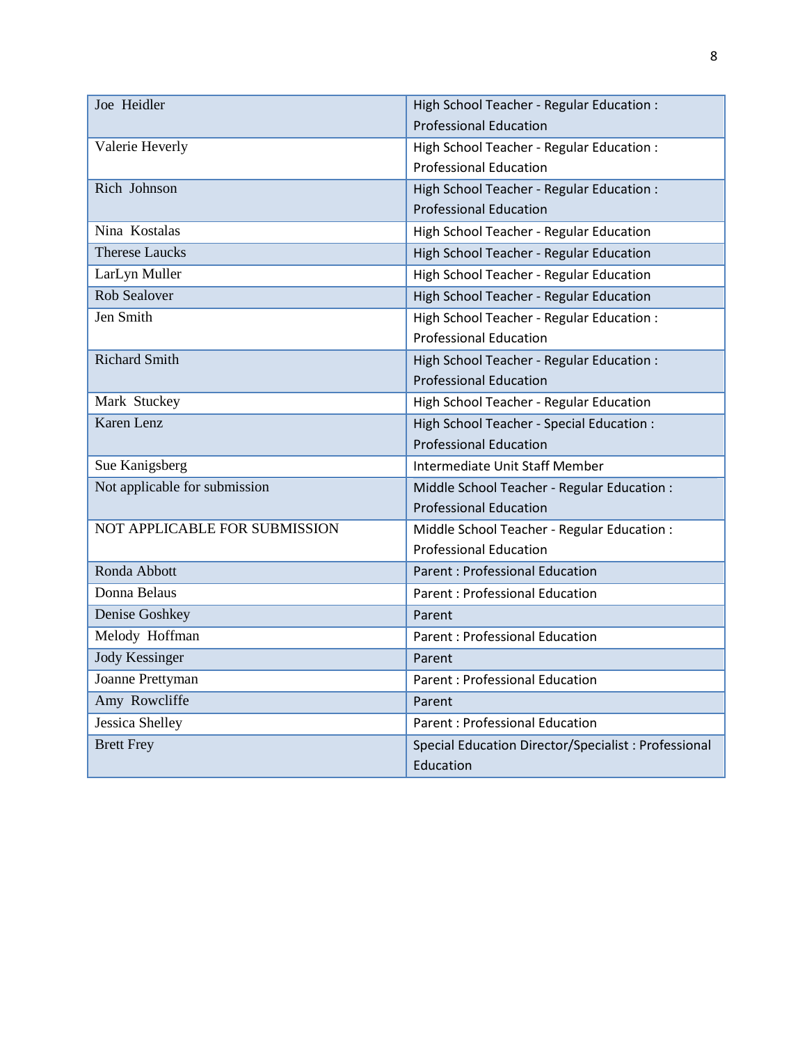| | |
|---|---|
| Joe Heidler | High School Teacher - Regular Education : Professional Education |
| Valerie Heverly | High School Teacher - Regular Education : Professional Education |
| Rich Johnson | High School Teacher - Regular Education : Professional Education |
| Nina Kostalas | High School Teacher - Regular Education |
| Therese Laucks | High School Teacher - Regular Education |
| LarLyn Muller | High School Teacher - Regular Education |
| Rob Sealover | High School Teacher - Regular Education |
| Jen Smith | High School Teacher - Regular Education : Professional Education |
| Richard Smith | High School Teacher - Regular Education : Professional Education |
| Mark Stuckey | High School Teacher - Regular Education |
| Karen Lenz | High School Teacher - Special Education : Professional Education |
| Sue Kanigsberg | Intermediate Unit Staff Member |
| Not applicable for submission | Middle School Teacher - Regular Education : Professional Education |
| NOT APPLICABLE FOR SUBMISSION | Middle School Teacher - Regular Education : Professional Education |
| Ronda Abbott | Parent : Professional Education |
| Donna Belaus | Parent : Professional Education |
| Denise Goshkey | Parent |
| Melody Hoffman | Parent : Professional Education |
| Jody Kessinger | Parent |
| Joanne Prettyman | Parent : Professional Education |
| Amy Rowcliffe | Parent |
| Jessica Shelley | Parent : Professional Education |
| Brett Frey | Special Education Director/Specialist : Professional Education |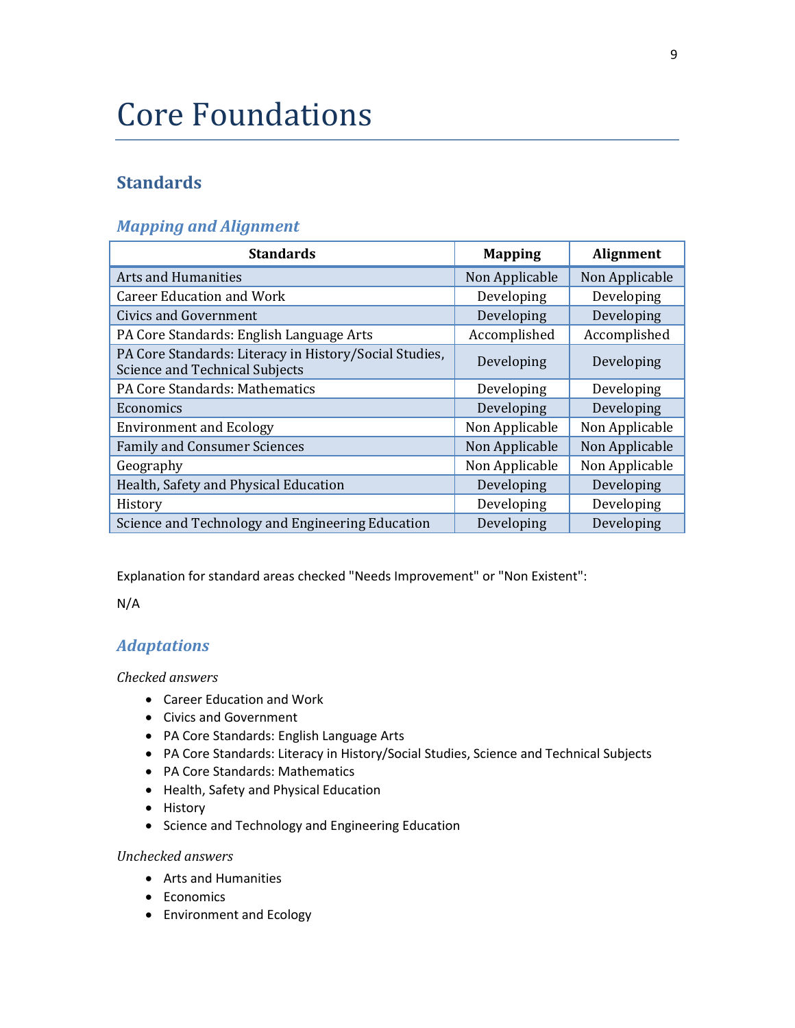# Core Foundations

## Standards

### *Mapping and Alignment*

| Standards | Mapping | Alignment |
|---|---|---|
| Arts and Humanities | Non Applicable | Non Applicable |
| Career Education and Work | Developing | Developing |
| Civics and Government | Developing | Developing |
| PA Core Standards: English Language Arts | Accomplished | Accomplished |
| PA Core Standards: Literacy in History/Social Studies, Science and Technical Subjects | Developing | Developing |
| PA Core Standards: Mathematics | Developing | Developing |
| Economics | Developing | Developing |
| Environment and Ecology | Non Applicable | Non Applicable |
| Family and Consumer Sciences | Non Applicable | Non Applicable |
| Geography | Non Applicable | Non Applicable |
| Health, Safety and Physical Education | Developing | Developing |
| History | Developing | Developing |
| Science and Technology and Engineering Education | Developing | Developing |

Explanation for standard areas checked "Needs Improvement" or "Non Existent":

N/A

### *Adaptations*

*Checked answers*

- Career Education and Work
- Civics and Government
- PA Core Standards: English Language Arts
- PA Core Standards: Literacy in History/Social Studies, Science and Technical Subjects
- PA Core Standards: Mathematics
- Health, Safety and Physical Education
- History
- Science and Technology and Engineering Education

*Unchecked answers*

- Arts and Humanities
- Economics
- Environment and Ecology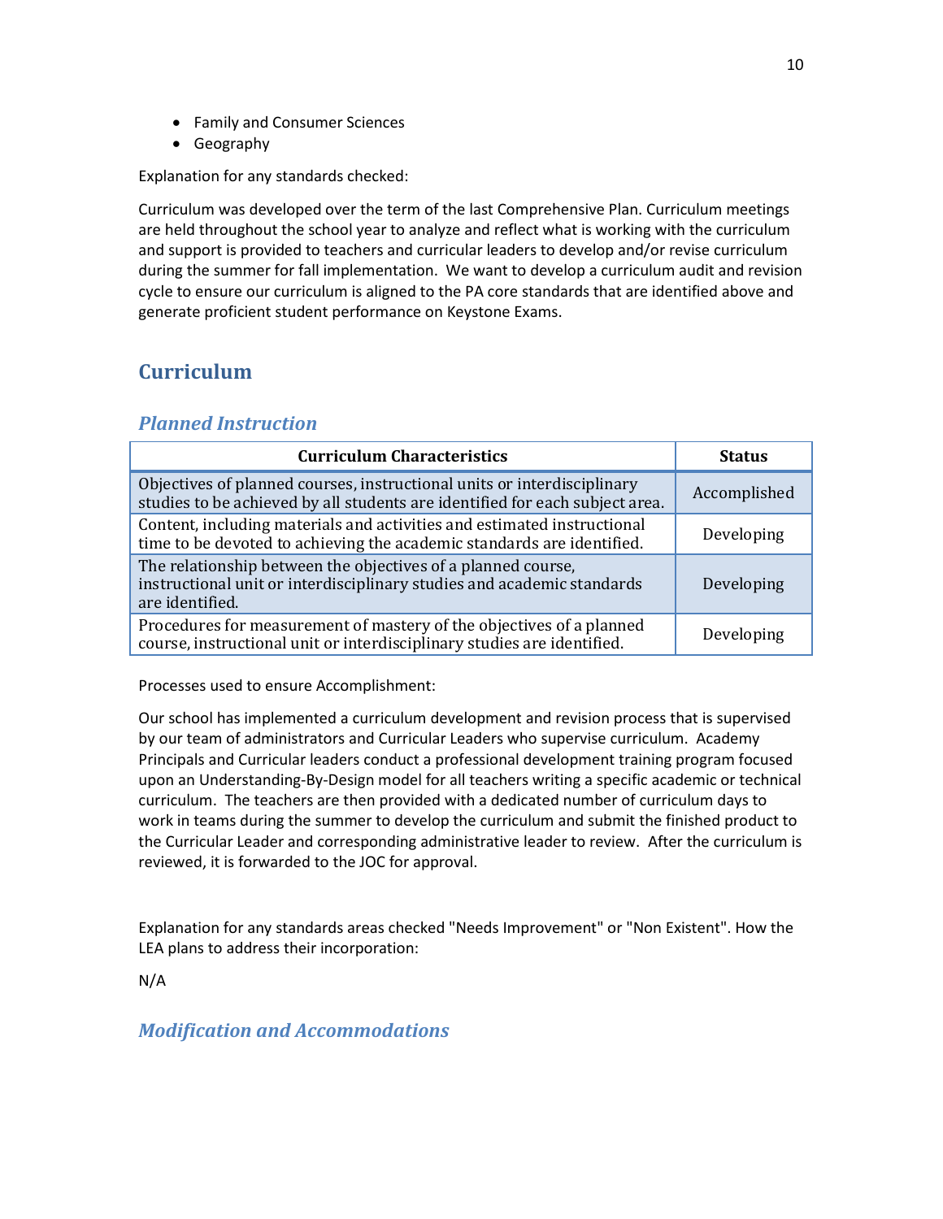- Family and Consumer Sciences
- Geography

Explanation for any standards checked:

Curriculum was developed over the term of the last Comprehensive Plan. Curriculum meetings are held throughout the school year to analyze and reflect what is working with the curriculum and support is provided to teachers and curricular leaders to develop and/or revise curriculum during the summer for fall implementation. We want to develop a curriculum audit and revision cycle to ensure our curriculum is aligned to the PA core standards that are identified above and generate proficient student performance on Keystone Exams.

## Curriculum

### *Planned Instruction*

| Curriculum Characteristics | Status |
|---|---|
| Objectives of planned courses, instructional units or interdisciplinary studies to be achieved by all students are identified for each subject area. | Accomplished |
| Content, including materials and activities and estimated instructional time to be devoted to achieving the academic standards are identified. | Developing |
| The relationship between the objectives of a planned course, instructional unit or interdisciplinary studies and academic standards are identified. | Developing |
| Procedures for measurement of mastery of the objectives of a planned course, instructional unit or interdisciplinary studies are identified. | Developing |

Processes used to ensure Accomplishment:

Our school has implemented a curriculum development and revision process that is supervised by our team of administrators and Curricular Leaders who supervise curriculum. Academy Principals and Curricular leaders conduct a professional development training program focused upon an Understanding-By-Design model for all teachers writing a specific academic or technical curriculum. The teachers are then provided with a dedicated number of curriculum days to work in teams during the summer to develop the curriculum and submit the finished product to the Curricular Leader and corresponding administrative leader to review. After the curriculum is reviewed, it is forwarded to the JOC for approval.

Explanation for any standards areas checked "Needs Improvement" or "Non Existent". How the LEA plans to address their incorporation:

N/A

### *Modification and Accommodations*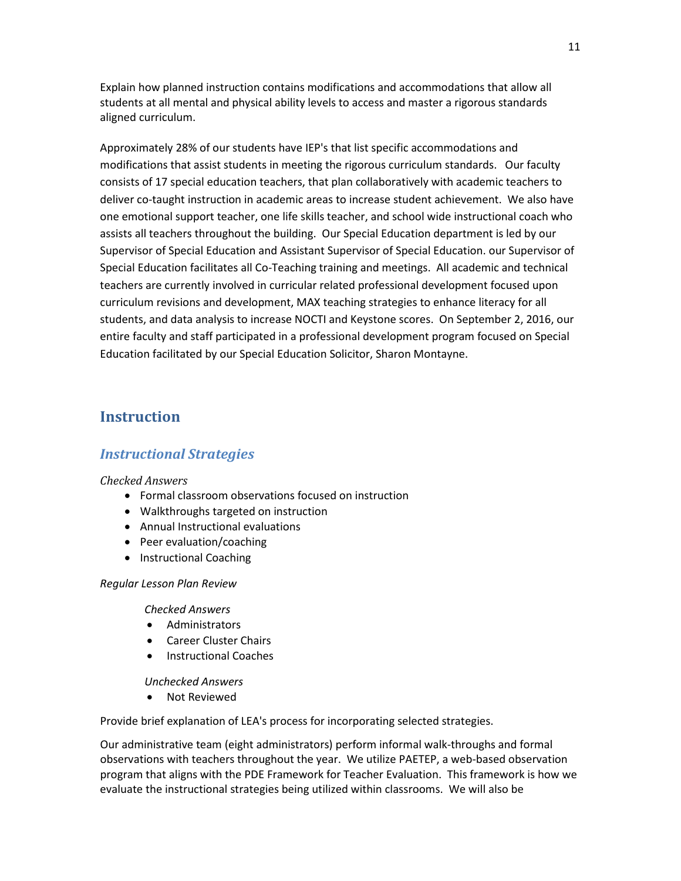Explain how planned instruction contains modifications and accommodations that allow all students at all mental and physical ability levels to access and master a rigorous standards aligned curriculum.

Approximately 28% of our students have IEP's that list specific accommodations and modifications that assist students in meeting the rigorous curriculum standards. Our faculty consists of 17 special education teachers, that plan collaboratively with academic teachers to deliver co-taught instruction in academic areas to increase student achievement. We also have one emotional support teacher, one life skills teacher, and school wide instructional coach who assists all teachers throughout the building. Our Special Education department is led by our Supervisor of Special Education and Assistant Supervisor of Special Education. our Supervisor of Special Education facilitates all Co-Teaching training and meetings. All academic and technical teachers are currently involved in curricular related professional development focused upon curriculum revisions and development, MAX teaching strategies to enhance literacy for all students, and data analysis to increase NOCTI and Keystone scores. On September 2, 2016, our entire faculty and staff participated in a professional development program focused on Special Education facilitated by our Special Education Solicitor, Sharon Montayne.

## Instruction

### *Instructional Strategies*

*Checked Answers*

- Formal classroom observations focused on instruction
- Walkthroughs targeted on instruction
- Annual Instructional evaluations
- Peer evaluation/coaching
- Instructional Coaching

*Regular Lesson Plan Review*

*Checked Answers*

- Administrators
- Career Cluster Chairs
- Instructional Coaches

*Unchecked Answers*

- Not Reviewed

Provide brief explanation of LEA's process for incorporating selected strategies.

Our administrative team (eight administrators) perform informal walk-throughs and formal observations with teachers throughout the year. We utilize PAETEP, a web-based observation program that aligns with the PDE Framework for Teacher Evaluation. This framework is how we evaluate the instructional strategies being utilized within classrooms. We will also be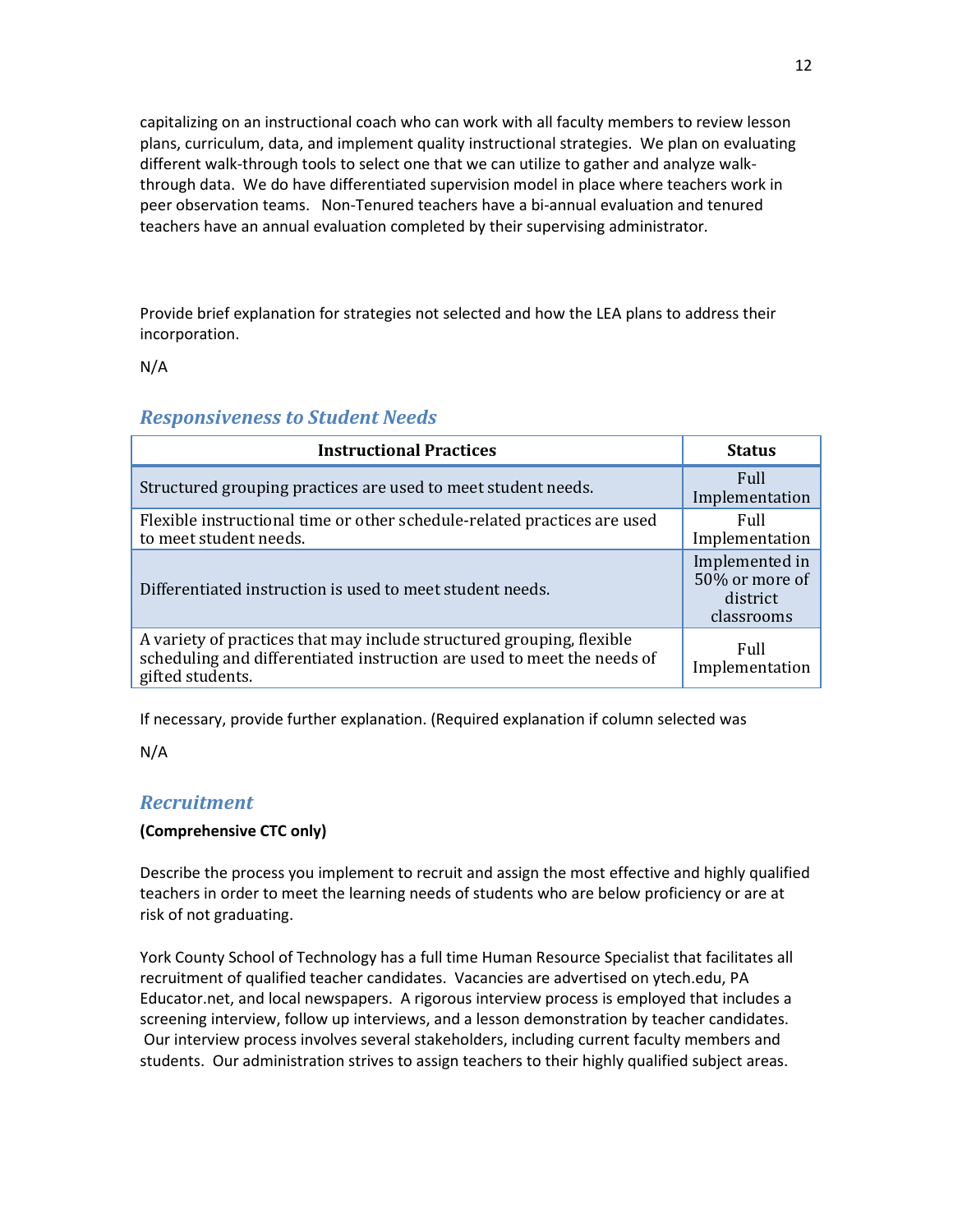capitalizing on an instructional coach who can work with all faculty members to review lesson plans, curriculum, data, and implement quality instructional strategies. We plan on evaluating different walk-through tools to select one that we can utilize to gather and analyze walk-through data. We do have differentiated supervision model in place where teachers work in peer observation teams. Non-Tenured teachers have a bi-annual evaluation and tenured teachers have an annual evaluation completed by their supervising administrator.

Provide brief explanation for strategies not selected and how the LEA plans to address their incorporation.

N/A

## *Responsiveness to Student Needs*

| Instructional Practices | Status |
|---|---|
| Structured grouping practices are used to meet student needs. | Full Implementation |
| Flexible instructional time or other schedule-related practices are used to meet student needs. | Full Implementation |
| Differentiated instruction is used to meet student needs. | Implemented in 50% or more of district classrooms |
| A variety of practices that may include structured grouping, flexible scheduling and differentiated instruction are used to meet the needs of gifted students. | Full Implementation |

If necessary, provide further explanation. (Required explanation if column selected was

N/A

## *Recruitment*

**(Comprehensive CTC only)**

Describe the process you implement to recruit and assign the most effective and highly qualified teachers in order to meet the learning needs of students who are below proficiency or are at risk of not graduating.

York County School of Technology has a full time Human Resource Specialist that facilitates all recruitment of qualified teacher candidates. Vacancies are advertised on ytech.edu, PA Educator.net, and local newspapers. A rigorous interview process is employed that includes a screening interview, follow up interviews, and a lesson demonstration by teacher candidates. Our interview process involves several stakeholders, including current faculty members and students. Our administration strives to assign teachers to their highly qualified subject areas.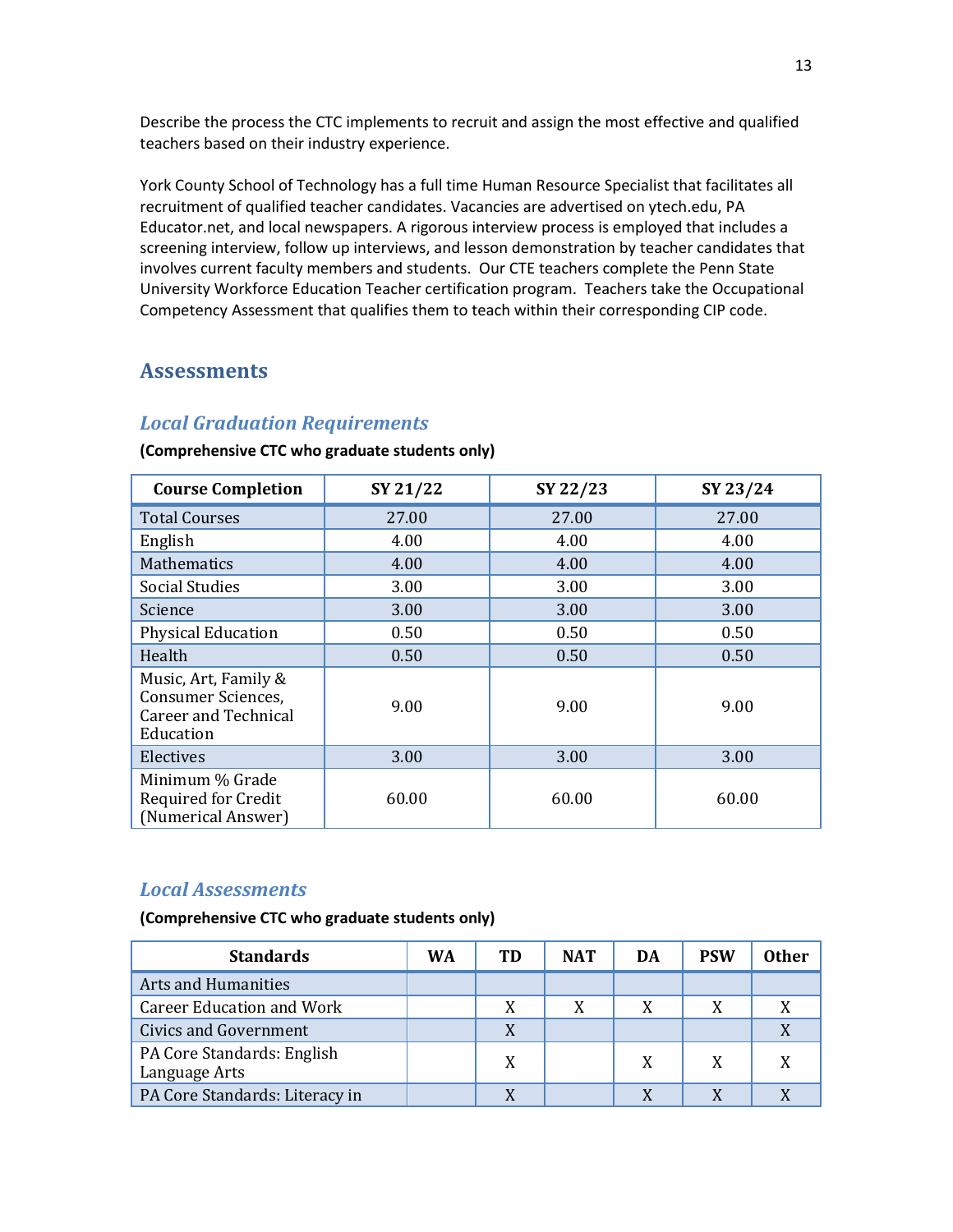Describe the process the CTC implements to recruit and assign the most effective and qualified teachers based on their industry experience.

York County School of Technology has a full time Human Resource Specialist that facilitates all recruitment of qualified teacher candidates. Vacancies are advertised on ytech.edu, PA Educator.net, and local newspapers. A rigorous interview process is employed that includes a screening interview, follow up interviews, and lesson demonstration by teacher candidates that involves current faculty members and students. Our CTE teachers complete the Penn State University Workforce Education Teacher certification program. Teachers take the Occupational Competency Assessment that qualifies them to teach within their corresponding CIP code.

## Assessments

### *Local Graduation Requirements*

**(Comprehensive CTC who graduate students only)**

| Course Completion | SY 21/22 | SY 22/23 | SY 23/24 |
|---|---|---|---|
| Total Courses | 27.00 | 27.00 | 27.00 |
| English | 4.00 | 4.00 | 4.00 |
| Mathematics | 4.00 | 4.00 | 4.00 |
| Social Studies | 3.00 | 3.00 | 3.00 |
| Science | 3.00 | 3.00 | 3.00 |
| Physical Education | 0.50 | 0.50 | 0.50 |
| Health | 0.50 | 0.50 | 0.50 |
| Music, Art, Family & Consumer Sciences, Career and Technical Education | 9.00 | 9.00 | 9.00 |
| Electives | 3.00 | 3.00 | 3.00 |
| Minimum % Grade Required for Credit (Numerical Answer) | 60.00 | 60.00 | 60.00 |

### *Local Assessments*

**(Comprehensive CTC who graduate students only)**

| Standards | WA | TD | NAT | DA | PSW | Other |
|---|---|---|---|---|---|---|
| Arts and Humanities | | | | | | |
| Career Education and Work | | X | X | X | X | X |
| Civics and Government | | X | | | | X |
| PA Core Standards: English Language Arts | | X | | X | X | X |
| PA Core Standards: Literacy in | | X | | X | X | X |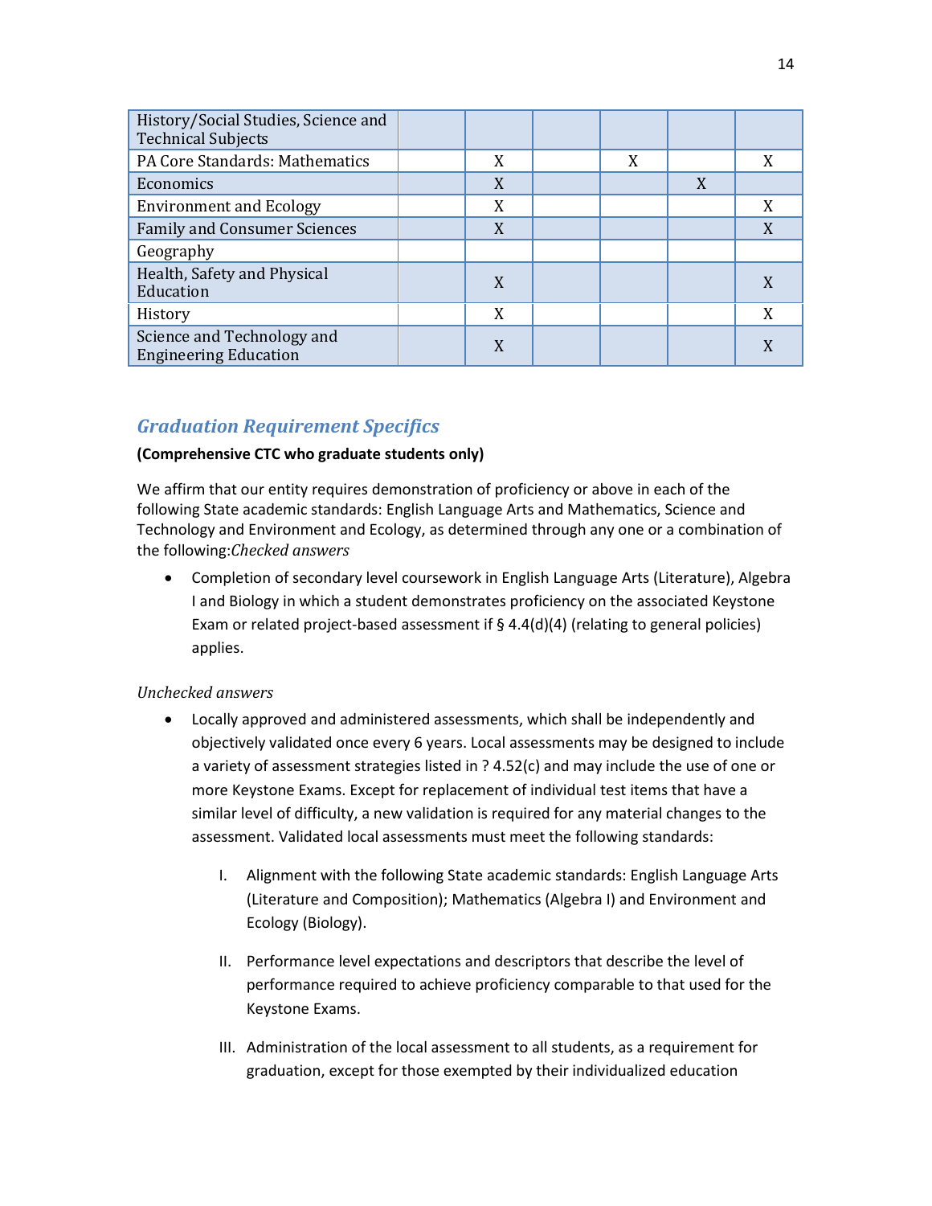| | | | | | |
|---|---|---|---|---|---|
| History/Social Studies, Science and Technical Subjects | | | | | |
| PA Core Standards: Mathematics | | X | | X | | X |
| Economics | | X | | | X | |
| Environment and Ecology | | X | | | | X |
| Family and Consumer Sciences | | X | | | | X |
| Geography | | | | | | |
| Health, Safety and Physical Education | | X | | | | X |
| History | | X | | | | X |
| Science and Technology and Engineering Education | | X | | | | X |

## *Graduation Requirement Specifics*

**(Comprehensive CTC who graduate students only)**

We affirm that our entity requires demonstration of proficiency or above in each of the following State academic standards: English Language Arts and Mathematics, Science and Technology and Environment and Ecology, as determined through any one or a combination of the following:*Checked answers*

- Completion of secondary level coursework in English Language Arts (Literature), Algebra I and Biology in which a student demonstrates proficiency on the associated Keystone Exam or related project-based assessment if § 4.4(d)(4) (relating to general policies) applies.

*Unchecked answers*

- Locally approved and administered assessments, which shall be independently and objectively validated once every 6 years. Local assessments may be designed to include a variety of assessment strategies listed in ? 4.52(c) and may include the use of one or more Keystone Exams. Except for replacement of individual test items that have a similar level of difficulty, a new validation is required for any material changes to the assessment. Validated local assessments must meet the following standards:

  I. Alignment with the following State academic standards: English Language Arts (Literature and Composition); Mathematics (Algebra I) and Environment and Ecology (Biology).

  II. Performance level expectations and descriptors that describe the level of performance required to achieve proficiency comparable to that used for the Keystone Exams.

  III. Administration of the local assessment to all students, as a requirement for graduation, except for those exempted by their individualized education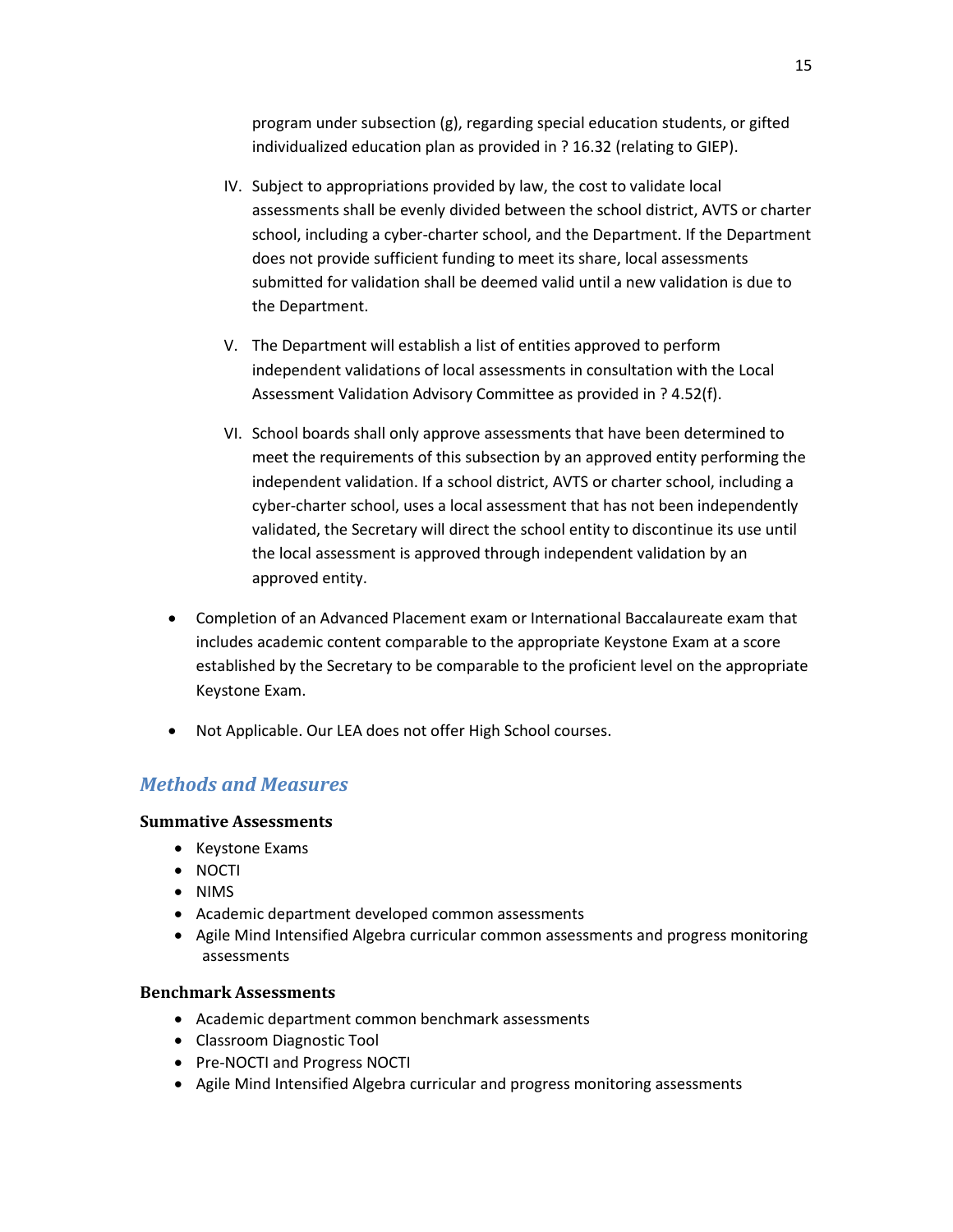program under subsection (g), regarding special education students, or gifted individualized education plan as provided in ? 16.32 (relating to GIEP).

IV. Subject to appropriations provided by law, the cost to validate local assessments shall be evenly divided between the school district, AVTS or charter school, including a cyber-charter school, and the Department. If the Department does not provide sufficient funding to meet its share, local assessments submitted for validation shall be deemed valid until a new validation is due to the Department.

V. The Department will establish a list of entities approved to perform independent validations of local assessments in consultation with the Local Assessment Validation Advisory Committee as provided in ? 4.52(f).

VI. School boards shall only approve assessments that have been determined to meet the requirements of this subsection by an approved entity performing the independent validation. If a school district, AVTS or charter school, including a cyber-charter school, uses a local assessment that has not been independently validated, the Secretary will direct the school entity to discontinue its use until the local assessment is approved through independent validation by an approved entity.

- Completion of an Advanced Placement exam or International Baccalaureate exam that includes academic content comparable to the appropriate Keystone Exam at a score established by the Secretary to be comparable to the proficient level on the appropriate Keystone Exam.
- Not Applicable. Our LEA does not offer High School courses.

## *Methods and Measures*

### Summative Assessments

- Keystone Exams
- NOCTI
- NIMS
- Academic department developed common assessments
- Agile Mind Intensified Algebra curricular common assessments and progress monitoring assessments

### Benchmark Assessments

- Academic department common benchmark assessments
- Classroom Diagnostic Tool
- Pre-NOCTI and Progress NOCTI
- Agile Mind Intensified Algebra curricular and progress monitoring assessments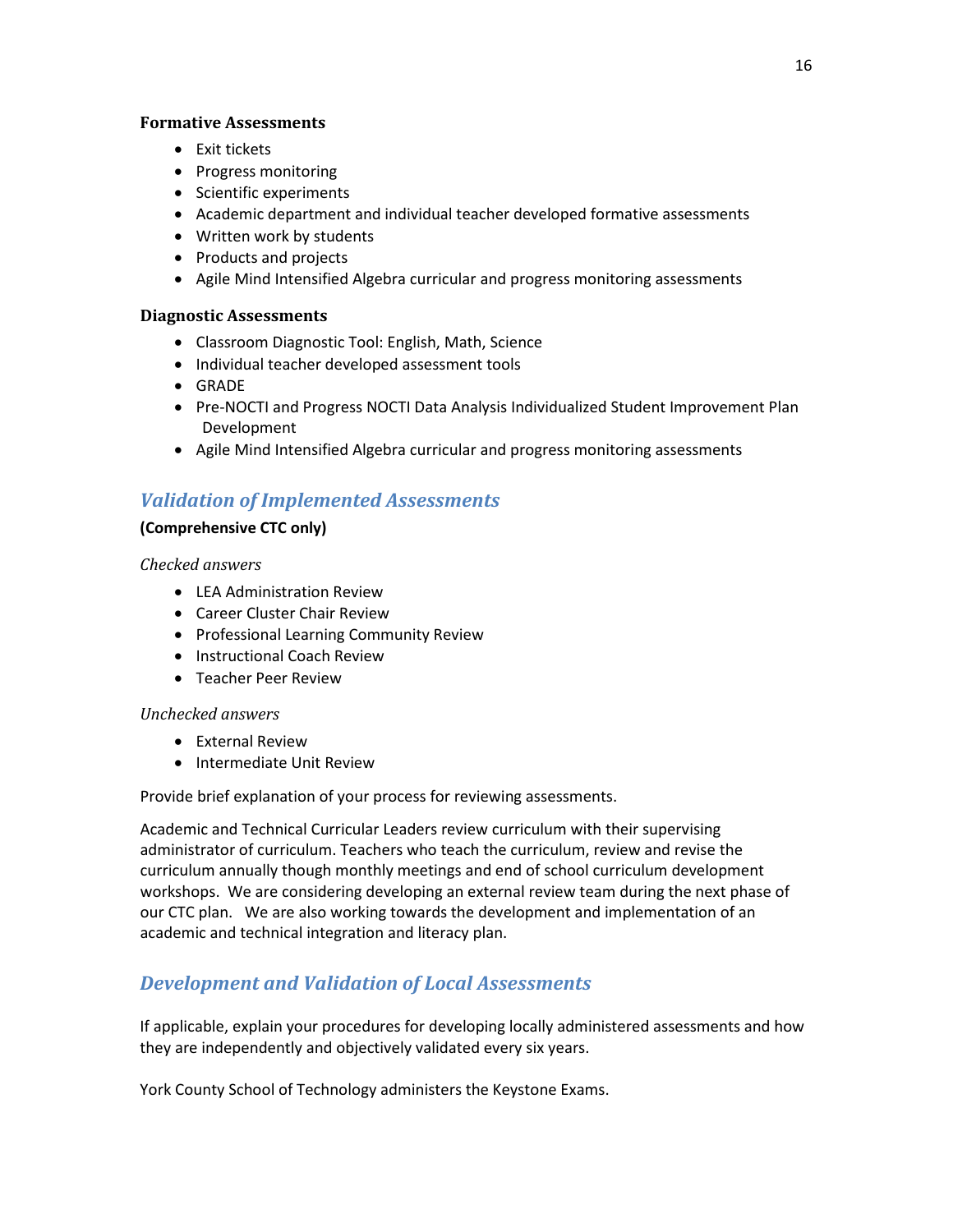### Formative Assessments

- Exit tickets
- Progress monitoring
- Scientific experiments
- Academic department and individual teacher developed formative assessments
- Written work by students
- Products and projects
- Agile Mind Intensified Algebra curricular and progress monitoring assessments

### Diagnostic Assessments

- Classroom Diagnostic Tool: English, Math, Science
- Individual teacher developed assessment tools
- GRADE
- Pre-NOCTI and Progress NOCTI Data Analysis Individualized Student Improvement Plan Development
- Agile Mind Intensified Algebra curricular and progress monitoring assessments

## *Validation of Implemented Assessments*

**(Comprehensive CTC only)**

*Checked answers*

- LEA Administration Review
- Career Cluster Chair Review
- Professional Learning Community Review
- Instructional Coach Review
- Teacher Peer Review

*Unchecked answers*

- External Review
- Intermediate Unit Review

Provide brief explanation of your process for reviewing assessments.

Academic and Technical Curricular Leaders review curriculum with their supervising administrator of curriculum. Teachers who teach the curriculum, review and revise the curriculum annually though monthly meetings and end of school curriculum development workshops. We are considering developing an external review team during the next phase of our CTC plan. We are also working towards the development and implementation of an academic and technical integration and literacy plan.

## *Development and Validation of Local Assessments*

If applicable, explain your procedures for developing locally administered assessments and how they are independently and objectively validated every six years.

York County School of Technology administers the Keystone Exams.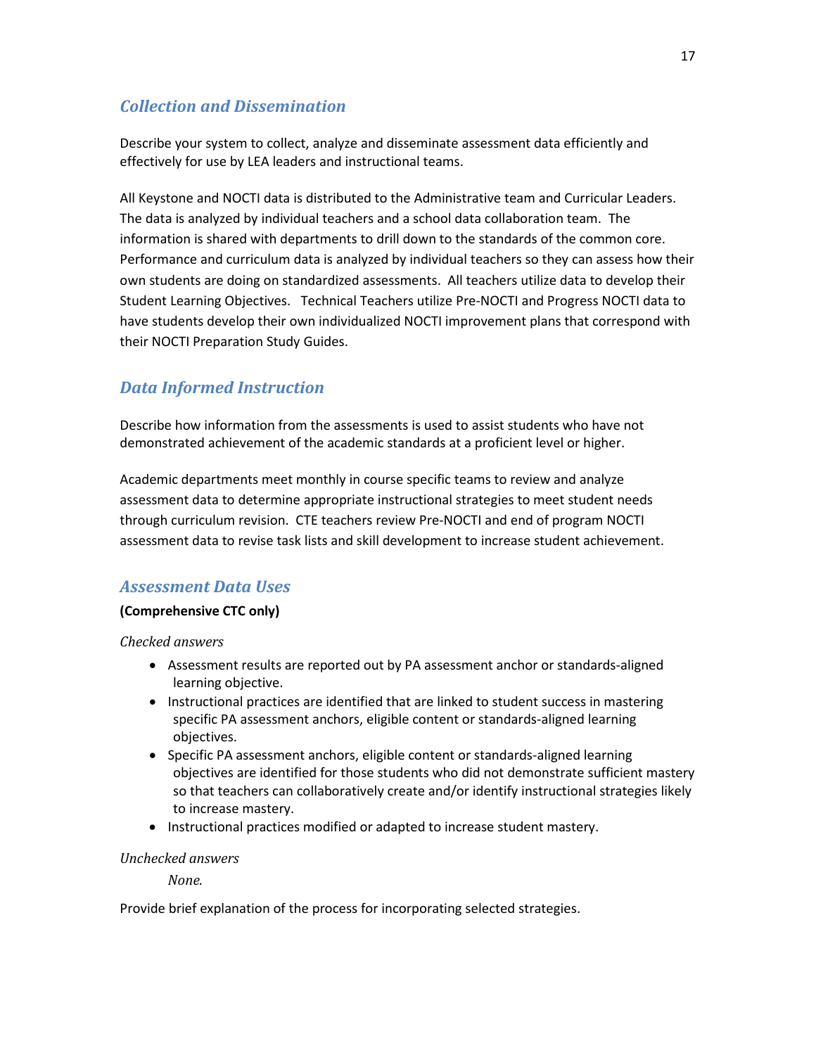## *Collection and Dissemination*

Describe your system to collect, analyze and disseminate assessment data efficiently and effectively for use by LEA leaders and instructional teams.

All Keystone and NOCTI data is distributed to the Administrative team and Curricular Leaders. The data is analyzed by individual teachers and a school data collaboration team. The information is shared with departments to drill down to the standards of the common core. Performance and curriculum data is analyzed by individual teachers so they can assess how their own students are doing on standardized assessments. All teachers utilize data to develop their Student Learning Objectives. Technical Teachers utilize Pre-NOCTI and Progress NOCTI data to have students develop their own individualized NOCTI improvement plans that correspond with their NOCTI Preparation Study Guides.

## *Data Informed Instruction*

Describe how information from the assessments is used to assist students who have not demonstrated achievement of the academic standards at a proficient level or higher.

Academic departments meet monthly in course specific teams to review and analyze assessment data to determine appropriate instructional strategies to meet student needs through curriculum revision. CTE teachers review Pre-NOCTI and end of program NOCTI assessment data to revise task lists and skill development to increase student achievement.

## *Assessment Data Uses*

**(Comprehensive CTC only)**

*Checked answers*

- Assessment results are reported out by PA assessment anchor or standards-aligned learning objective.
- Instructional practices are identified that are linked to student success in mastering specific PA assessment anchors, eligible content or standards-aligned learning objectives.
- Specific PA assessment anchors, eligible content or standards-aligned learning objectives are identified for those students who did not demonstrate sufficient mastery so that teachers can collaboratively create and/or identify instructional strategies likely to increase mastery.
- Instructional practices modified or adapted to increase student mastery.

*Unchecked answers*

*None.*

Provide brief explanation of the process for incorporating selected strategies.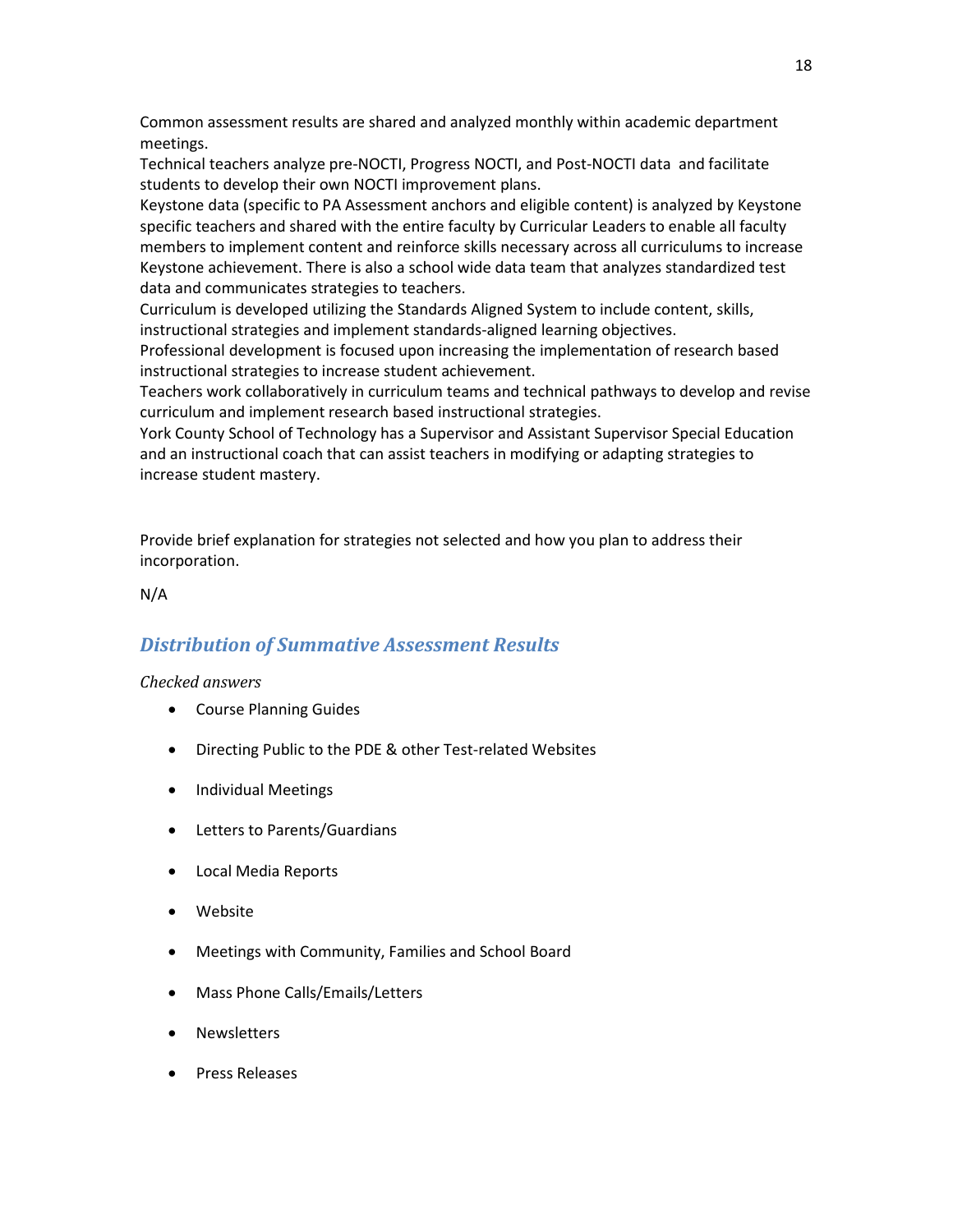Common assessment results are shared and analyzed monthly within academic department meetings.
Technical teachers analyze pre-NOCTI, Progress NOCTI, and Post-NOCTI data and facilitate students to develop their own NOCTI improvement plans.
Keystone data (specific to PA Assessment anchors and eligible content) is analyzed by Keystone specific teachers and shared with the entire faculty by Curricular Leaders to enable all faculty members to implement content and reinforce skills necessary across all curriculums to increase Keystone achievement. There is also a school wide data team that analyzes standardized test data and communicates strategies to teachers.
Curriculum is developed utilizing the Standards Aligned System to include content, skills, instructional strategies and implement standards-aligned learning objectives.
Professional development is focused upon increasing the implementation of research based instructional strategies to increase student achievement.
Teachers work collaboratively in curriculum teams and technical pathways to develop and revise curriculum and implement research based instructional strategies.
York County School of Technology has a Supervisor and Assistant Supervisor Special Education and an instructional coach that can assist teachers in modifying or adapting strategies to increase student mastery.

Provide brief explanation for strategies not selected and how you plan to address their incorporation.

N/A

## *Distribution of Summative Assessment Results*

*Checked answers*

- Course Planning Guides
- Directing Public to the PDE & other Test-related Websites
- Individual Meetings
- Letters to Parents/Guardians
- Local Media Reports
- Website
- Meetings with Community, Families and School Board
- Mass Phone Calls/Emails/Letters
- Newsletters
- Press Releases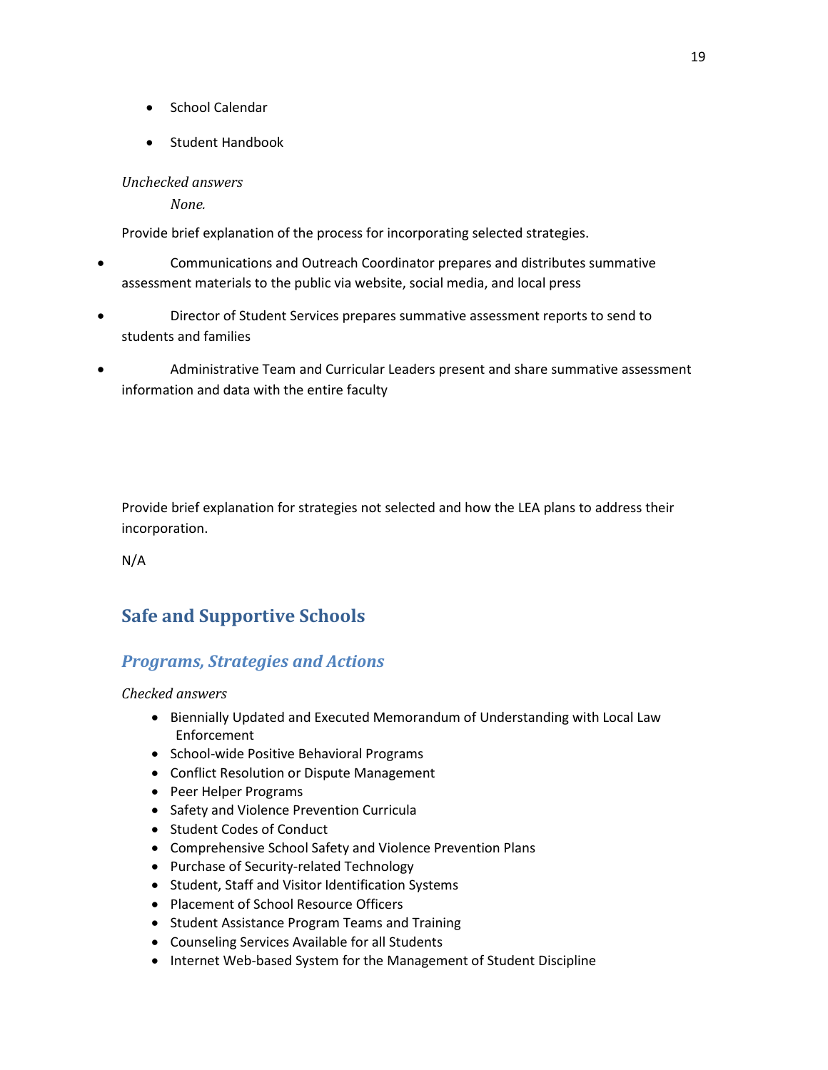- School Calendar
- Student Handbook

*Unchecked answers*

*None.*

Provide brief explanation of the process for incorporating selected strategies.

- Communications and Outreach Coordinator prepares and distributes summative assessment materials to the public via website, social media, and local press
- Director of Student Services prepares summative assessment reports to send to students and families
- Administrative Team and Curricular Leaders present and share summative assessment information and data with the entire faculty

Provide brief explanation for strategies not selected and how the LEA plans to address their incorporation.

N/A

## Safe and Supportive Schools

### *Programs, Strategies and Actions*

*Checked answers*

- Biennially Updated and Executed Memorandum of Understanding with Local Law Enforcement
- School-wide Positive Behavioral Programs
- Conflict Resolution or Dispute Management
- Peer Helper Programs
- Safety and Violence Prevention Curricula
- Student Codes of Conduct
- Comprehensive School Safety and Violence Prevention Plans
- Purchase of Security-related Technology
- Student, Staff and Visitor Identification Systems
- Placement of School Resource Officers
- Student Assistance Program Teams and Training
- Counseling Services Available for all Students
- Internet Web-based System for the Management of Student Discipline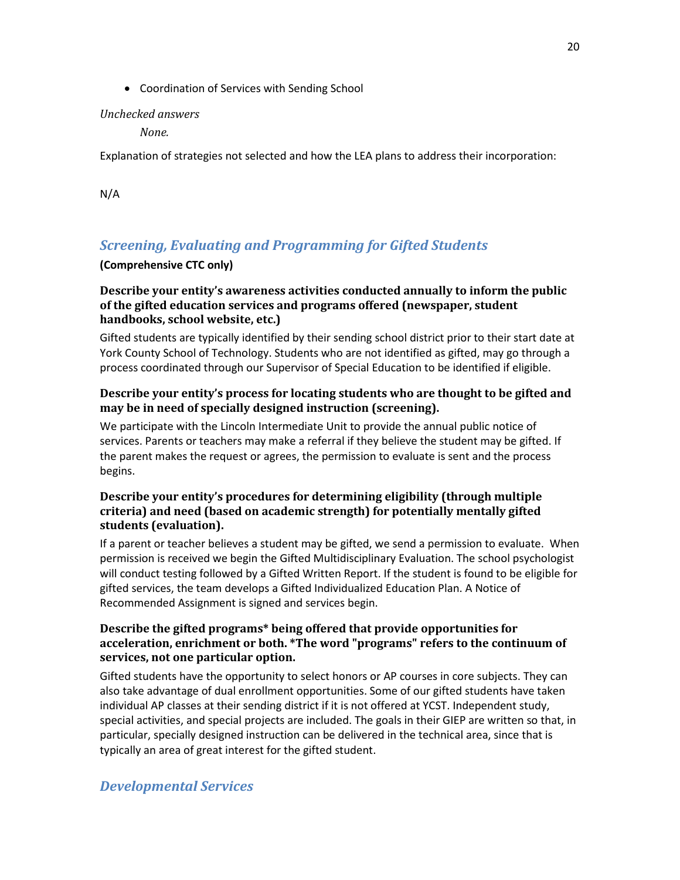- Coordination of Services with Sending School

*Unchecked answers*

*None.*

Explanation of strategies not selected and how the LEA plans to address their incorporation:

N/A

## *Screening, Evaluating and Programming for Gifted Students*

**(Comprehensive CTC only)**

### Describe your entity's awareness activities conducted annually to inform the public of the gifted education services and programs offered (newspaper, student handbooks, school website, etc.)

Gifted students are typically identified by their sending school district prior to their start date at York County School of Technology. Students who are not identified as gifted, may go through a process coordinated through our Supervisor of Special Education to be identified if eligible.

### Describe your entity's process for locating students who are thought to be gifted and may be in need of specially designed instruction (screening).

We participate with the Lincoln Intermediate Unit to provide the annual public notice of services. Parents or teachers may make a referral if they believe the student may be gifted. If the parent makes the request or agrees, the permission to evaluate is sent and the process begins.

### Describe your entity's procedures for determining eligibility (through multiple criteria) and need (based on academic strength) for potentially mentally gifted students (evaluation).

If a parent or teacher believes a student may be gifted, we send a permission to evaluate. When permission is received we begin the Gifted Multidisciplinary Evaluation. The school psychologist will conduct testing followed by a Gifted Written Report. If the student is found to be eligible for gifted services, the team develops a Gifted Individualized Education Plan. A Notice of Recommended Assignment is signed and services begin.

### Describe the gifted programs* being offered that provide opportunities for acceleration, enrichment or both. *The word "programs" refers to the continuum of services, not one particular option.

Gifted students have the opportunity to select honors or AP courses in core subjects. They can also take advantage of dual enrollment opportunities. Some of our gifted students have taken individual AP classes at their sending district if it is not offered at YCST. Independent study, special activities, and special projects are included. The goals in their GIEP are written so that, in particular, specially designed instruction can be delivered in the technical area, since that is typically an area of great interest for the gifted student.

## *Developmental Services*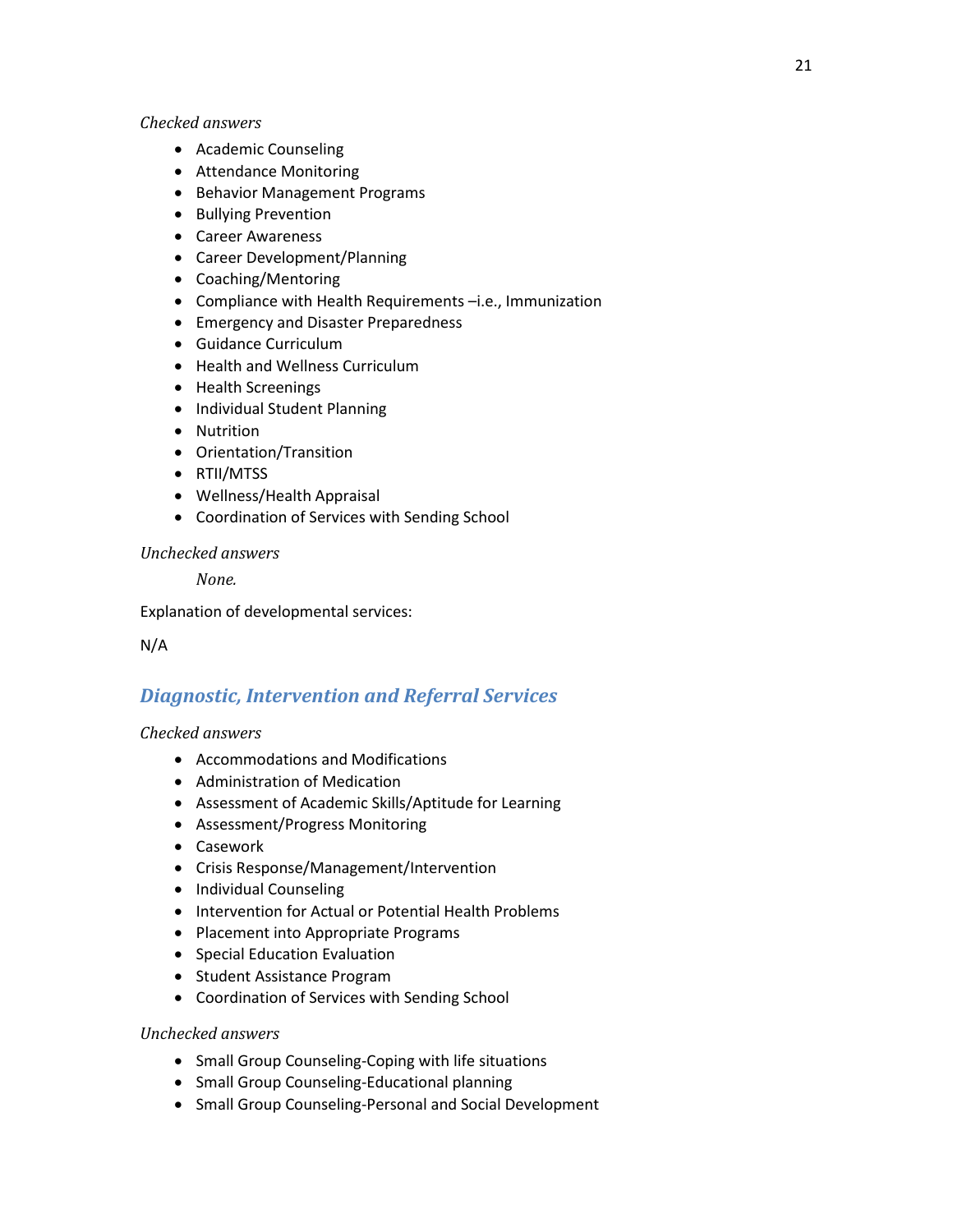*Checked answers*

- Academic Counseling
- Attendance Monitoring
- Behavior Management Programs
- Bullying Prevention
- Career Awareness
- Career Development/Planning
- Coaching/Mentoring
- Compliance with Health Requirements –i.e., Immunization
- Emergency and Disaster Preparedness
- Guidance Curriculum
- Health and Wellness Curriculum
- Health Screenings
- Individual Student Planning
- Nutrition
- Orientation/Transition
- RTII/MTSS
- Wellness/Health Appraisal
- Coordination of Services with Sending School

*Unchecked answers*

*None.*

Explanation of developmental services:

N/A

## *Diagnostic, Intervention and Referral Services*

*Checked answers*

- Accommodations and Modifications
- Administration of Medication
- Assessment of Academic Skills/Aptitude for Learning
- Assessment/Progress Monitoring
- Casework
- Crisis Response/Management/Intervention
- Individual Counseling
- Intervention for Actual or Potential Health Problems
- Placement into Appropriate Programs
- Special Education Evaluation
- Student Assistance Program
- Coordination of Services with Sending School

*Unchecked answers*

- Small Group Counseling-Coping with life situations
- Small Group Counseling-Educational planning
- Small Group Counseling-Personal and Social Development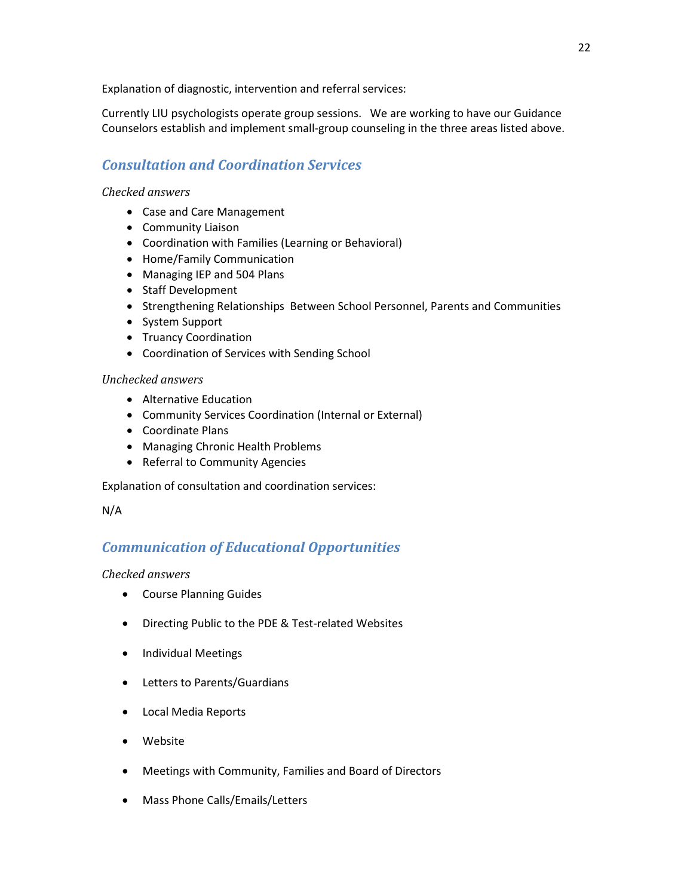Explanation of diagnostic, intervention and referral services:

Currently LIU psychologists operate group sessions. We are working to have our Guidance Counselors establish and implement small-group counseling in the three areas listed above.

## *Consultation and Coordination Services*

*Checked answers*

- Case and Care Management
- Community Liaison
- Coordination with Families (Learning or Behavioral)
- Home/Family Communication
- Managing IEP and 504 Plans
- Staff Development
- Strengthening Relationships Between School Personnel, Parents and Communities
- System Support
- Truancy Coordination
- Coordination of Services with Sending School

*Unchecked answers*

- Alternative Education
- Community Services Coordination (Internal or External)
- Coordinate Plans
- Managing Chronic Health Problems
- Referral to Community Agencies

Explanation of consultation and coordination services:

N/A

## *Communication of Educational Opportunities*

*Checked answers*

- Course Planning Guides
- Directing Public to the PDE & Test-related Websites
- Individual Meetings
- Letters to Parents/Guardians
- Local Media Reports
- Website
- Meetings with Community, Families and Board of Directors
- Mass Phone Calls/Emails/Letters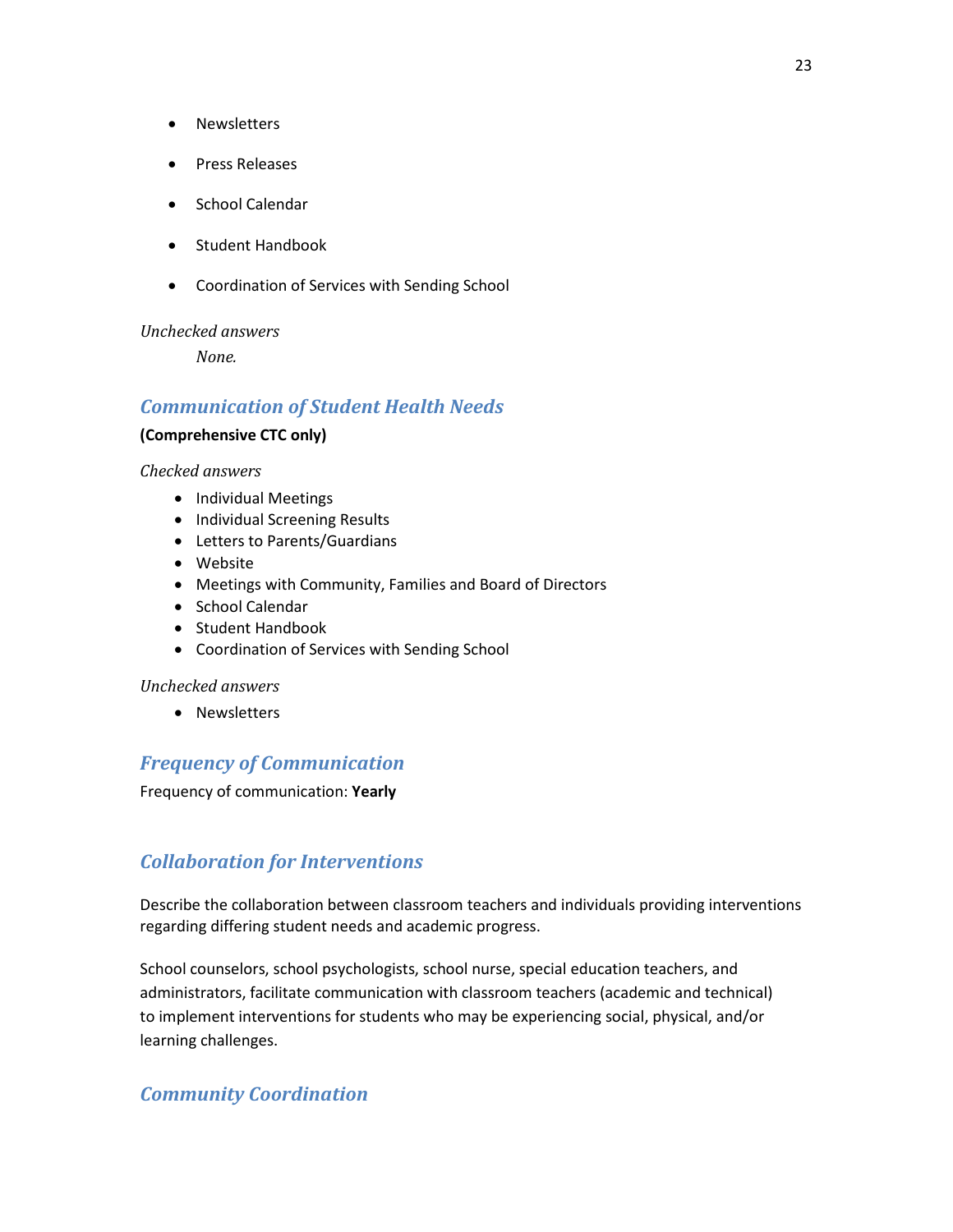- Newsletters
- Press Releases
- School Calendar
- Student Handbook
- Coordination of Services with Sending School

*Unchecked answers*

*None.*

## Communication of Student Health Needs

**(Comprehensive CTC only)**

*Checked answers*

- Individual Meetings
- Individual Screening Results
- Letters to Parents/Guardians
- Website
- Meetings with Community, Families and Board of Directors
- School Calendar
- Student Handbook
- Coordination of Services with Sending School

*Unchecked answers*

- Newsletters

## Frequency of Communication

Frequency of communication: **Yearly**

## Collaboration for Interventions

Describe the collaboration between classroom teachers and individuals providing interventions regarding differing student needs and academic progress.

School counselors, school psychologists, school nurse, special education teachers, and administrators, facilitate communication with classroom teachers (academic and technical) to implement interventions for students who may be experiencing social, physical, and/or learning challenges.

## Community Coordination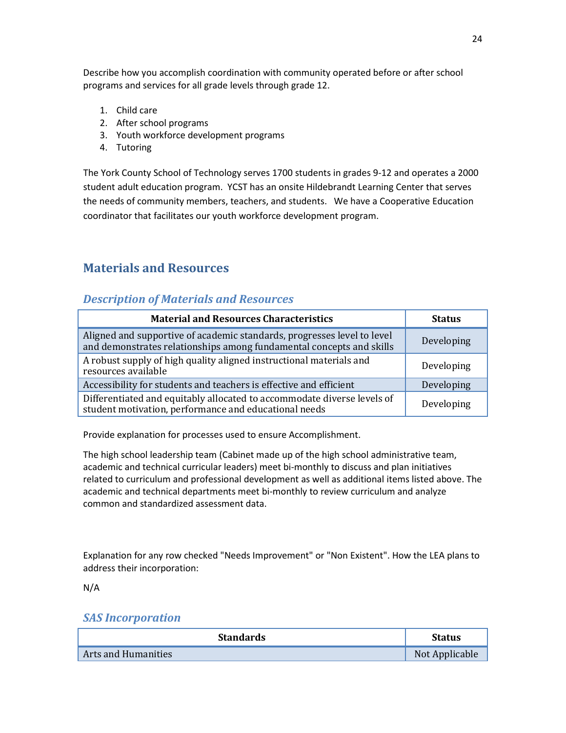Describe how you accomplish coordination with community operated before or after school programs and services for all grade levels through grade 12.

1. Child care
2. After school programs
3. Youth workforce development programs
4. Tutoring

The York County School of Technology serves 1700 students in grades 9-12 and operates a 2000 student adult education program. YCST has an onsite Hildebrandt Learning Center that serves the needs of community members, teachers, and students. We have a Cooperative Education coordinator that facilitates our youth workforce development program.

## Materials and Resources

### *Description of Materials and Resources*

| Material and Resources Characteristics | Status |
| --- | --- |
| Aligned and supportive of academic standards, progresses level to level and demonstrates relationships among fundamental concepts and skills | Developing |
| A robust supply of high quality aligned instructional materials and resources available | Developing |
| Accessibility for students and teachers is effective and efficient | Developing |
| Differentiated and equitably allocated to accommodate diverse levels of student motivation, performance and educational needs | Developing |

Provide explanation for processes used to ensure Accomplishment.

The high school leadership team (Cabinet made up of the high school administrative team, academic and technical curricular leaders) meet bi-monthly to discuss and plan initiatives related to curriculum and professional development as well as additional items listed above. The academic and technical departments meet bi-monthly to review curriculum and analyze common and standardized assessment data.

Explanation for any row checked "Needs Improvement" or "Non Existent". How the LEA plans to address their incorporation:

N/A

### *SAS Incorporation*

| Standards | Status |
| --- | --- |
| Arts and Humanities | Not Applicable |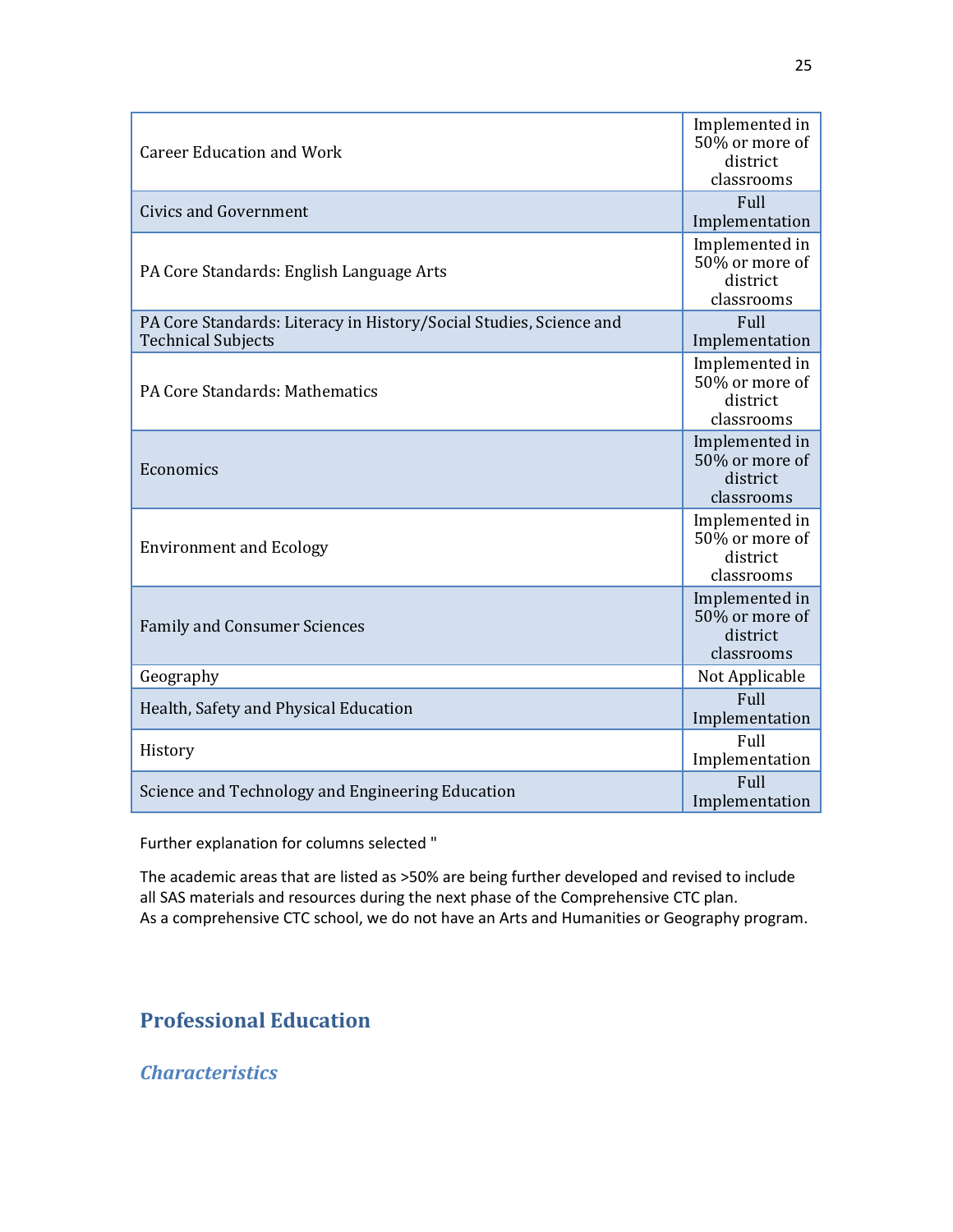| | |
|---|---|
| Career Education and Work | Implemented in 50% or more of district classrooms |
| Civics and Government | Full Implementation |
| PA Core Standards: English Language Arts | Implemented in 50% or more of district classrooms |
| PA Core Standards: Literacy in History/Social Studies, Science and Technical Subjects | Full Implementation |
| PA Core Standards: Mathematics | Implemented in 50% or more of district classrooms |
| Economics | Implemented in 50% or more of district classrooms |
| Environment and Ecology | Implemented in 50% or more of district classrooms |
| Family and Consumer Sciences | Implemented in 50% or more of district classrooms |
| Geography | Not Applicable |
| Health, Safety and Physical Education | Full Implementation |
| History | Full Implementation |
| Science and Technology and Engineering Education | Full Implementation |

Further explanation for columns selected "

The academic areas that are listed as >50% are being further developed and revised to include all SAS materials and resources during the next phase of the Comprehensive CTC plan.
As a comprehensive CTC school, we do not have an Arts and Humanities or Geography program.

## Professional Education

### *Characteristics*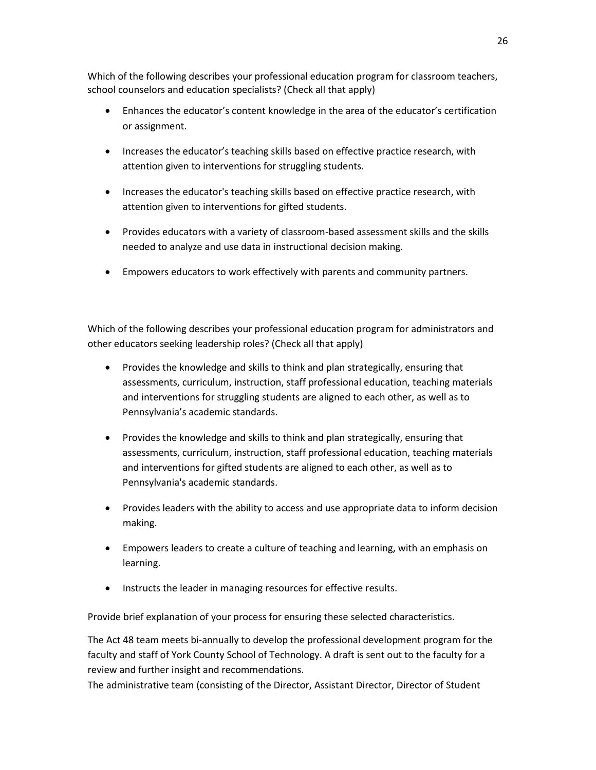Which of the following describes your professional education program for classroom teachers, school counselors and education specialists? (Check all that apply)

- Enhances the educator’s content knowledge in the area of the educator’s certification or assignment.
- Increases the educator’s teaching skills based on effective practice research, with attention given to interventions for struggling students.
- Increases the educator's teaching skills based on effective practice research, with attention given to interventions for gifted students.
- Provides educators with a variety of classroom-based assessment skills and the skills needed to analyze and use data in instructional decision making.
- Empowers educators to work effectively with parents and community partners.

Which of the following describes your professional education program for administrators and other educators seeking leadership roles? (Check all that apply)

- Provides the knowledge and skills to think and plan strategically, ensuring that assessments, curriculum, instruction, staff professional education, teaching materials and interventions for struggling students are aligned to each other, as well as to Pennsylvania’s academic standards.
- Provides the knowledge and skills to think and plan strategically, ensuring that assessments, curriculum, instruction, staff professional education, teaching materials and interventions for gifted students are aligned to each other, as well as to Pennsylvania's academic standards.
- Provides leaders with the ability to access and use appropriate data to inform decision making.
- Empowers leaders to create a culture of teaching and learning, with an emphasis on learning.
- Instructs the leader in managing resources for effective results.

Provide brief explanation of your process for ensuring these selected characteristics.

The Act 48 team meets bi-annually to develop the professional development program for the faculty and staff of York County School of Technology. A draft is sent out to the faculty for a review and further insight and recommendations.
The administrative team (consisting of the Director, Assistant Director, Director of Student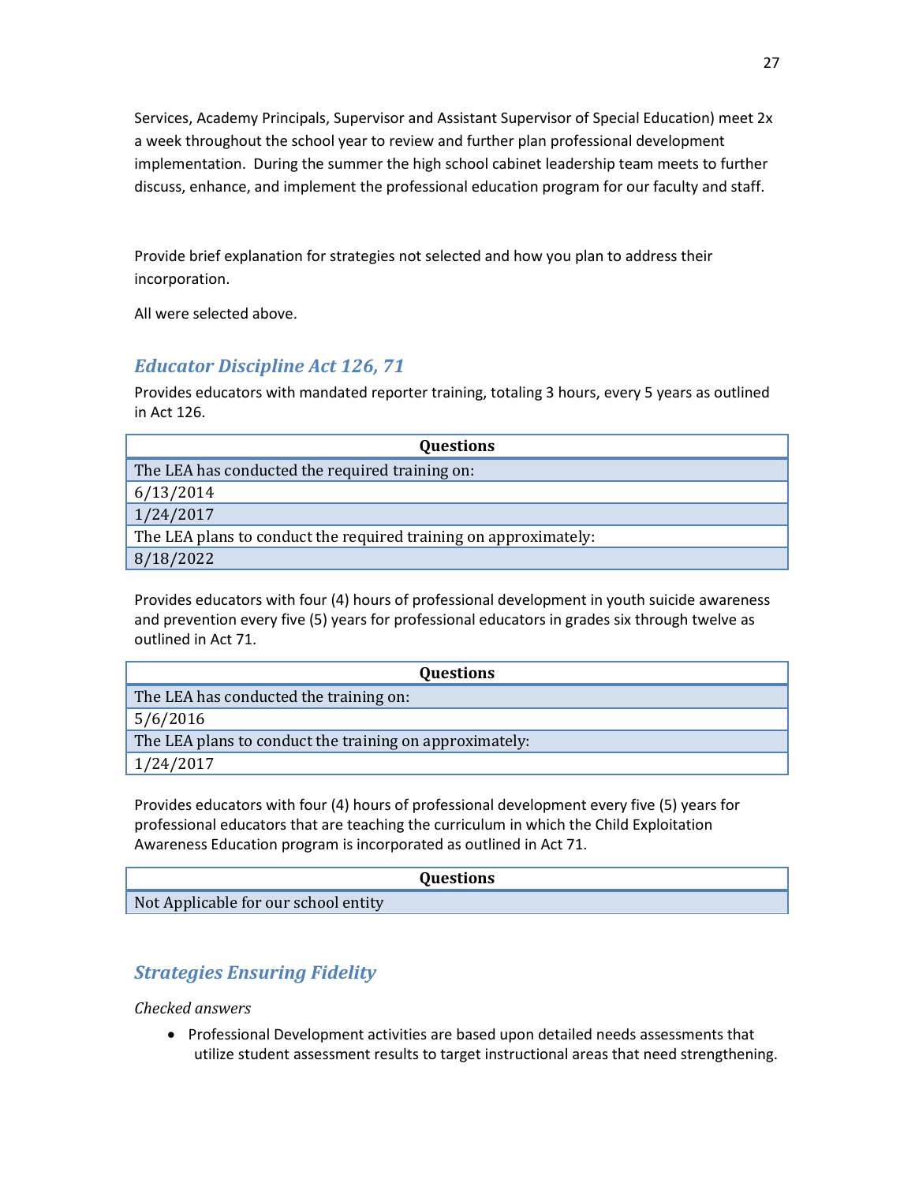Services, Academy Principals, Supervisor and Assistant Supervisor of Special Education) meet 2x a week throughout the school year to review and further plan professional development implementation. During the summer the high school cabinet leadership team meets to further discuss, enhance, and implement the professional education program for our faculty and staff.

Provide brief explanation for strategies not selected and how you plan to address their incorporation.

All were selected above.

## *Educator Discipline Act 126, 71*

Provides educators with mandated reporter training, totaling 3 hours, every 5 years as outlined in Act 126.

| Questions |
|---|
| The LEA has conducted the required training on: |
| 6/13/2014 |
| 1/24/2017 |
| The LEA plans to conduct the required training on approximately: |
| 8/18/2022 |

Provides educators with four (4) hours of professional development in youth suicide awareness and prevention every five (5) years for professional educators in grades six through twelve as outlined in Act 71.

| Questions |
|---|
| The LEA has conducted the training on: |
| 5/6/2016 |
| The LEA plans to conduct the training on approximately: |
| 1/24/2017 |

Provides educators with four (4) hours of professional development every five (5) years for professional educators that are teaching the curriculum in which the Child Exploitation Awareness Education program is incorporated as outlined in Act 71.

| Questions |
|---|
| Not Applicable for our school entity |

## *Strategies Ensuring Fidelity*

*Checked answers*

- Professional Development activities are based upon detailed needs assessments that utilize student assessment results to target instructional areas that need strengthening.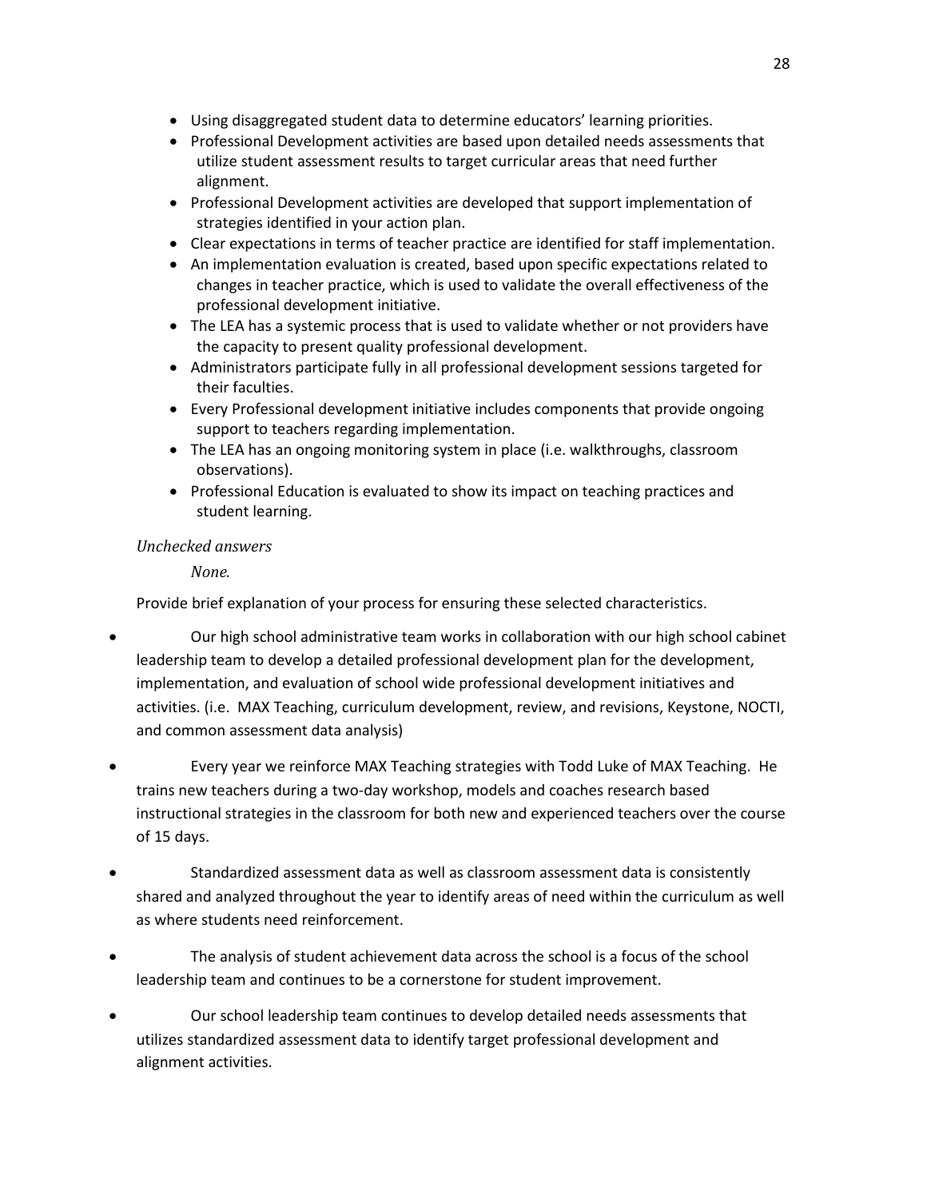- Using disaggregated student data to determine educators' learning priorities.
- Professional Development activities are based upon detailed needs assessments that utilize student assessment results to target curricular areas that need further alignment.
- Professional Development activities are developed that support implementation of strategies identified in your action plan.
- Clear expectations in terms of teacher practice are identified for staff implementation.
- An implementation evaluation is created, based upon specific expectations related to changes in teacher practice, which is used to validate the overall effectiveness of the professional development initiative.
- The LEA has a systemic process that is used to validate whether or not providers have the capacity to present quality professional development.
- Administrators participate fully in all professional development sessions targeted for their faculties.
- Every Professional development initiative includes components that provide ongoing support to teachers regarding implementation.
- The LEA has an ongoing monitoring system in place (i.e. walkthroughs, classroom observations).
- Professional Education is evaluated to show its impact on teaching practices and student learning.

*Unchecked answers*

*None.*

Provide brief explanation of your process for ensuring these selected characteristics.

- Our high school administrative team works in collaboration with our high school cabinet leadership team to develop a detailed professional development plan for the development, implementation, and evaluation of school wide professional development initiatives and activities. (i.e. MAX Teaching, curriculum development, review, and revisions, Keystone, NOCTI, and common assessment data analysis)

- Every year we reinforce MAX Teaching strategies with Todd Luke of MAX Teaching. He trains new teachers during a two-day workshop, models and coaches research based instructional strategies in the classroom for both new and experienced teachers over the course of 15 days.

- Standardized assessment data as well as classroom assessment data is consistently shared and analyzed throughout the year to identify areas of need within the curriculum as well as where students need reinforcement.

- The analysis of student achievement data across the school is a focus of the school leadership team and continues to be a cornerstone for student improvement.

- Our school leadership team continues to develop detailed needs assessments that utilizes standardized assessment data to identify target professional development and alignment activities.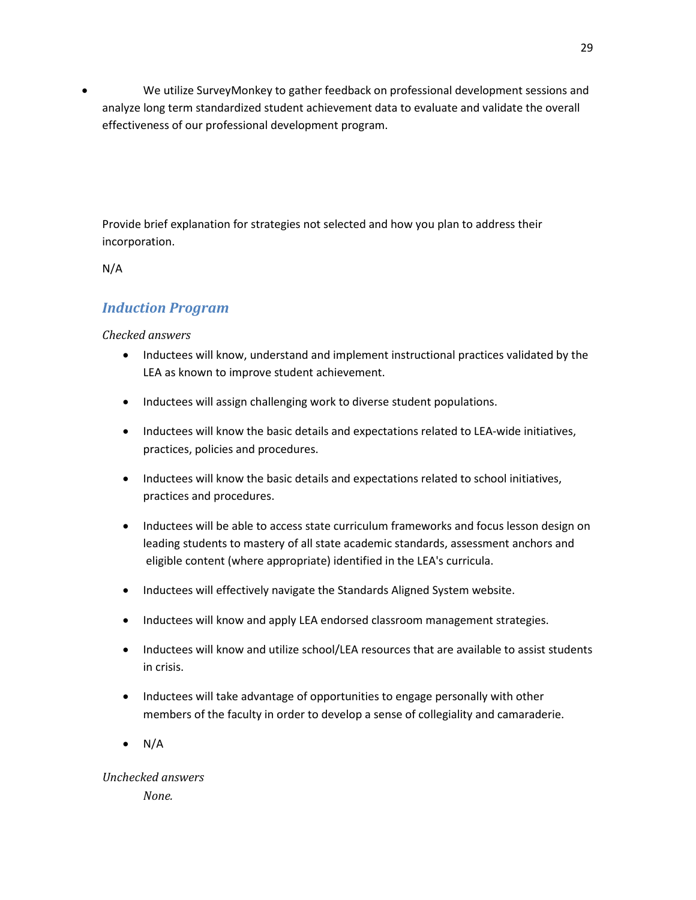- We utilize SurveyMonkey to gather feedback on professional development sessions and analyze long term standardized student achievement data to evaluate and validate the overall effectiveness of our professional development program.

Provide brief explanation for strategies not selected and how you plan to address their incorporation.

N/A

## *Induction Program*

*Checked answers*

- Inductees will know, understand and implement instructional practices validated by the LEA as known to improve student achievement.
- Inductees will assign challenging work to diverse student populations.
- Inductees will know the basic details and expectations related to LEA-wide initiatives, practices, policies and procedures.
- Inductees will know the basic details and expectations related to school initiatives, practices and procedures.
- Inductees will be able to access state curriculum frameworks and focus lesson design on leading students to mastery of all state academic standards, assessment anchors and eligible content (where appropriate) identified in the LEA's curricula.
- Inductees will effectively navigate the Standards Aligned System website.
- Inductees will know and apply LEA endorsed classroom management strategies.
- Inductees will know and utilize school/LEA resources that are available to assist students in crisis.
- Inductees will take advantage of opportunities to engage personally with other members of the faculty in order to develop a sense of collegiality and camaraderie.
- N/A

*Unchecked answers*

*None.*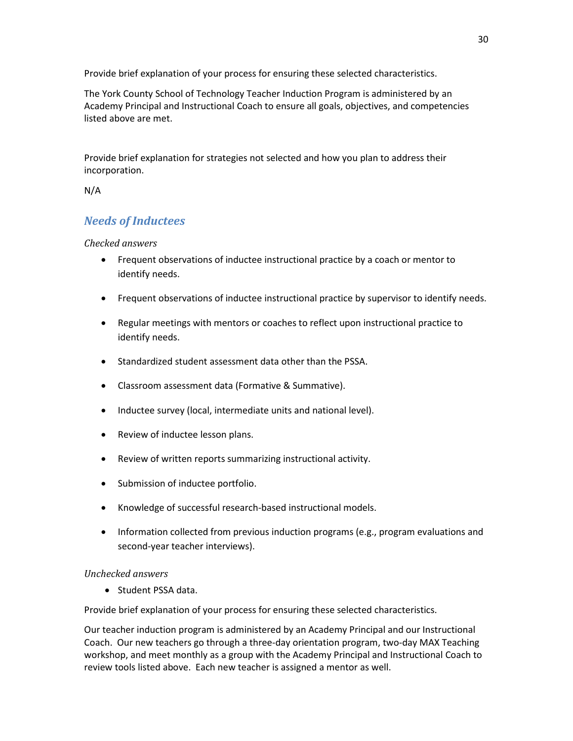Provide brief explanation of your process for ensuring these selected characteristics.

The York County School of Technology Teacher Induction Program is administered by an Academy Principal and Instructional Coach to ensure all goals, objectives, and competencies listed above are met.

Provide brief explanation for strategies not selected and how you plan to address their incorporation.

N/A

## *Needs of Inductees*

*Checked answers*

- Frequent observations of inductee instructional practice by a coach or mentor to identify needs.
- Frequent observations of inductee instructional practice by supervisor to identify needs.
- Regular meetings with mentors or coaches to reflect upon instructional practice to identify needs.
- Standardized student assessment data other than the PSSA.
- Classroom assessment data (Formative & Summative).
- Inductee survey (local, intermediate units and national level).
- Review of inductee lesson plans.
- Review of written reports summarizing instructional activity.
- Submission of inductee portfolio.
- Knowledge of successful research-based instructional models.
- Information collected from previous induction programs (e.g., program evaluations and second-year teacher interviews).

*Unchecked answers*

- Student PSSA data.

Provide brief explanation of your process for ensuring these selected characteristics.

Our teacher induction program is administered by an Academy Principal and our Instructional Coach. Our new teachers go through a three-day orientation program, two-day MAX Teaching workshop, and meet monthly as a group with the Academy Principal and Instructional Coach to review tools listed above. Each new teacher is assigned a mentor as well.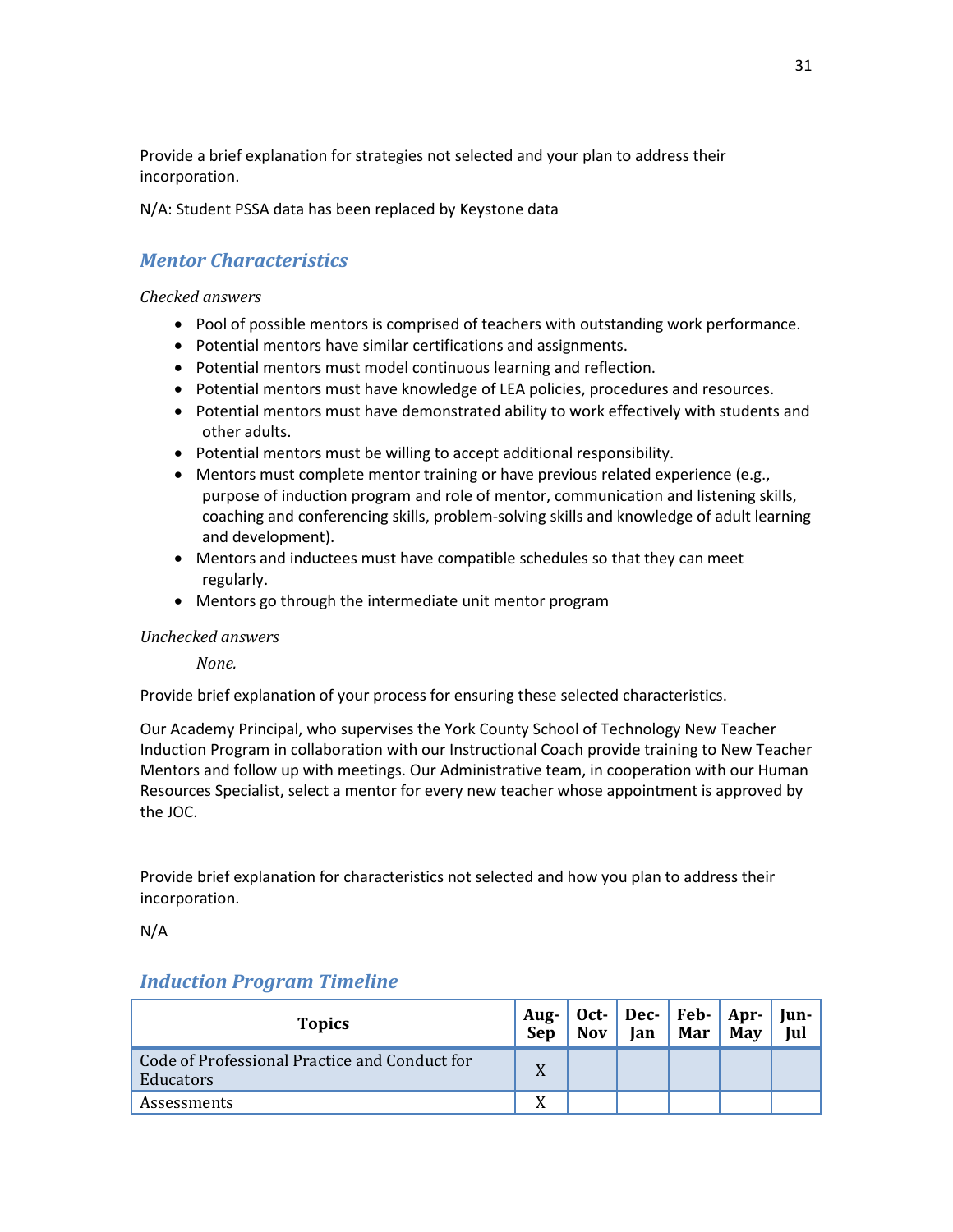Provide a brief explanation for strategies not selected and your plan to address their incorporation.

N/A: Student PSSA data has been replaced by Keystone data

## Mentor Characteristics

*Checked answers*

- Pool of possible mentors is comprised of teachers with outstanding work performance.
- Potential mentors have similar certifications and assignments.
- Potential mentors must model continuous learning and reflection.
- Potential mentors must have knowledge of LEA policies, procedures and resources.
- Potential mentors must have demonstrated ability to work effectively with students and other adults.
- Potential mentors must be willing to accept additional responsibility.
- Mentors must complete mentor training or have previous related experience (e.g., purpose of induction program and role of mentor, communication and listening skills, coaching and conferencing skills, problem-solving skills and knowledge of adult learning and development).
- Mentors and inductees must have compatible schedules so that they can meet regularly.
- Mentors go through the intermediate unit mentor program

*Unchecked answers*

*None.*

Provide brief explanation of your process for ensuring these selected characteristics.

Our Academy Principal, who supervises the York County School of Technology New Teacher Induction Program in collaboration with our Instructional Coach provide training to New Teacher Mentors and follow up with meetings. Our Administrative team, in cooperation with our Human Resources Specialist, select a mentor for every new teacher whose appointment is approved by the JOC.

Provide brief explanation for characteristics not selected and how you plan to address their incorporation.

N/A

## Induction Program Timeline

| Topics | Aug-Sep | Oct-Nov | Dec-Jan | Feb-Mar | Apr-May | Jun-Jul |
|---|---|---|---|---|---|---|
| Code of Professional Practice and Conduct for Educators | X | | | | | |
| Assessments | X | | | | | |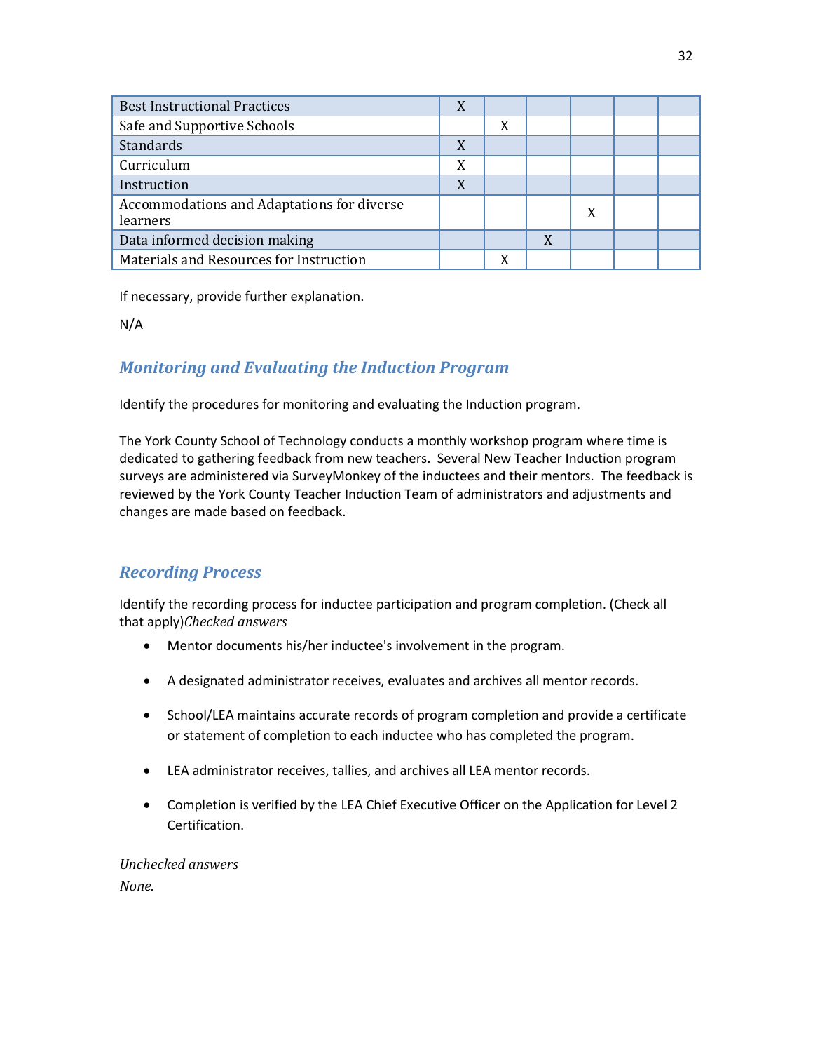| | | | | | | |
|---|---|---|---|---|---|---|
| Best Instructional Practices | X | | | | | |
| Safe and Supportive Schools | | X | | | | |
| Standards | X | | | | | |
| Curriculum | X | | | | | |
| Instruction | X | | | | | |
| Accommodations and Adaptations for diverse learners | | | | X | | |
| Data informed decision making | | | X | | | |
| Materials and Resources for Instruction | | X | | | | |

If necessary, provide further explanation.

N/A

## Monitoring and Evaluating the Induction Program

Identify the procedures for monitoring and evaluating the Induction program.

The York County School of Technology conducts a monthly workshop program where time is dedicated to gathering feedback from new teachers. Several New Teacher Induction program surveys are administered via SurveyMonkey of the inductees and their mentors. The feedback is reviewed by the York County Teacher Induction Team of administrators and adjustments and changes are made based on feedback.

## Recording Process

Identify the recording process for inductee participation and program completion. (Check all that apply)*Checked answers*

- Mentor documents his/her inductee's involvement in the program.
- A designated administrator receives, evaluates and archives all mentor records.
- School/LEA maintains accurate records of program completion and provide a certificate or statement of completion to each inductee who has completed the program.
- LEA administrator receives, tallies, and archives all LEA mentor records.
- Completion is verified by the LEA Chief Executive Officer on the Application for Level 2 Certification.

*Unchecked answers*

*None.*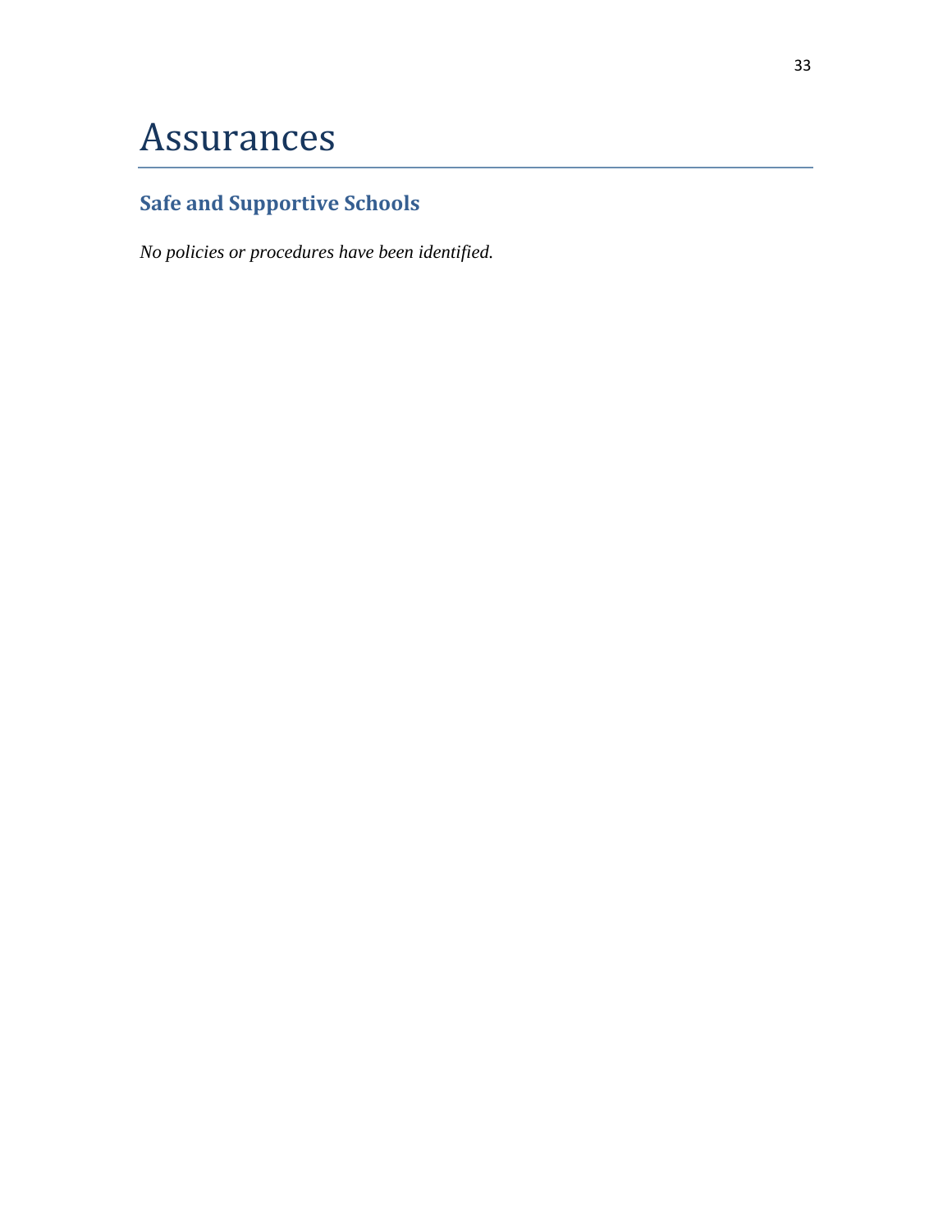# Assurances

## Safe and Supportive Schools

*No policies or procedures have been identified.*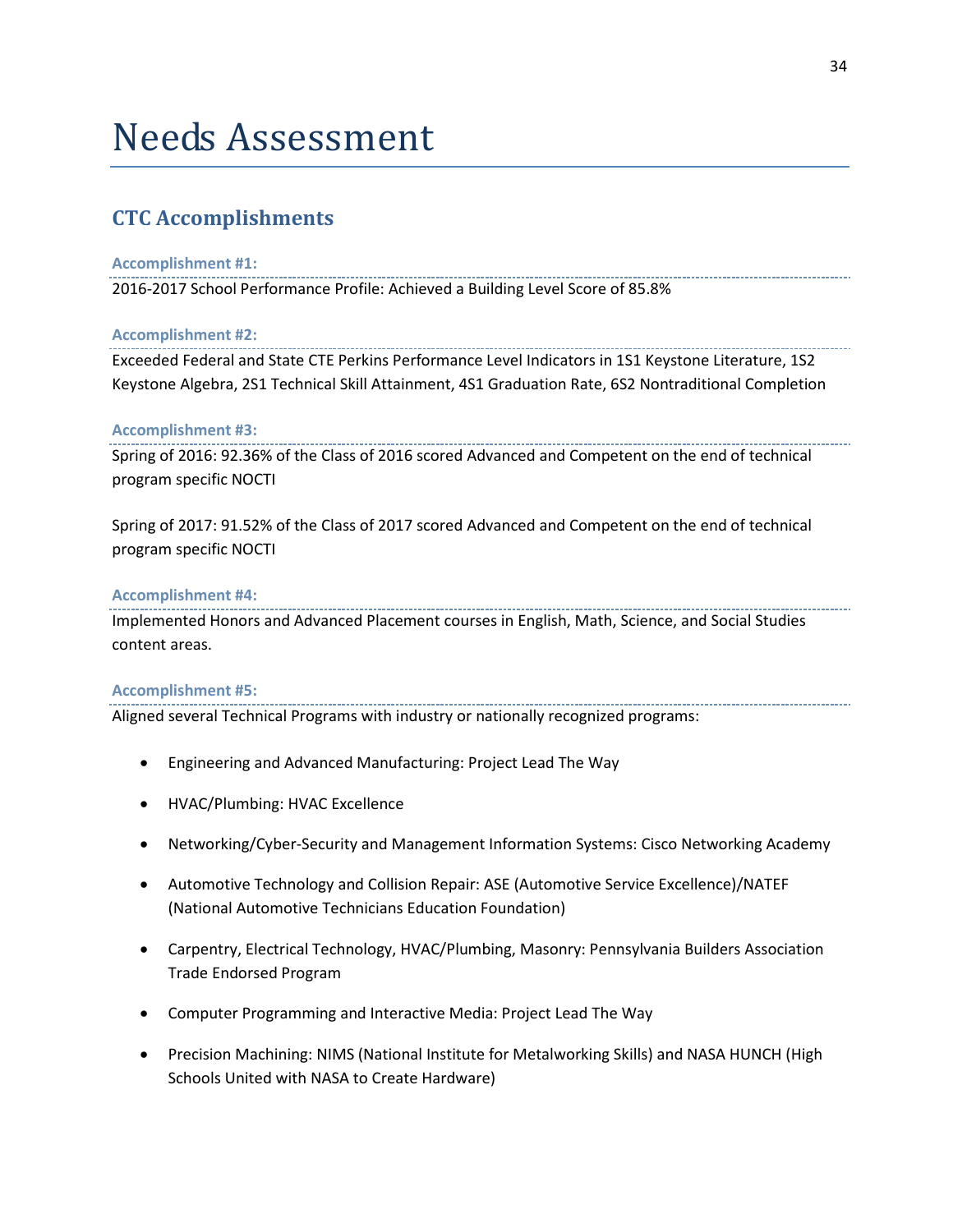# Needs Assessment

## CTC Accomplishments

### Accomplishment #1:

2016-2017 School Performance Profile: Achieved a Building Level Score of 85.8%

### Accomplishment #2:

Exceeded Federal and State CTE Perkins Performance Level Indicators in 1S1 Keystone Literature, 1S2 Keystone Algebra, 2S1 Technical Skill Attainment, 4S1 Graduation Rate, 6S2 Nontraditional Completion

### Accomplishment #3:

Spring of 2016: 92.36% of the Class of 2016 scored Advanced and Competent on the end of technical program specific NOCTI

Spring of 2017: 91.52% of the Class of 2017 scored Advanced and Competent on the end of technical program specific NOCTI

### Accomplishment #4:

Implemented Honors and Advanced Placement courses in English, Math, Science, and Social Studies content areas.

### Accomplishment #5:

Aligned several Technical Programs with industry or nationally recognized programs:

- Engineering and Advanced Manufacturing: Project Lead The Way
- HVAC/Plumbing: HVAC Excellence
- Networking/Cyber-Security and Management Information Systems: Cisco Networking Academy
- Automotive Technology and Collision Repair: ASE (Automotive Service Excellence)/NATEF (National Automotive Technicians Education Foundation)
- Carpentry, Electrical Technology, HVAC/Plumbing, Masonry: Pennsylvania Builders Association Trade Endorsed Program
- Computer Programming and Interactive Media: Project Lead The Way
- Precision Machining: NIMS (National Institute for Metalworking Skills) and NASA HUNCH (High Schools United with NASA to Create Hardware)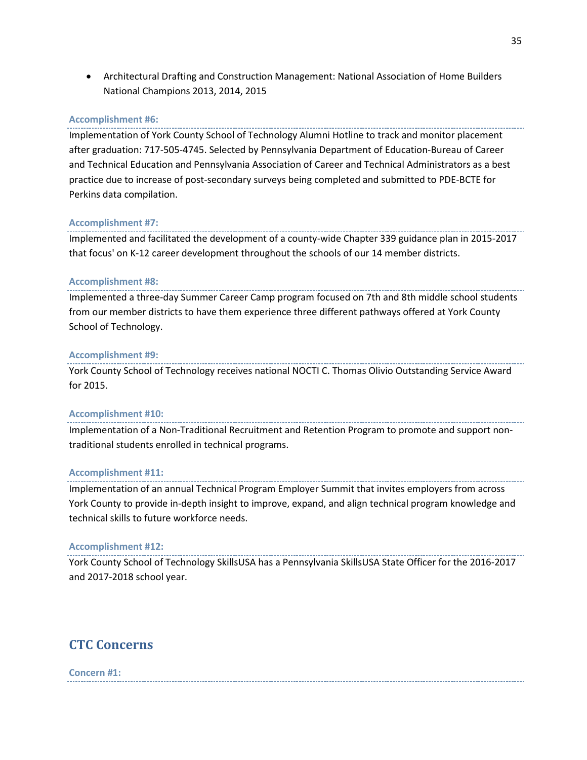- Architectural Drafting and Construction Management: National Association of Home Builders National Champions 2013, 2014, 2015

#### Accomplishment #6:

Implementation of York County School of Technology Alumni Hotline to track and monitor placement after graduation: 717-505-4745. Selected by Pennsylvania Department of Education-Bureau of Career and Technical Education and Pennsylvania Association of Career and Technical Administrators as a best practice due to increase of post-secondary surveys being completed and submitted to PDE-BCTE for Perkins data compilation.

#### Accomplishment #7:

Implemented and facilitated the development of a county-wide Chapter 339 guidance plan in 2015-2017 that focus' on K-12 career development throughout the schools of our 14 member districts.

#### Accomplishment #8:

Implemented a three-day Summer Career Camp program focused on 7th and 8th middle school students from our member districts to have them experience three different pathways offered at York County School of Technology.

#### Accomplishment #9:

York County School of Technology receives national NOCTI C. Thomas Olivio Outstanding Service Award for 2015.

#### Accomplishment #10:

Implementation of a Non-Traditional Recruitment and Retention Program to promote and support non-traditional students enrolled in technical programs.

#### Accomplishment #11:

Implementation of an annual Technical Program Employer Summit that invites employers from across York County to provide in-depth insight to improve, expand, and align technical program knowledge and technical skills to future workforce needs.

#### Accomplishment #12:

York County School of Technology SkillsUSA has a Pennsylvania SkillsUSA State Officer for the 2016-2017 and 2017-2018 school year.

## CTC Concerns

#### Concern #1: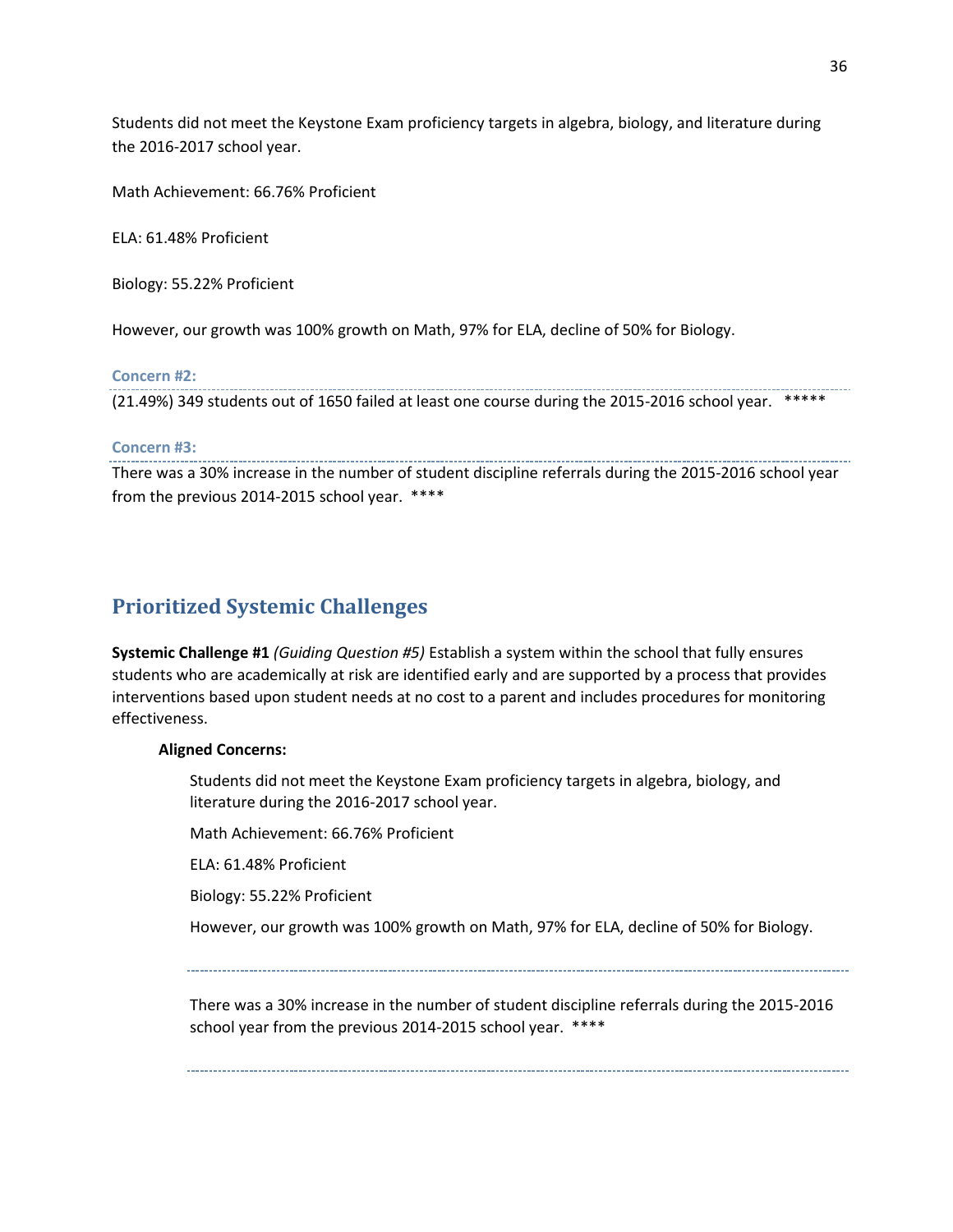Students did not meet the Keystone Exam proficiency targets in algebra, biology, and literature during the 2016-2017 school year.

Math Achievement: 66.76% Proficient

ELA: 61.48% Proficient

Biology: 55.22% Proficient

However, our growth was 100% growth on Math, 97% for ELA, decline of 50% for Biology.

#### Concern #2:

(21.49%) 349 students out of 1650 failed at least one course during the 2015-2016 school year. *****

#### Concern #3:

There was a 30% increase in the number of student discipline referrals during the 2015-2016 school year from the previous 2014-2015 school year. ****

## Prioritized Systemic Challenges

**Systemic Challenge #1** *(Guiding Question #5)* Establish a system within the school that fully ensures students who are academically at risk are identified early and are supported by a process that provides interventions based upon student needs at no cost to a parent and includes procedures for monitoring effectiveness.

**Aligned Concerns:**

Students did not meet the Keystone Exam proficiency targets in algebra, biology, and literature during the 2016-2017 school year.

Math Achievement: 66.76% Proficient

ELA: 61.48% Proficient

Biology: 55.22% Proficient

However, our growth was 100% growth on Math, 97% for ELA, decline of 50% for Biology.

---

There was a 30% increase in the number of student discipline referrals during the 2015-2016 school year from the previous 2014-2015 school year. ****

---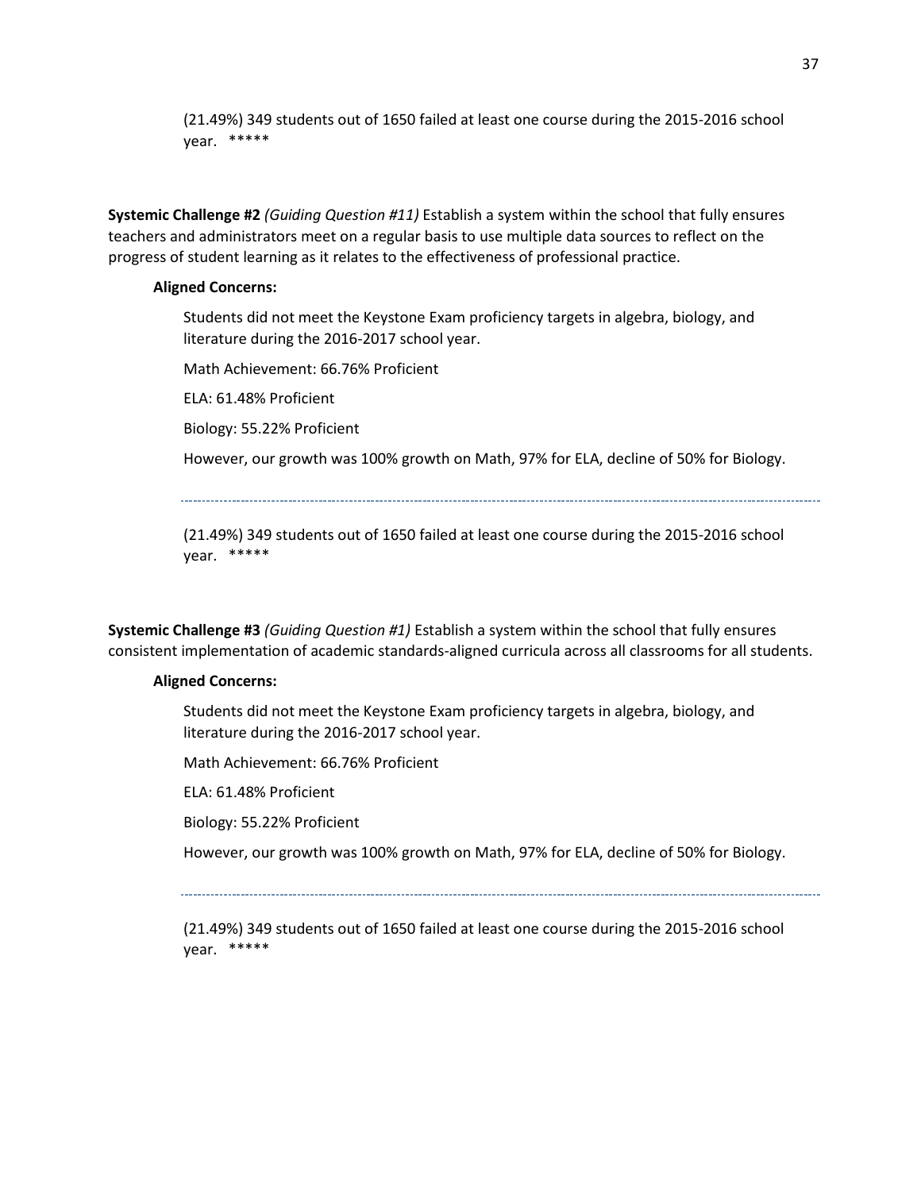(21.49%) 349 students out of 1650 failed at least one course during the 2015-2016 school year. *****

**Systemic Challenge #2** *(Guiding Question #11)* Establish a system within the school that fully ensures teachers and administrators meet on a regular basis to use multiple data sources to reflect on the progress of student learning as it relates to the effectiveness of professional practice.

**Aligned Concerns:**

Students did not meet the Keystone Exam proficiency targets in algebra, biology, and literature during the 2016-2017 school year.

Math Achievement: 66.76% Proficient

ELA: 61.48% Proficient

Biology: 55.22% Proficient

However, our growth was 100% growth on Math, 97% for ELA, decline of 50% for Biology.

---

(21.49%) 349 students out of 1650 failed at least one course during the 2015-2016 school year. *****

**Systemic Challenge #3** *(Guiding Question #1)* Establish a system within the school that fully ensures consistent implementation of academic standards-aligned curricula across all classrooms for all students.

**Aligned Concerns:**

Students did not meet the Keystone Exam proficiency targets in algebra, biology, and literature during the 2016-2017 school year.

Math Achievement: 66.76% Proficient

ELA: 61.48% Proficient

Biology: 55.22% Proficient

However, our growth was 100% growth on Math, 97% for ELA, decline of 50% for Biology.

---

(21.49%) 349 students out of 1650 failed at least one course during the 2015-2016 school year. *****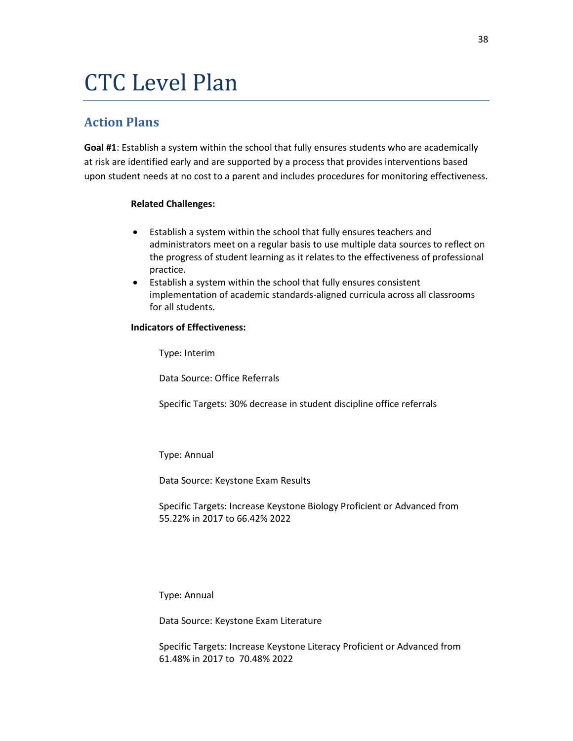# CTC Level Plan

## Action Plans

**Goal #1**: Establish a system within the school that fully ensures students who are academically at risk are identified early and are supported by a process that provides interventions based upon student needs at no cost to a parent and includes procedures for monitoring effectiveness.

**Related Challenges:**

- Establish a system within the school that fully ensures teachers and administrators meet on a regular basis to use multiple data sources to reflect on the progress of student learning as it relates to the effectiveness of professional practice.
- Establish a system within the school that fully ensures consistent implementation of academic standards-aligned curricula across all classrooms for all students.

**Indicators of Effectiveness:**

Type: Interim

Data Source: Office Referrals

Specific Targets: 30% decrease in student discipline office referrals

Type: Annual

Data Source: Keystone Exam Results

Specific Targets: Increase Keystone Biology Proficient or Advanced from 55.22% in 2017 to 66.42% 2022

Type: Annual

Data Source: Keystone Exam Literature

Specific Targets: Increase Keystone Literacy Proficient or Advanced from 61.48% in 2017 to 70.48% 2022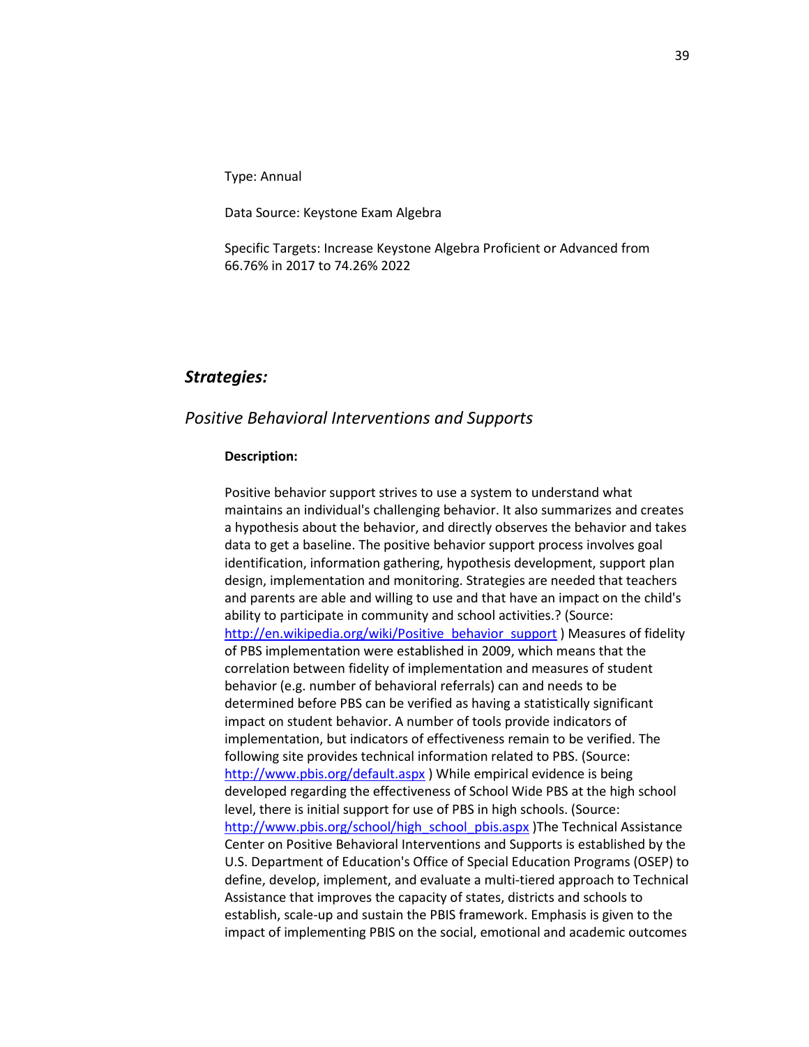Type: Annual

Data Source: Keystone Exam Algebra

Specific Targets: Increase Keystone Algebra Proficient or Advanced from 66.76% in 2017 to 74.26% 2022

## *Strategies:*

### *Positive Behavioral Interventions and Supports*

**Description:**

Positive behavior support strives to use a system to understand what maintains an individual's challenging behavior. It also summarizes and creates a hypothesis about the behavior, and directly observes the behavior and takes data to get a baseline. The positive behavior support process involves goal identification, information gathering, hypothesis development, support plan design, implementation and monitoring. Strategies are needed that teachers and parents are able and willing to use and that have an impact on the child's ability to participate in community and school activities.? (Source: [http://en.wikipedia.org/wiki/Positive_behavior_support](http://en.wikipedia.org/wiki/Positive_behavior_support) ) Measures of fidelity of PBS implementation were established in 2009, which means that the correlation between fidelity of implementation and measures of student behavior (e.g. number of behavioral referrals) can and needs to be determined before PBS can be verified as having a statistically significant impact on student behavior. A number of tools provide indicators of implementation, but indicators of effectiveness remain to be verified. The following site provides technical information related to PBS. (Source: [http://www.pbis.org/default.aspx](http://www.pbis.org/default.aspx) ) While empirical evidence is being developed regarding the effectiveness of School Wide PBS at the high school level, there is initial support for use of PBS in high schools. (Source: [http://www.pbis.org/school/high_school_pbis.aspx](http://www.pbis.org/school/high_school_pbis.aspx) )The Technical Assistance Center on Positive Behavioral Interventions and Supports is established by the U.S. Department of Education's Office of Special Education Programs (OSEP) to define, develop, implement, and evaluate a multi-tiered approach to Technical Assistance that improves the capacity of states, districts and schools to establish, scale-up and sustain the PBIS framework. Emphasis is given to the impact of implementing PBIS on the social, emotional and academic outcomes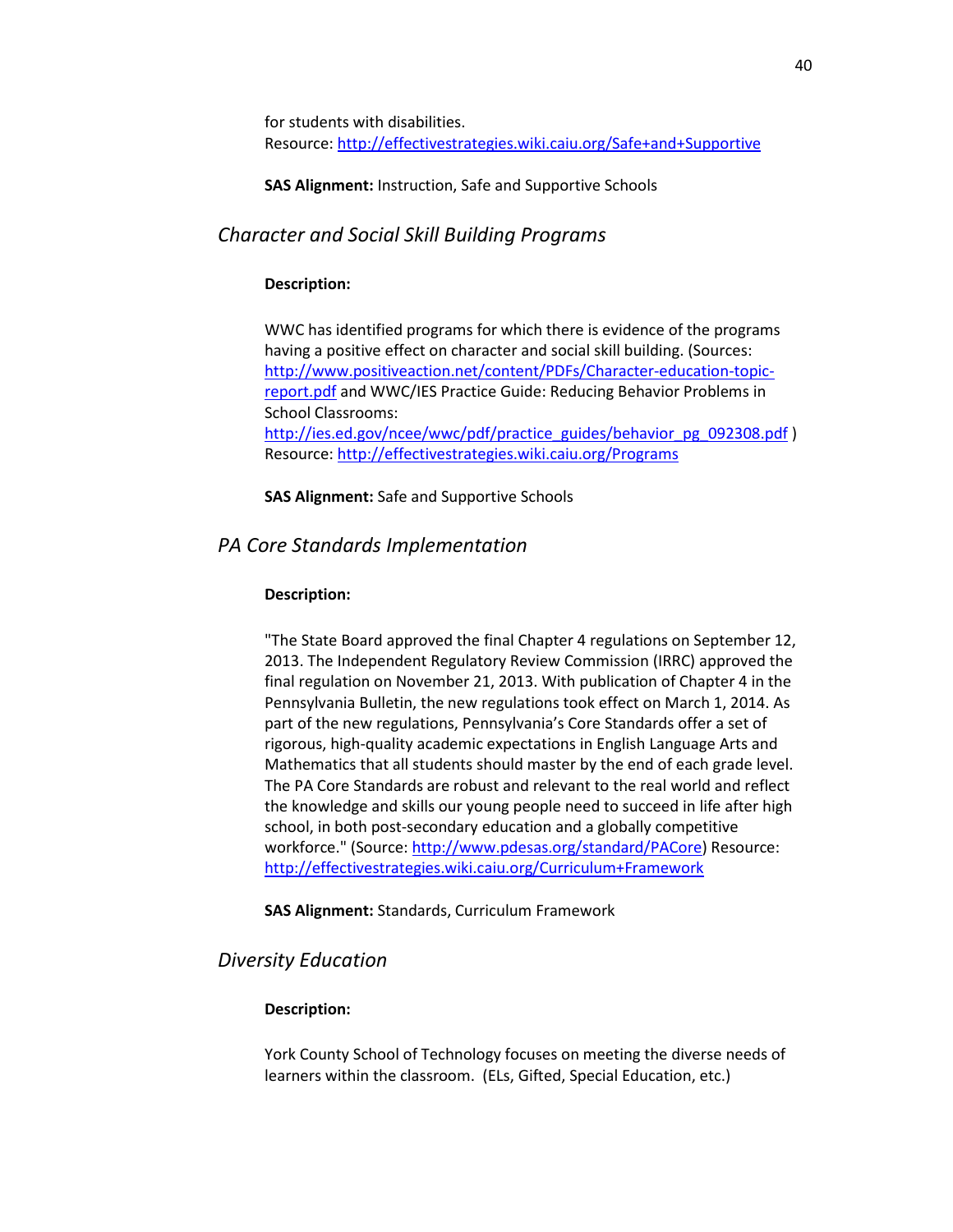for students with disabilities.
Resource: http://effectivestrategies.wiki.caiu.org/Safe+and+Supportive

**SAS Alignment:** Instruction, Safe and Supportive Schools

### *Character and Social Skill Building Programs*

**Description:**

WWC has identified programs for which there is evidence of the programs having a positive effect on character and social skill building. (Sources: http://www.positiveaction.net/content/PDFs/Character-education-topic-report.pdf and WWC/IES Practice Guide: Reducing Behavior Problems in School Classrooms: http://ies.ed.gov/ncee/wwc/pdf/practice_guides/behavior_pg_092308.pdf )
Resource: http://effectivestrategies.wiki.caiu.org/Programs

**SAS Alignment:** Safe and Supportive Schools

### *PA Core Standards Implementation*

**Description:**

"The State Board approved the final Chapter 4 regulations on September 12, 2013. The Independent Regulatory Review Commission (IRRC) approved the final regulation on November 21, 2013. With publication of Chapter 4 in the Pennsylvania Bulletin, the new regulations took effect on March 1, 2014. As part of the new regulations, Pennsylvania's Core Standards offer a set of rigorous, high-quality academic expectations in English Language Arts and Mathematics that all students should master by the end of each grade level. The PA Core Standards are robust and relevant to the real world and reflect the knowledge and skills our young people need to succeed in life after high school, in both post-secondary education and a globally competitive workforce." (Source: http://www.pdesas.org/standard/PACore) Resource: http://effectivestrategies.wiki.caiu.org/Curriculum+Framework

**SAS Alignment:** Standards, Curriculum Framework

### *Diversity Education*

**Description:**

York County School of Technology focuses on meeting the diverse needs of learners within the classroom. (ELs, Gifted, Special Education, etc.)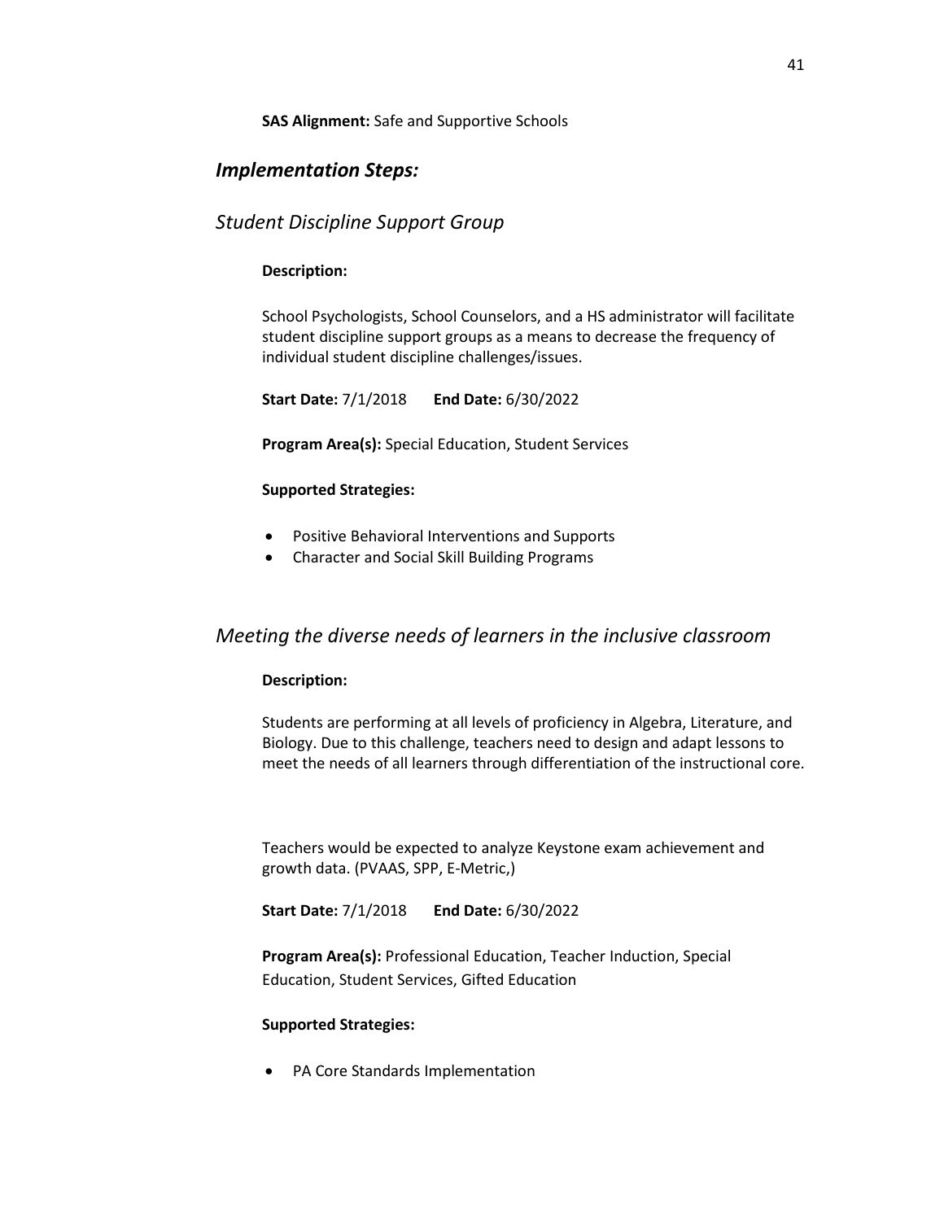**SAS Alignment:** Safe and Supportive Schools

## *Implementation Steps:*

### *Student Discipline Support Group*

**Description:**

School Psychologists, School Counselors, and a HS administrator will facilitate student discipline support groups as a means to decrease the frequency of individual student discipline challenges/issues.

**Start Date:** 7/1/2018 **End Date:** 6/30/2022

**Program Area(s):** Special Education, Student Services

**Supported Strategies:**

- Positive Behavioral Interventions and Supports
- Character and Social Skill Building Programs

### *Meeting the diverse needs of learners in the inclusive classroom*

**Description:**

Students are performing at all levels of proficiency in Algebra, Literature, and Biology. Due to this challenge, teachers need to design and adapt lessons to meet the needs of all learners through differentiation of the instructional core.

Teachers would be expected to analyze Keystone exam achievement and growth data. (PVAAS, SPP, E-Metric,)

**Start Date:** 7/1/2018 **End Date:** 6/30/2022

**Program Area(s):** Professional Education, Teacher Induction, Special Education, Student Services, Gifted Education

**Supported Strategies:**

- PA Core Standards Implementation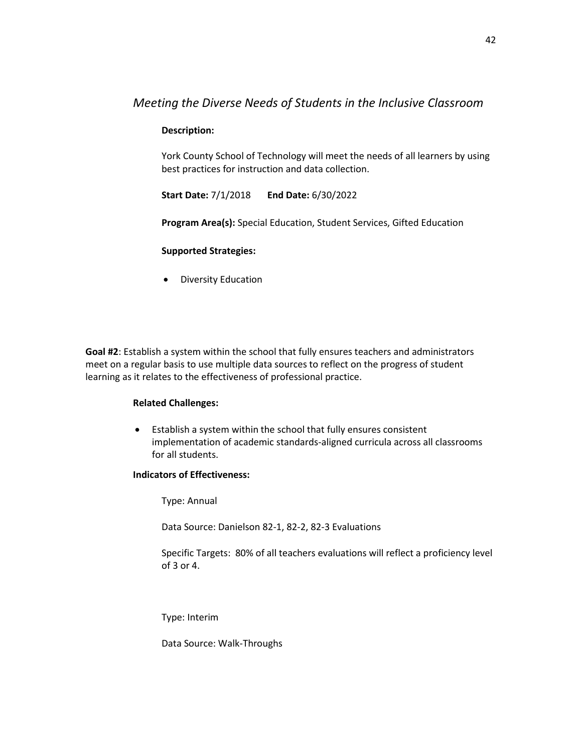*Meeting the Diverse Needs of Students in the Inclusive Classroom*

**Description:**

York County School of Technology will meet the needs of all learners by using best practices for instruction and data collection.

**Start Date:** 7/1/2018 **End Date:** 6/30/2022

**Program Area(s):** Special Education, Student Services, Gifted Education

**Supported Strategies:**

- Diversity Education

**Goal #2**: Establish a system within the school that fully ensures teachers and administrators meet on a regular basis to use multiple data sources to reflect on the progress of student learning as it relates to the effectiveness of professional practice.

**Related Challenges:**

- Establish a system within the school that fully ensures consistent implementation of academic standards-aligned curricula across all classrooms for all students.

**Indicators of Effectiveness:**

Type: Annual

Data Source: Danielson 82-1, 82-2, 82-3 Evaluations

Specific Targets: 80% of all teachers evaluations will reflect a proficiency level of 3 or 4.

Type: Interim

Data Source: Walk-Throughs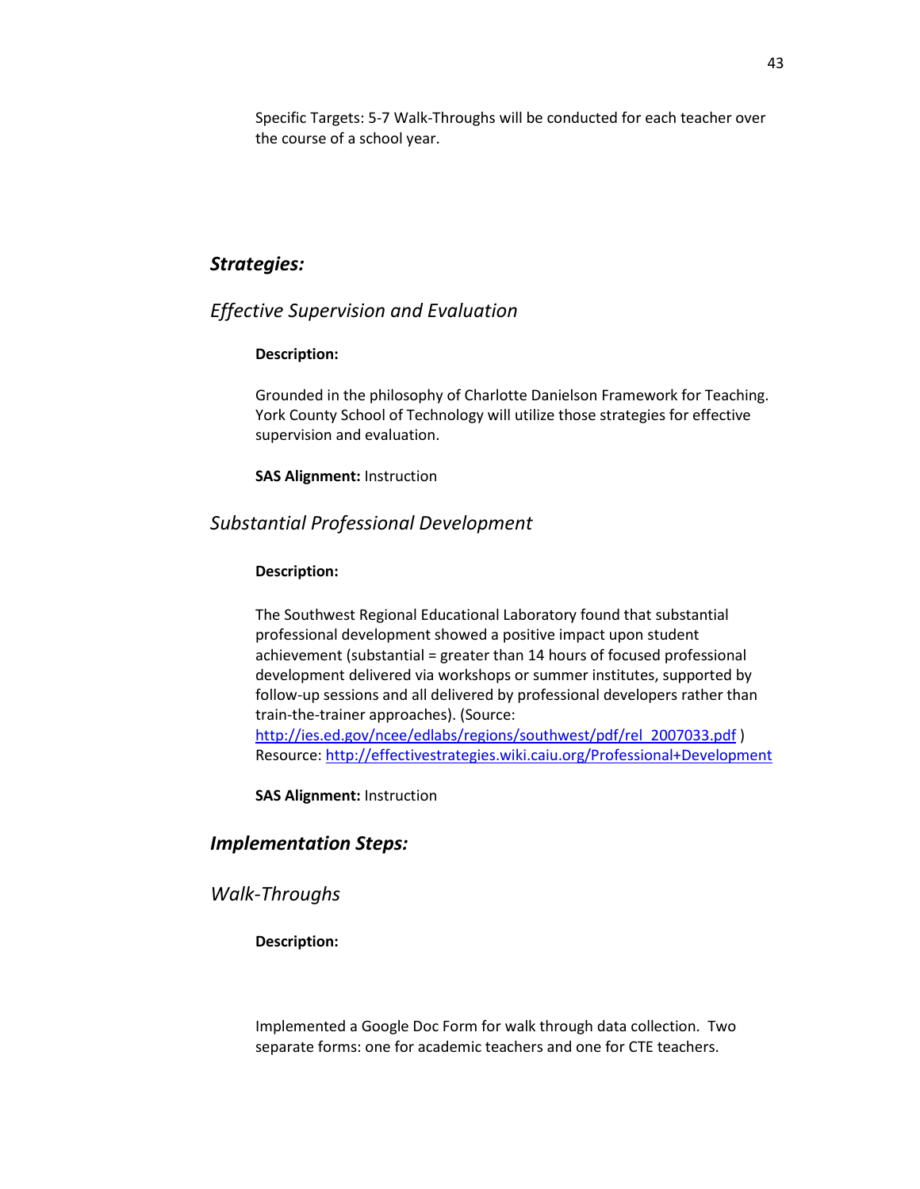Specific Targets: 5-7 Walk-Throughs will be conducted for each teacher over the course of a school year.

## *Strategies:*

### *Effective Supervision and Evaluation*

**Description:**

Grounded in the philosophy of Charlotte Danielson Framework for Teaching. York County School of Technology will utilize those strategies for effective supervision and evaluation.

**SAS Alignment:** Instruction

### *Substantial Professional Development*

**Description:**

The Southwest Regional Educational Laboratory found that substantial professional development showed a positive impact upon student achievement (substantial = greater than 14 hours of focused professional development delivered via workshops or summer institutes, supported by follow-up sessions and all delivered by professional developers rather than train-the-trainer approaches). (Source: http://ies.ed.gov/ncee/edlabs/regions/southwest/pdf/rel_2007033.pdf )
Resource: http://effectivestrategies.wiki.caiu.org/Professional+Development

**SAS Alignment:** Instruction

## *Implementation Steps:*

### *Walk-Throughs*

**Description:**

Implemented a Google Doc Form for walk through data collection. Two separate forms: one for academic teachers and one for CTE teachers.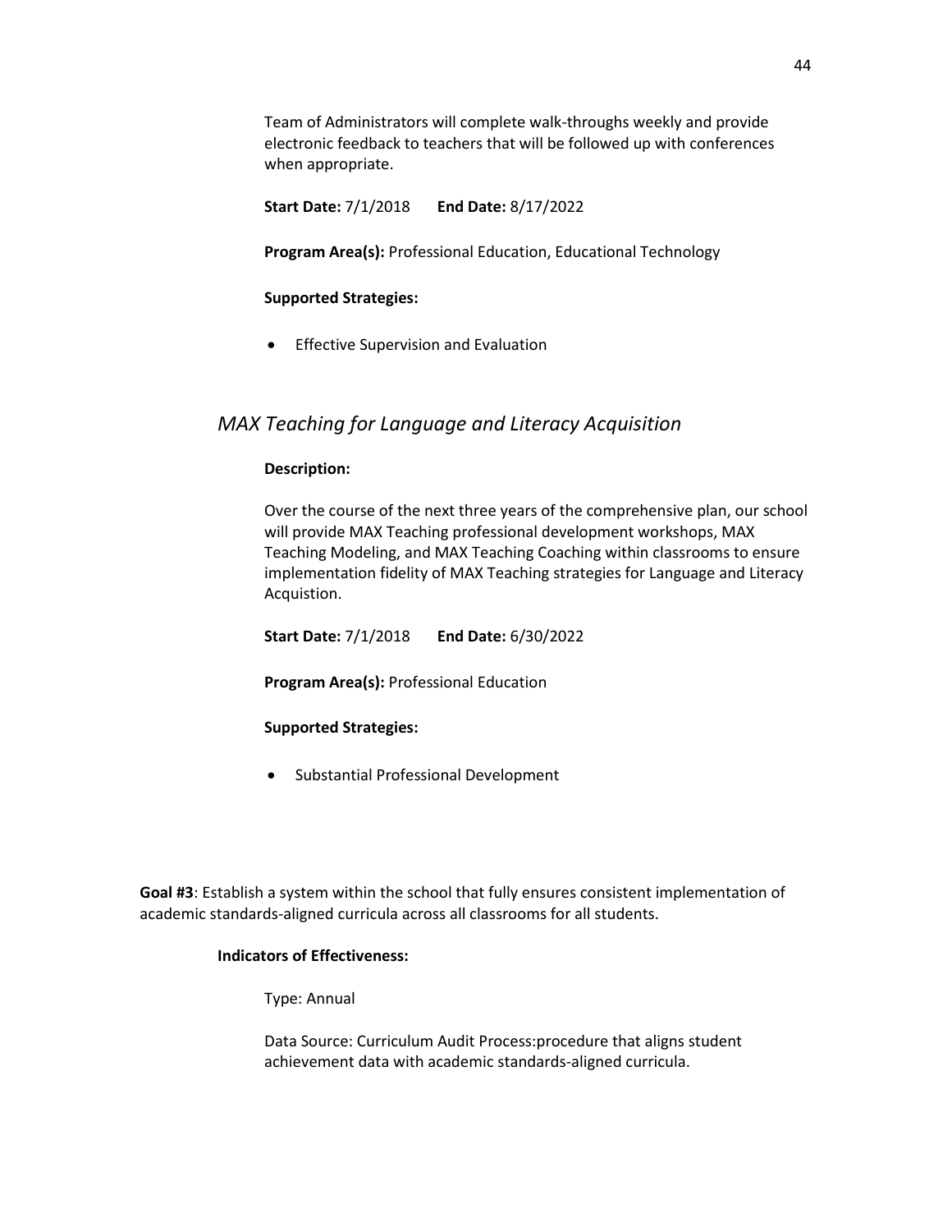Team of Administrators will complete walk-throughs weekly and provide electronic feedback to teachers that will be followed up with conferences when appropriate.

**Start Date:** 7/1/2018 **End Date:** 8/17/2022

**Program Area(s):** Professional Education, Educational Technology

**Supported Strategies:**

- Effective Supervision and Evaluation

### *MAX Teaching for Language and Literacy Acquisition*

**Description:**

Over the course of the next three years of the comprehensive plan, our school will provide MAX Teaching professional development workshops, MAX Teaching Modeling, and MAX Teaching Coaching within classrooms to ensure implementation fidelity of MAX Teaching strategies for Language and Literacy Acquistion.

**Start Date:** 7/1/2018 **End Date:** 6/30/2022

**Program Area(s):** Professional Education

**Supported Strategies:**

- Substantial Professional Development

**Goal #3**: Establish a system within the school that fully ensures consistent implementation of academic standards-aligned curricula across all classrooms for all students.

**Indicators of Effectiveness:**

Type: Annual

Data Source: Curriculum Audit Process:procedure that aligns student achievement data with academic standards-aligned curricula.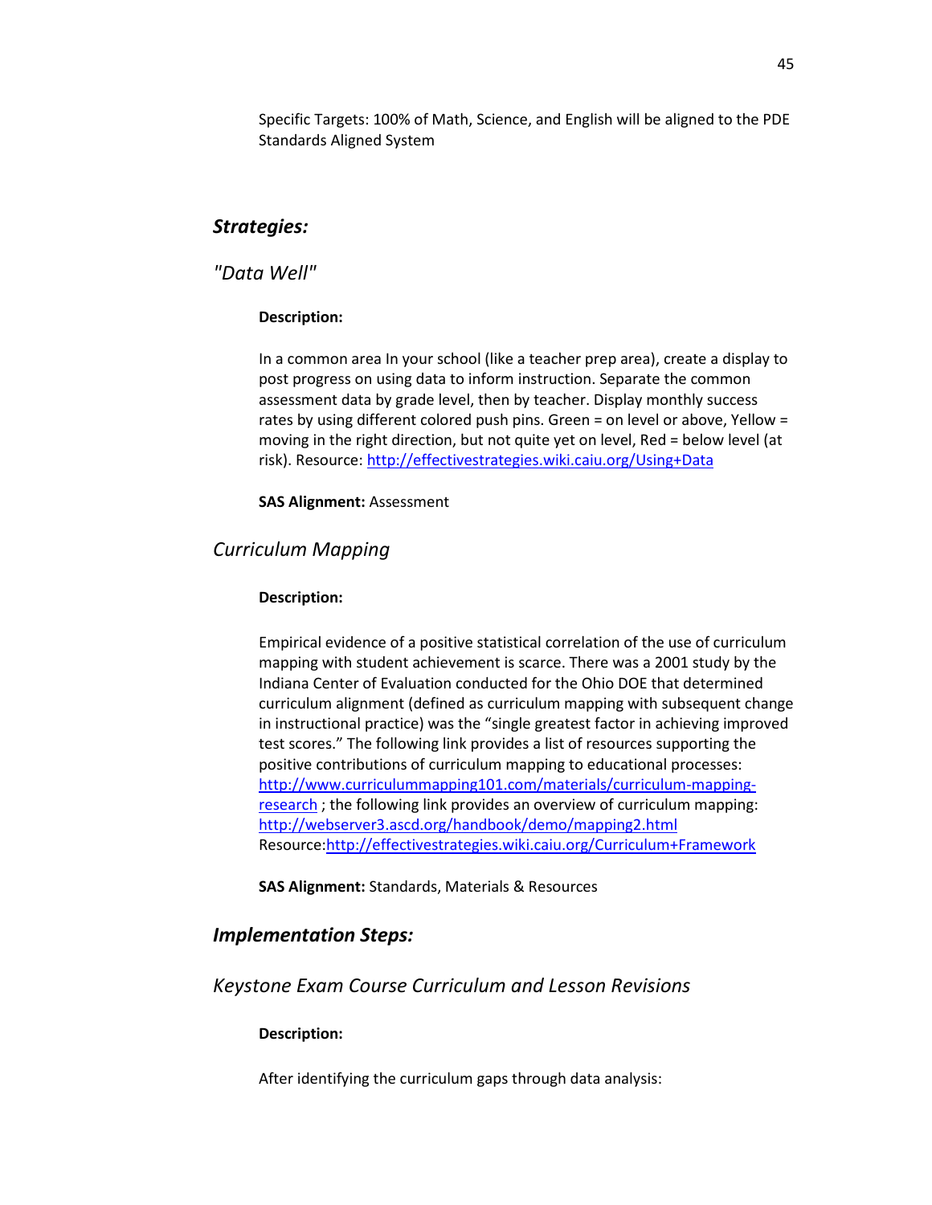Specific Targets: 100% of Math, Science, and English will be aligned to the PDE Standards Aligned System

## *Strategies:*

### *"Data Well"*

**Description:**

In a common area In your school (like a teacher prep area), create a display to post progress on using data to inform instruction. Separate the common assessment data by grade level, then by teacher. Display monthly success rates by using different colored push pins. Green = on level or above, Yellow = moving in the right direction, but not quite yet on level, Red = below level (at risk). Resource: http://effectivestrategies.wiki.caiu.org/Using+Data

**SAS Alignment:** Assessment

### *Curriculum Mapping*

**Description:**

Empirical evidence of a positive statistical correlation of the use of curriculum mapping with student achievement is scarce. There was a 2001 study by the Indiana Center of Evaluation conducted for the Ohio DOE that determined curriculum alignment (defined as curriculum mapping with subsequent change in instructional practice) was the "single greatest factor in achieving improved test scores." The following link provides a list of resources supporting the positive contributions of curriculum mapping to educational processes: http://www.curriculummapping101.com/materials/curriculum-mapping-research ; the following link provides an overview of curriculum mapping: http://webserver3.ascd.org/handbook/demo/mapping2.html
Resource:http://effectivestrategies.wiki.caiu.org/Curriculum+Framework

**SAS Alignment:** Standards, Materials & Resources

## *Implementation Steps:*

### *Keystone Exam Course Curriculum and Lesson Revisions*

**Description:**

After identifying the curriculum gaps through data analysis: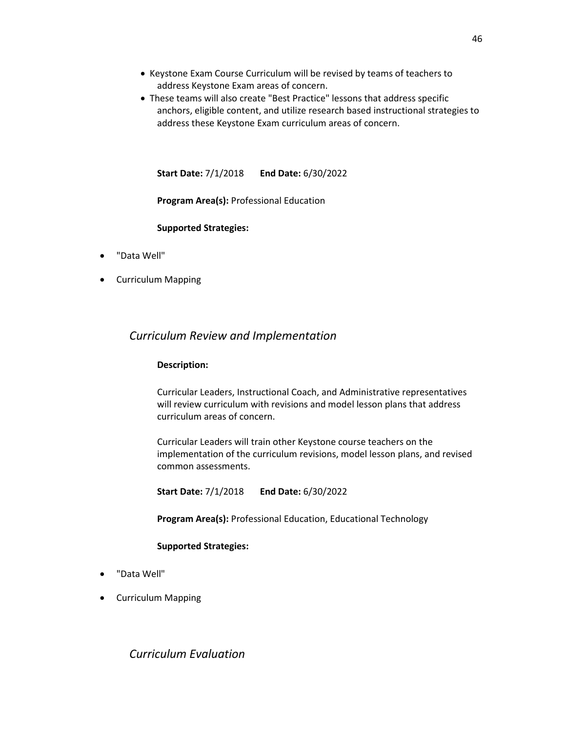- Keystone Exam Course Curriculum will be revised by teams of teachers to address Keystone Exam areas of concern.
- These teams will also create "Best Practice" lessons that address specific anchors, eligible content, and utilize research based instructional strategies to address these Keystone Exam curriculum areas of concern.

**Start Date:** 7/1/2018 **End Date:** 6/30/2022

**Program Area(s):** Professional Education

**Supported Strategies:**

- "Data Well"
- Curriculum Mapping

### *Curriculum Review and Implementation*

**Description:**

Curricular Leaders, Instructional Coach, and Administrative representatives will review curriculum with revisions and model lesson plans that address curriculum areas of concern.

Curricular Leaders will train other Keystone course teachers on the implementation of the curriculum revisions, model lesson plans, and revised common assessments.

**Start Date:** 7/1/2018 **End Date:** 6/30/2022

**Program Area(s):** Professional Education, Educational Technology

**Supported Strategies:**

- "Data Well"
- Curriculum Mapping

### *Curriculum Evaluation*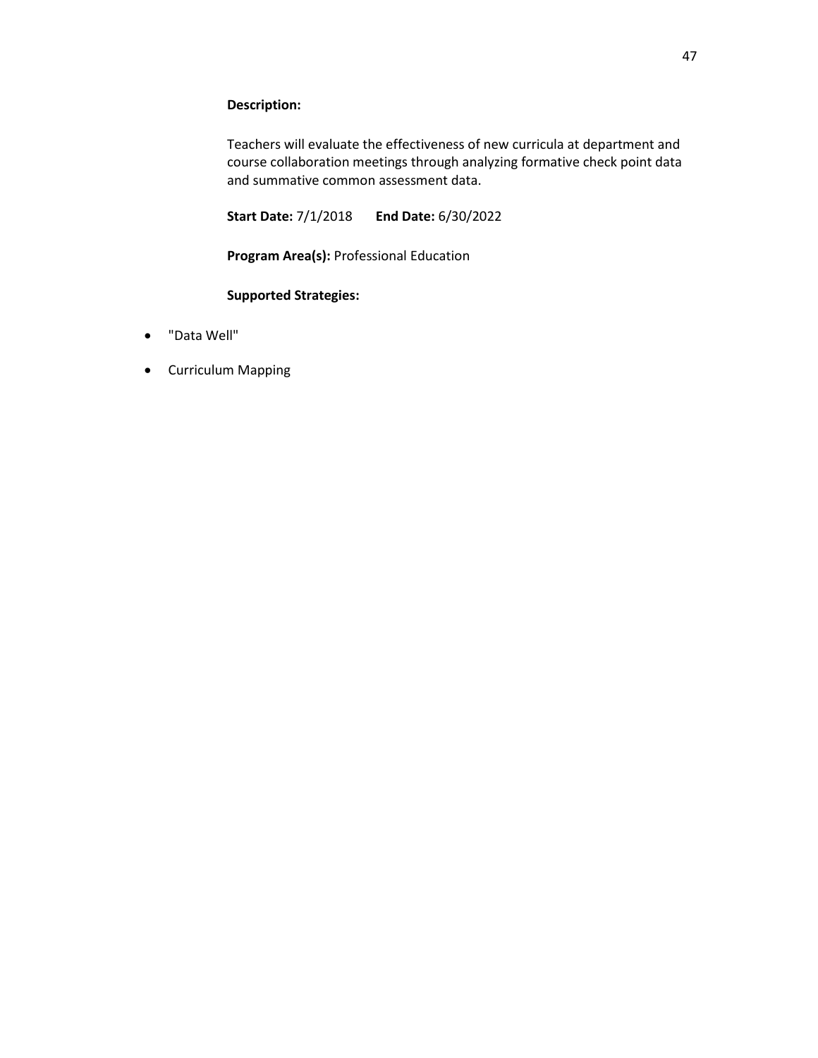**Description:**

Teachers will evaluate the effectiveness of new curricula at department and course collaboration meetings through analyzing formative check point data and summative common assessment data.

**Start Date:** 7/1/2018 **End Date:** 6/30/2022

**Program Area(s):** Professional Education

**Supported Strategies:**

- "Data Well"
- Curriculum Mapping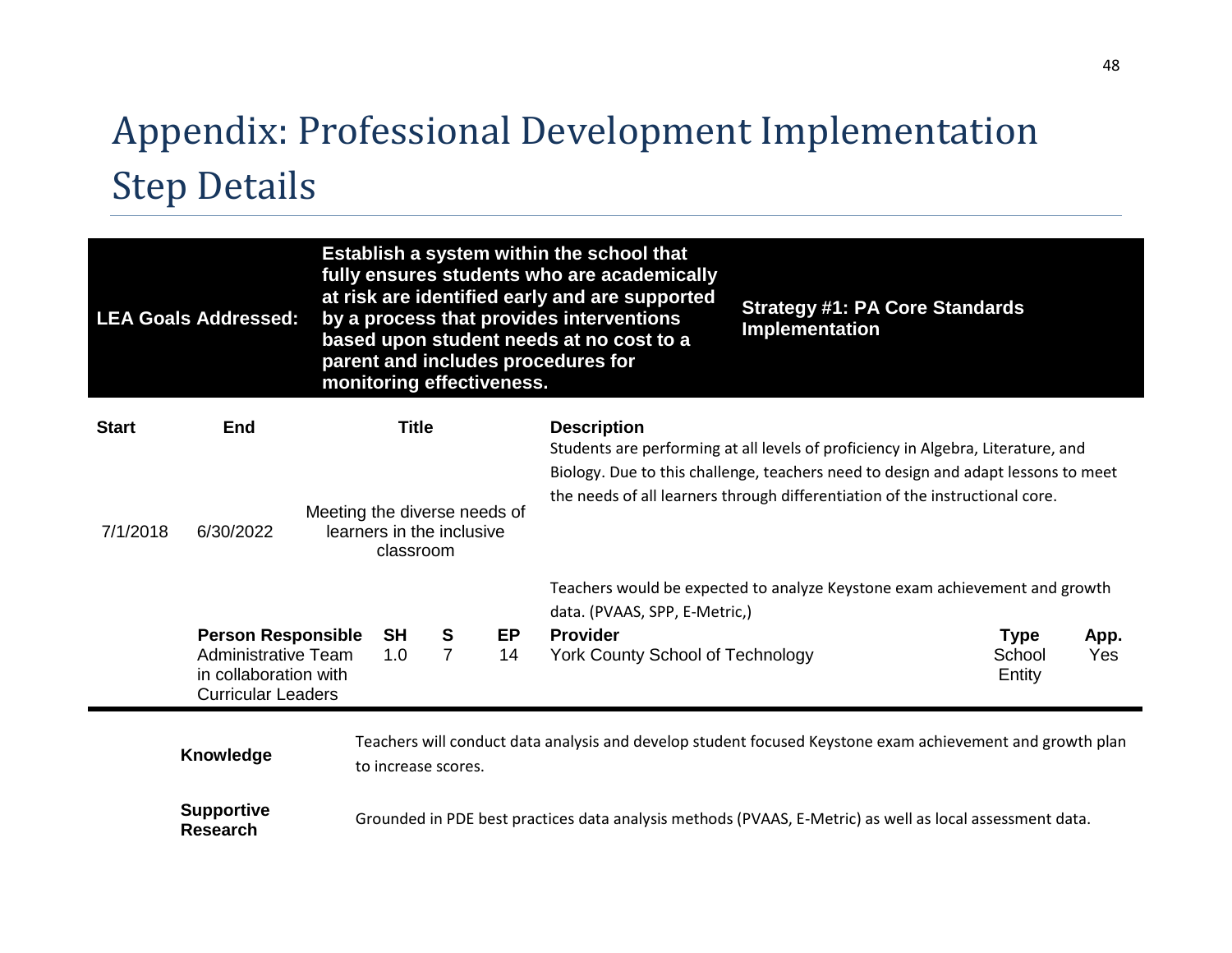# Appendix: Professional Development Implementation Step Details

| **LEA Goals Addressed:** | **Establish a system within the school that fully ensures students who are academically at risk are identified early and are supported by a process that provides interventions based upon student needs at no cost to a parent and includes procedures for monitoring effectiveness.** | **Strategy #1: PA Core Standards Implementation** |
|---|---|---|

| Start | End | Title | Description |
|---|---|---|---|
| 7/1/2018 | 6/30/2022 | Meeting the diverse needs of learners in the inclusive classroom | Students are performing at all levels of proficiency in Algebra, Literature, and Biology. Due to this challenge, teachers need to design and adapt lessons to meet the needs of all learners through differentiation of the instructional core. Teachers would be expected to analyze Keystone exam achievement and growth data. (PVAAS, SPP, E-Metric,) |

| Person Responsible | SH | S | EP | Provider | Type | App. |
|---|---|---|---|---|---|---|
| Administrative Team in collaboration with Curricular Leaders | 1.0 | 7 | 14 | York County School of Technology | School Entity | Yes |

| | |
|---|---|
| **Knowledge** | Teachers will conduct data analysis and develop student focused Keystone exam achievement and growth plan to increase scores. |
| **Supportive Research** | Grounded in PDE best practices data analysis methods (PVAAS, E-Metric) as well as local assessment data. |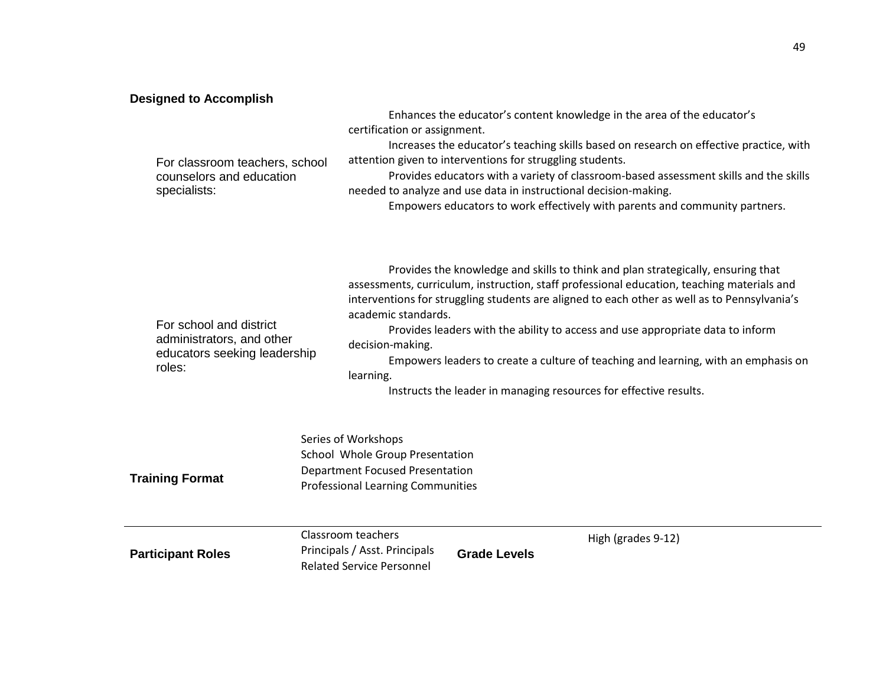**Designed to Accomplish**

For classroom teachers, school counselors and education specialists:

Enhances the educator's content knowledge in the area of the educator's certification or assignment.

Increases the educator's teaching skills based on research on effective practice, with attention given to interventions for struggling students.

Provides educators with a variety of classroom-based assessment skills and the skills needed to analyze and use data in instructional decision-making.

Empowers educators to work effectively with parents and community partners.

For school and district administrators, and other educators seeking leadership roles:

Provides the knowledge and skills to think and plan strategically, ensuring that assessments, curriculum, instruction, staff professional education, teaching materials and interventions for struggling students are aligned to each other as well as to Pennsylvania's academic standards.

Provides leaders with the ability to access and use appropriate data to inform decision-making.

Empowers leaders to create a culture of teaching and learning, with an emphasis on learning.

Instructs the leader in managing resources for effective results.

**Training Format**

Series of Workshops
School Whole Group Presentation
Department Focused Presentation
Professional Learning Communities

---

**Participant Roles**

Classroom teachers
Principals / Asst. Principals
Related Service Personnel

**Grade Levels**

High (grades 9-12)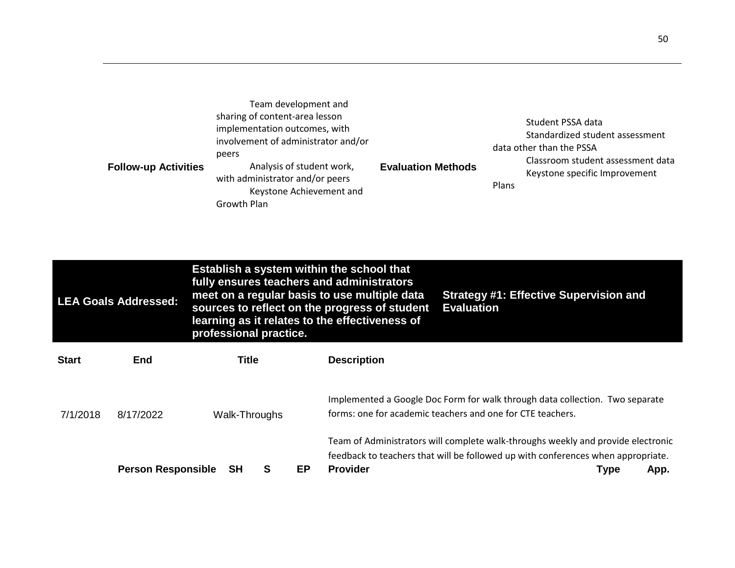| Follow-up Activities | | Evaluation Methods | |
|---|---|---|---|
| | Team development and sharing of content-area lesson implementation outcomes, with involvement of administrator and/or peers<br>Analysis of student work, with administrator and/or peers<br>Keystone Achievement and Growth Plan | | Student PSSA data<br>Standardized student assessment data other than the PSSA<br>Classroom student assessment data<br>Keystone specific Improvement Plans |

| **LEA Goals Addressed:** | **Establish a system within the school that fully ensures teachers and administrators meet on a regular basis to use multiple data sources to reflect on the progress of student learning as it relates to the effectiveness of professional practice.** | **Strategy #1: Effective Supervision and Evaluation** |
|---|---|---|

| Start | End | Title | Description |
|---|---|---|---|
| 7/1/2018 | 8/17/2022 | Walk-Throughs | Implemented a Google Doc Form for walk through data collection. Two separate forms: one for academic teachers and one for CTE teachers.<br><br>Team of Administrators will complete walk-throughs weekly and provide electronic feedback to teachers that will be followed up with conferences when appropriate. |

| Person Responsible | SH | S | EP | Provider | Type | App. |
|---|---|---|---|---|---|---|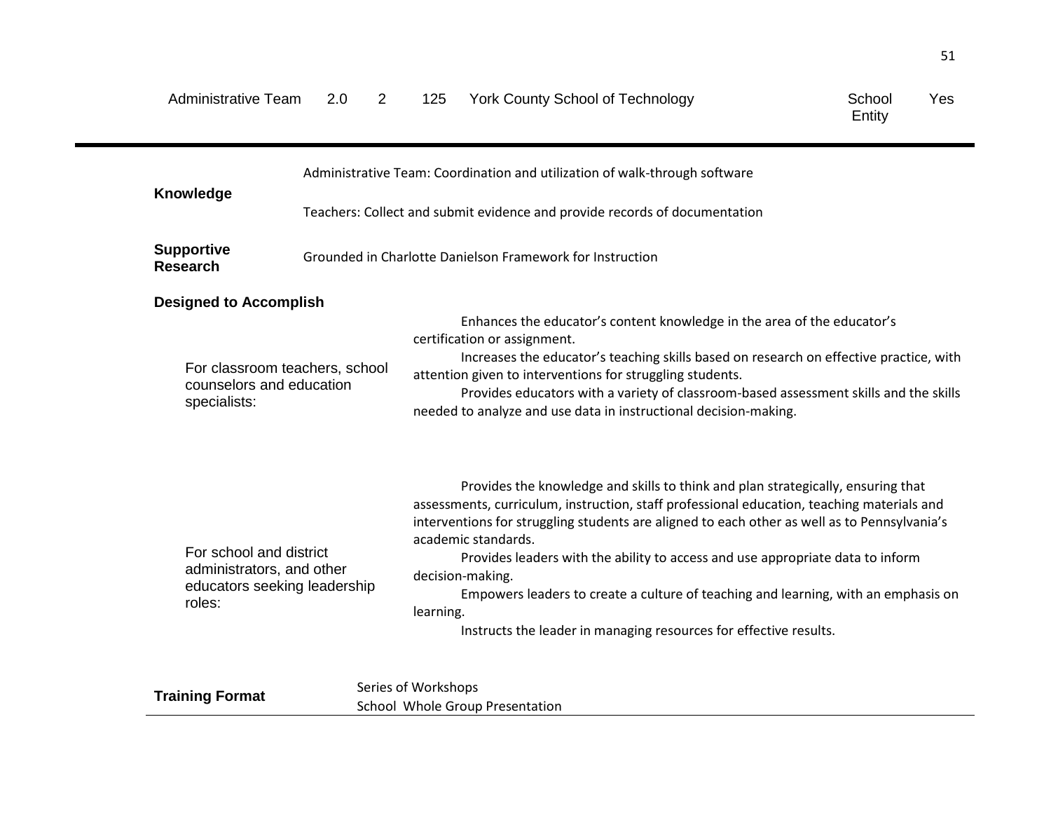| Administrative Team | 2.0 | 2 | 125 | York County School of Technology | School Entity | Yes |
|---|---|---|---|---|---|---|

**Knowledge**

Administrative Team: Coordination and utilization of walk-through software

Teachers: Collect and submit evidence and provide records of documentation

**Supportive Research**

Grounded in Charlotte Danielson Framework for Instruction

**Designed to Accomplish**

For classroom teachers, school counselors and education specialists:

Enhances the educator's content knowledge in the area of the educator's certification or assignment.

Increases the educator's teaching skills based on research on effective practice, with attention given to interventions for struggling students.

Provides educators with a variety of classroom-based assessment skills and the skills needed to analyze and use data in instructional decision-making.

For school and district administrators, and other educators seeking leadership roles:

Provides the knowledge and skills to think and plan strategically, ensuring that assessments, curriculum, instruction, staff professional education, teaching materials and interventions for struggling students are aligned to each other as well as to Pennsylvania's academic standards.

Provides leaders with the ability to access and use appropriate data to inform decision-making.

Empowers leaders to create a culture of teaching and learning, with an emphasis on learning.

Instructs the leader in managing resources for effective results.

**Training Format**

Series of Workshops
School Whole Group Presentation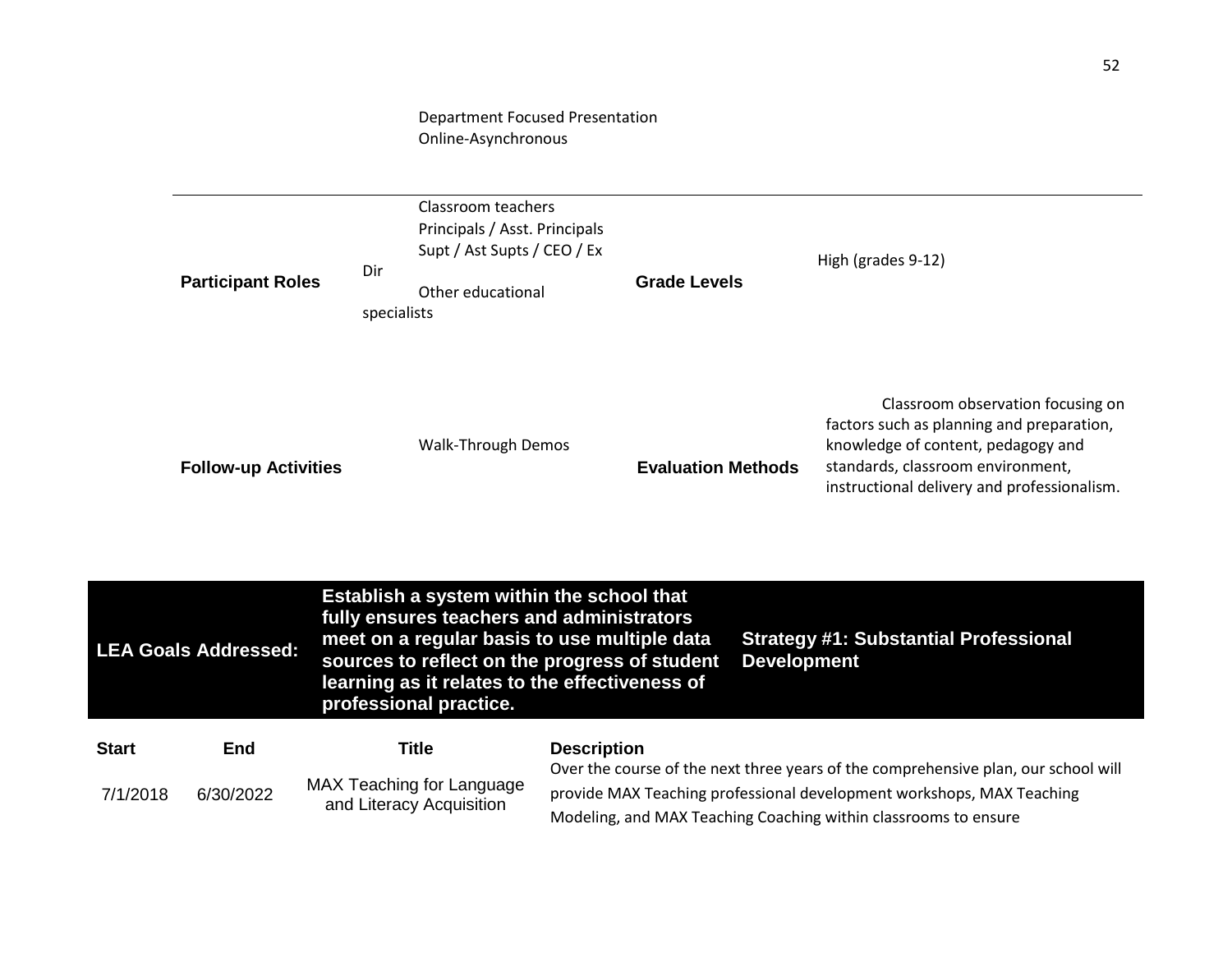Department Focused Presentation
Online-Asynchronous

| | | | |
|---|---|---|---|
| **Participant Roles** | Classroom teachers<br>Principals / Asst. Principals<br>Supt / Ast Supts / CEO / Ex Dir<br>Other educational specialists | **Grade Levels** | High (grades 9-12) |
| **Follow-up Activities** | Walk-Through Demos | **Evaluation Methods** | Classroom observation focusing on factors such as planning and preparation, knowledge of content, pedagogy and standards, classroom environment, instructional delivery and professionalism. |

| **LEA Goals Addressed:** | **Establish a system within the school that fully ensures teachers and administrators meet on a regular basis to use multiple data sources to reflect on the progress of student learning as it relates to the effectiveness of professional practice.** | **Strategy #1: Substantial Professional Development** |
|---|---|---|

| **Start** | **End** | **Title** | **Description** |
|---|---|---|---|
| 7/1/2018 | 6/30/2022 | MAX Teaching for Language and Literacy Acquisition | Over the course of the next three years of the comprehensive plan, our school will provide MAX Teaching professional development workshops, MAX Teaching Modeling, and MAX Teaching Coaching within classrooms to ensure |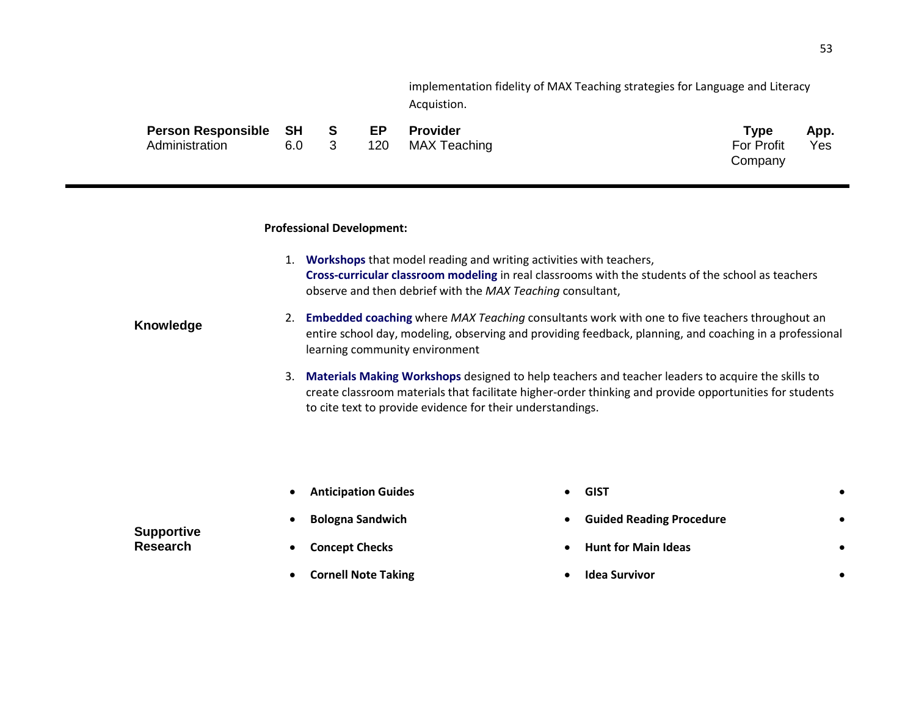implementation fidelity of MAX Teaching strategies for Language and Literacy Acquistion.

| Person Responsible | SH | S | EP | Provider | Type | App. |
|---|---|---|---|---|---|---|
| Administration | 6.0 | 3 | 120 | MAX Teaching | For Profit Company | Yes |

---

**Professional Development:**

**Knowledge**

1. **Workshops** that model reading and writing activities with teachers, **Cross-curricular classroom modeling** in real classrooms with the students of the school as teachers observe and then debrief with the *MAX Teaching* consultant,
2. **Embedded coaching** where *MAX Teaching* consultants work with one to five teachers throughout an entire school day, modeling, observing and providing feedback, planning, and coaching in a professional learning community environment
3. **Materials Making Workshops** designed to help teachers and teacher leaders to acquire the skills to create classroom materials that facilitate higher-order thinking and provide opportunities for students to cite text to provide evidence for their understandings.

**Supportive Research**

- **Anticipation Guides**
- **Bologna Sandwich**
- **Concept Checks**
- **Cornell Note Taking**
- **GIST**
- **Guided Reading Procedure**
- **Hunt for Main Ideas**
- **Idea Survivor**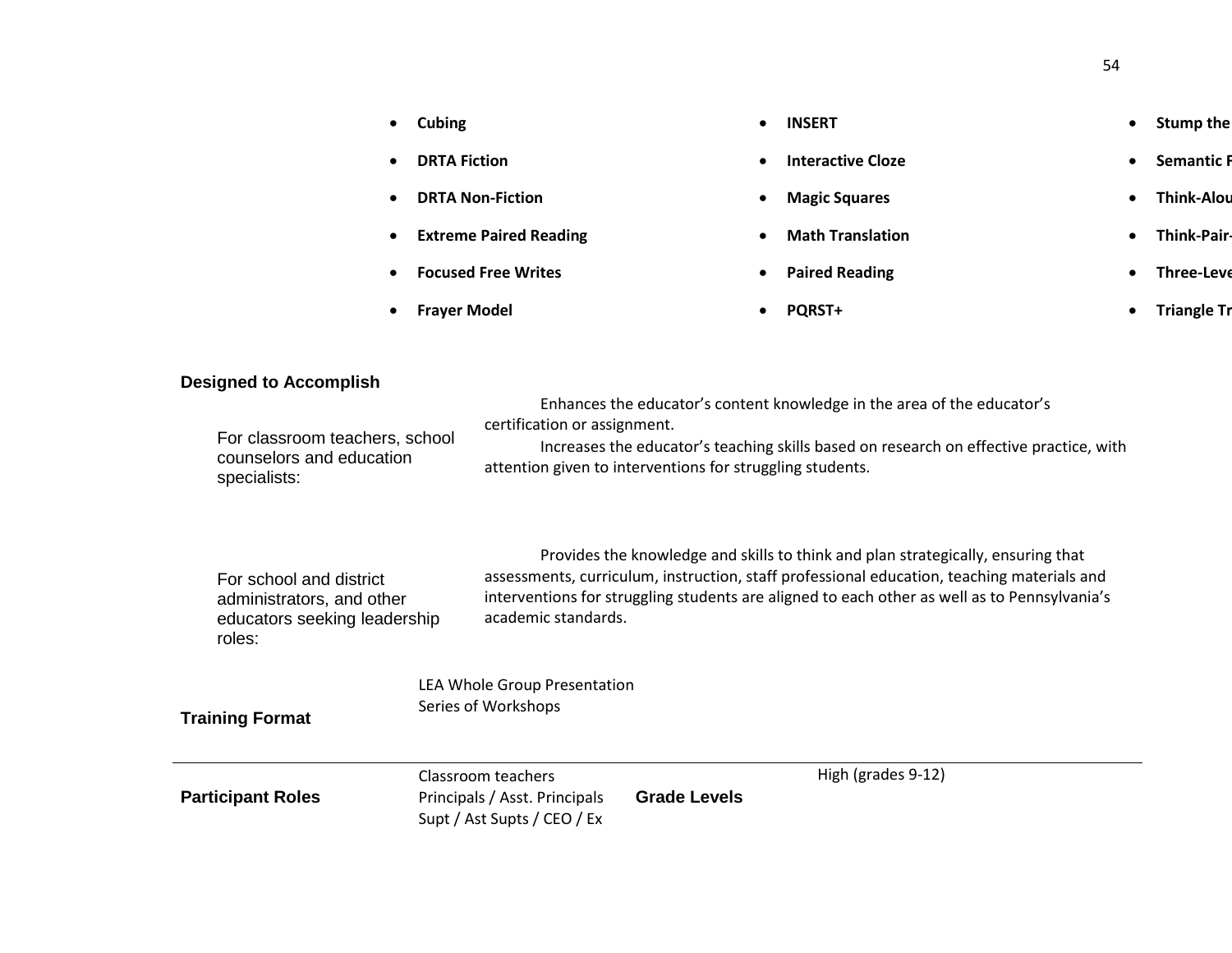- **Cubing**
- **DRTA Fiction**
- **DRTA Non-Fiction**
- **Extreme Paired Reading**
- **Focused Free Writes**
- **Frayer Model**
- **INSERT**
- **Interactive Cloze**
- **Magic Squares**
- **Math Translation**
- **Paired Reading**
- **PQRST+**
- **Stump the**
- **Semantic F**
- **Think-Alou**
- **Think-Pair-**
- **Three-Leve**
- **Triangle Tr**

**Designed to Accomplish**

For classroom teachers, school counselors and education specialists:

Enhances the educator's content knowledge in the area of the educator's certification or assignment.

Increases the educator's teaching skills based on research on effective practice, with attention given to interventions for struggling students.

For school and district administrators, and other educators seeking leadership roles:

Provides the knowledge and skills to think and plan strategically, ensuring that assessments, curriculum, instruction, staff professional education, teaching materials and interventions for struggling students are aligned to each other as well as to Pennsylvania's academic standards.

**Training Format**

LEA Whole Group Presentation
Series of Workshops

**Participant Roles**

Classroom teachers
Principals / Asst. Principals
Supt / Ast Supts / CEO / Ex

**Grade Levels**

High (grades 9-12)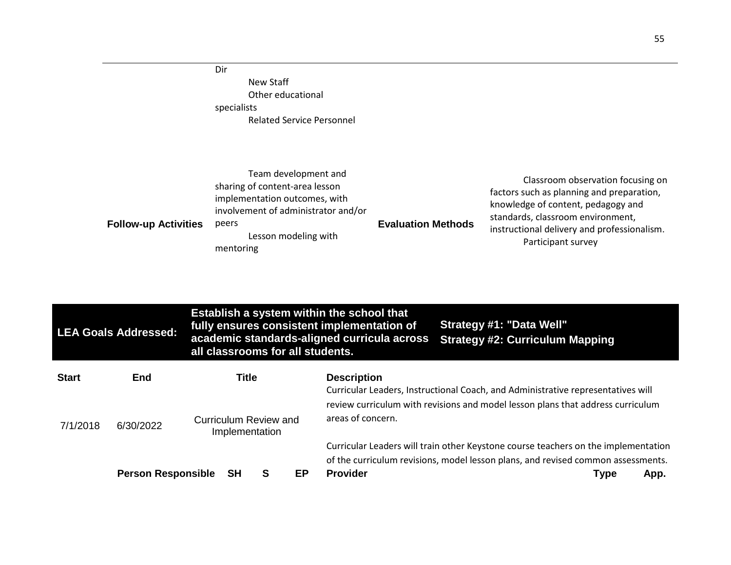Dir

New Staff

Other educational specialists

Related Service Personnel

| | | | |
|---|---|---|---|
| **Follow-up Activities** | Team development and sharing of content-area lesson implementation outcomes, with involvement of administrator and/or peers<br>Lesson modeling with mentoring | **Evaluation Methods** | Classroom observation focusing on factors such as planning and preparation, knowledge of content, pedagogy and standards, classroom environment, instructional delivery and professionalism.<br>Participant survey |

| **LEA Goals Addressed:** | **Establish a system within the school that fully ensures consistent implementation of academic standards-aligned curricula across all classrooms for all students.** | **Strategy #1: "Data Well"**<br>**Strategy #2: Curriculum Mapping** |
|---|---|---|

| **Start** | **End** | **Title** | **Description** |
|---|---|---|---|
| 7/1/2018 | 6/30/2022 | Curriculum Review and Implementation | Curricular Leaders, Instructional Coach, and Administrative representatives will review curriculum with revisions and model lesson plans that address curriculum areas of concern.<br><br>Curricular Leaders will train other Keystone course teachers on the implementation of the curriculum revisions, model lesson plans, and revised common assessments. |

| **Person Responsible** | **SH** | **S** | **EP** | **Provider** | **Type** | **App.** |
|---|---|---|---|---|---|---|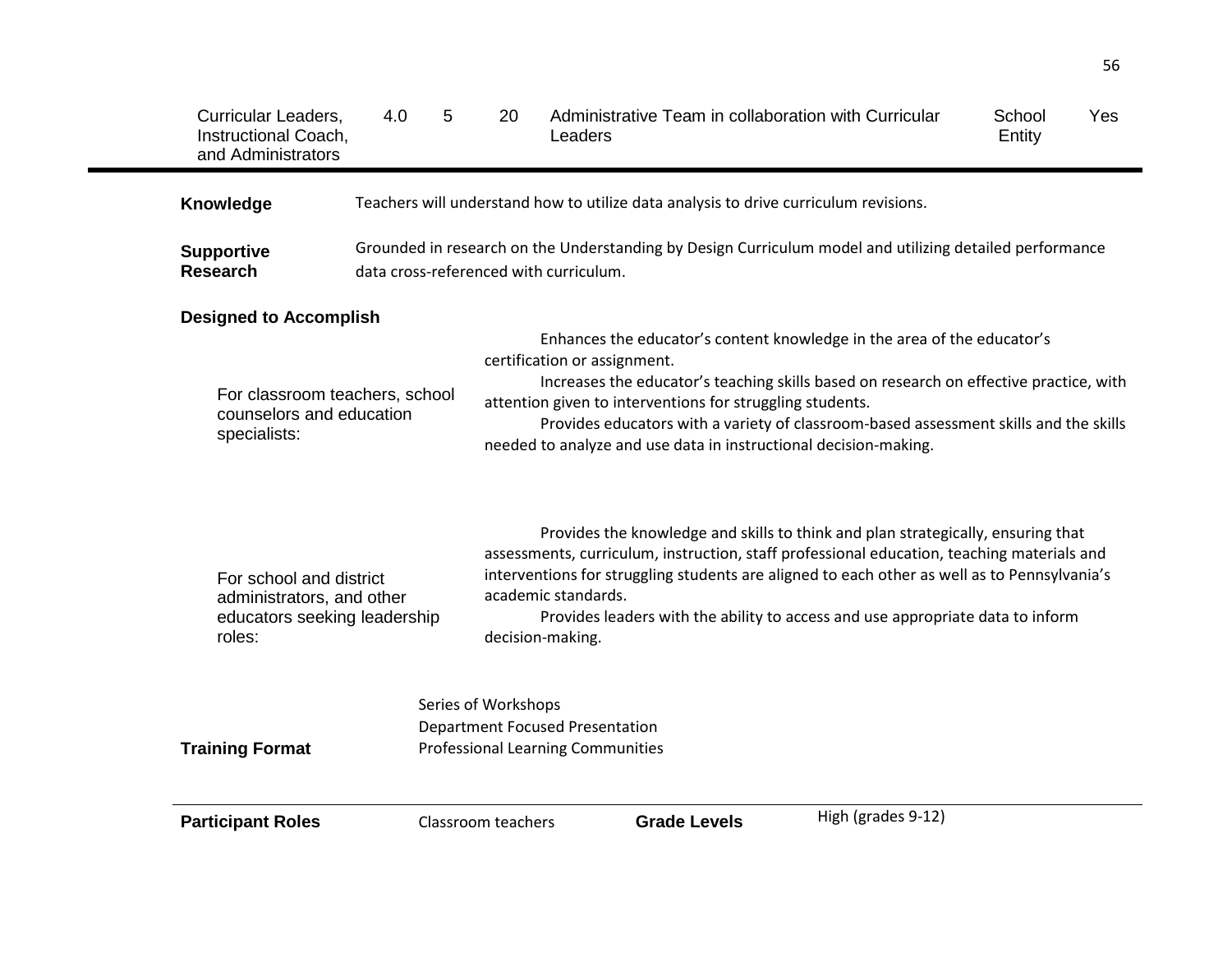| Curricular Leaders, Instructional Coach, and Administrators | 4.0 | 5 | 20 | Administrative Team in collaboration with Curricular Leaders | School Entity | Yes |
|---|---|---|---|---|---|---|

**Knowledge** Teachers will understand how to utilize data analysis to drive curriculum revisions.

**Supportive Research** Grounded in research on the Understanding by Design Curriculum model and utilizing detailed performance data cross-referenced with curriculum.

**Designed to Accomplish**

For classroom teachers, school counselors and education specialists:

Enhances the educator's content knowledge in the area of the educator's certification or assignment.

Increases the educator's teaching skills based on research on effective practice, with attention given to interventions for struggling students.

Provides educators with a variety of classroom-based assessment skills and the skills needed to analyze and use data in instructional decision-making.

For school and district administrators, and other educators seeking leadership roles:

Provides the knowledge and skills to think and plan strategically, ensuring that assessments, curriculum, instruction, staff professional education, teaching materials and interventions for struggling students are aligned to each other as well as to Pennsylvania's academic standards.

Provides leaders with the ability to access and use appropriate data to inform decision-making.

**Training Format**

Series of Workshops
Department Focused Presentation
Professional Learning Communities

**Participant Roles** Classroom teachers **Grade Levels** High (grades 9-12)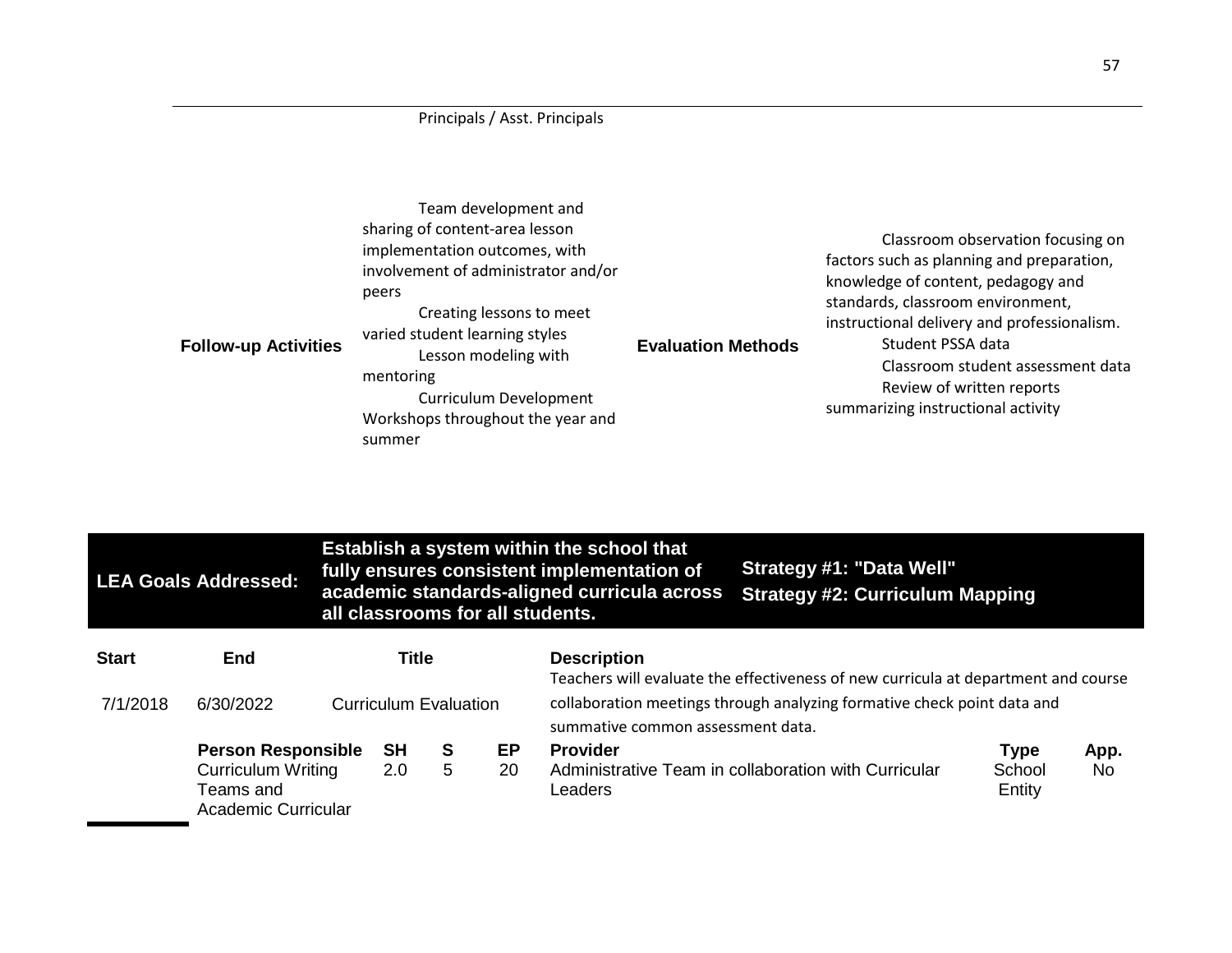Principals / Asst. Principals

| **Follow-up Activities** | Team development and sharing of content-area lesson implementation outcomes, with involvement of administrator and/or peers<br>Creating lessons to meet varied student learning styles<br>Lesson modeling with mentoring<br>Curriculum Development Workshops throughout the year and summer | **Evaluation Methods** | Classroom observation focusing on factors such as planning and preparation, knowledge of content, pedagogy and standards, classroom environment, instructional delivery and professionalism.<br>Student PSSA data<br>Classroom student assessment data<br>Review of written reports summarizing instructional activity |
|---|---|---|---|

| **LEA Goals Addressed:** | **Establish a system within the school that fully ensures consistent implementation of academic standards-aligned curricula across all classrooms for all students.** | **Strategy #1: "Data Well"**<br>**Strategy #2: Curriculum Mapping** |
|---|---|---|

| **Start** | **End** | **Title** | **Description** |
|---|---|---|---|
| 7/1/2018 | 6/30/2022 | Curriculum Evaluation | Teachers will evaluate the effectiveness of new curricula at department and course collaboration meetings through analyzing formative check point data and summative common assessment data. |

| **Person Responsible** | **SH** | **S** | **EP** | **Provider** | **Type** | **App.** |
|---|---|---|---|---|---|---|
| Curriculum Writing Teams and Academic Curricular | 2.0 | 5 | 20 | Administrative Team in collaboration with Curricular Leaders | School Entity | No |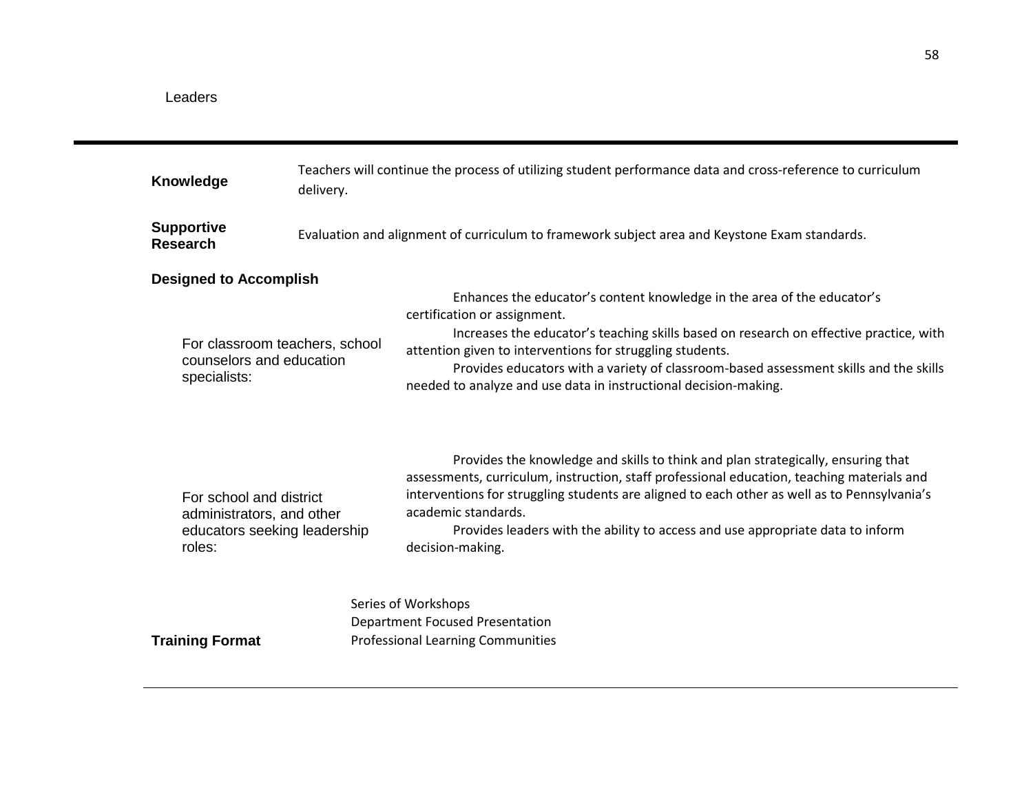Leaders

---

**Knowledge** Teachers will continue the process of utilizing student performance data and cross-reference to curriculum delivery.

**Supportive Research** Evaluation and alignment of curriculum to framework subject area and Keystone Exam standards.

**Designed to Accomplish**

For classroom teachers, school counselors and education specialists:

Enhances the educator's content knowledge in the area of the educator's certification or assignment.

Increases the educator's teaching skills based on research on effective practice, with attention given to interventions for struggling students.

Provides educators with a variety of classroom-based assessment skills and the skills needed to analyze and use data in instructional decision-making.

For school and district administrators, and other educators seeking leadership roles:

Provides the knowledge and skills to think and plan strategically, ensuring that assessments, curriculum, instruction, staff professional education, teaching materials and interventions for struggling students are aligned to each other as well as to Pennsylvania's academic standards.

Provides leaders with the ability to access and use appropriate data to inform decision-making.

**Training Format**

Series of Workshops
Department Focused Presentation
Professional Learning Communities

---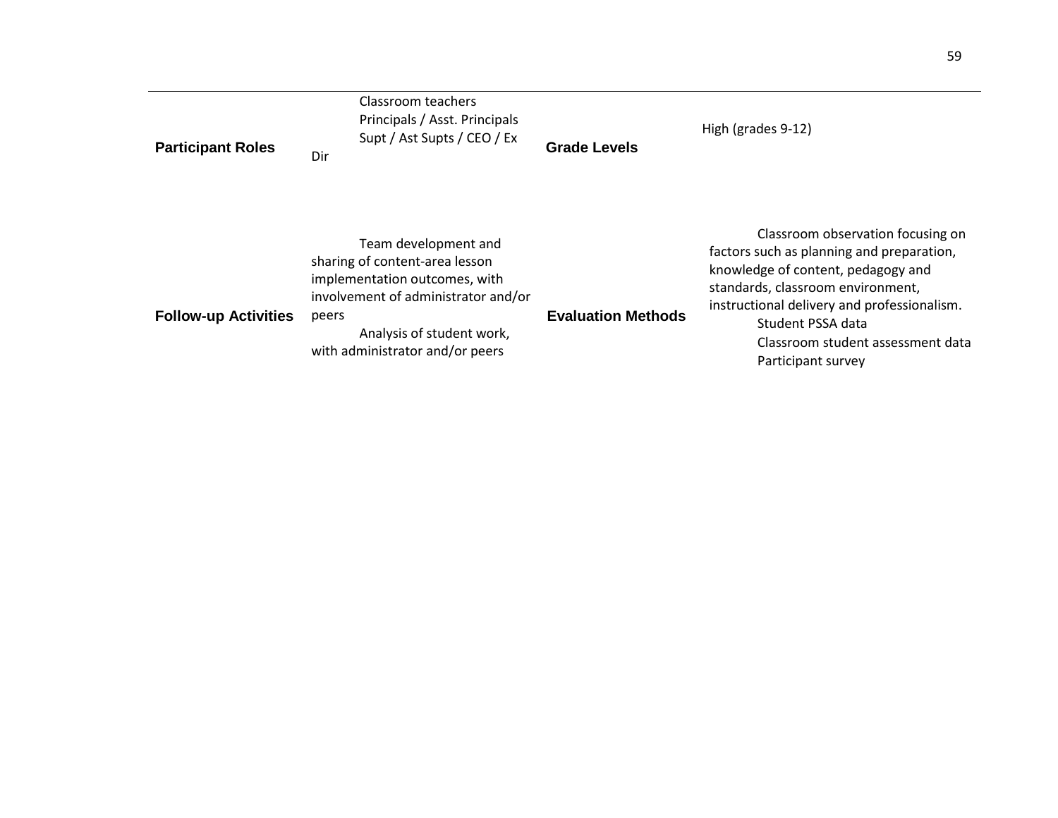| | | | |
|---|---|---|---|
| **Participant Roles** | Classroom teachers<br>Principals / Asst. Principals<br>Supt / Ast Supts / CEO / Ex Dir | **Grade Levels** | High (grades 9-12) |
| **Follow-up Activities** | Team development and sharing of content-area lesson implementation outcomes, with involvement of administrator and/or peers<br>Analysis of student work, with administrator and/or peers | **Evaluation Methods** | Classroom observation focusing on factors such as planning and preparation, knowledge of content, pedagogy and standards, classroom environment, instructional delivery and professionalism.<br>Student PSSA data<br>Classroom student assessment data<br>Participant survey |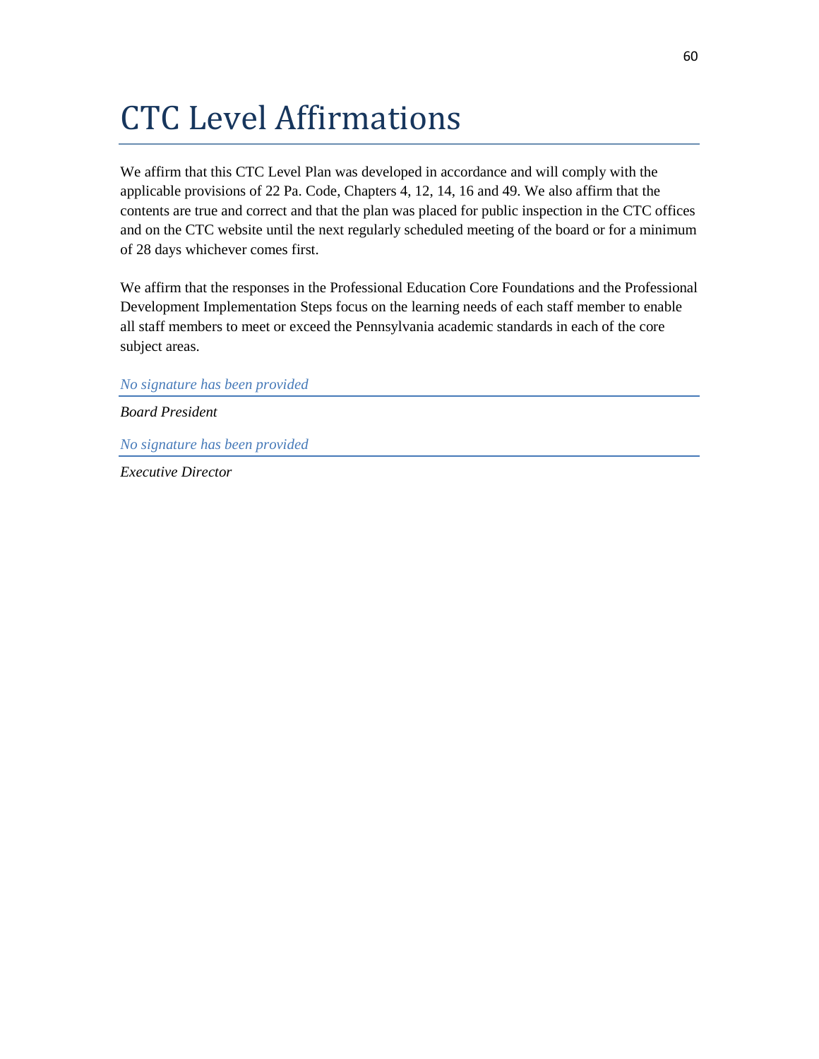# CTC Level Affirmations

We affirm that this CTC Level Plan was developed in accordance and will comply with the applicable provisions of 22 Pa. Code, Chapters 4, 12, 14, 16 and 49. We also affirm that the contents are true and correct and that the plan was placed for public inspection in the CTC offices and on the CTC website until the next regularly scheduled meeting of the board or for a minimum of 28 days whichever comes first.

We affirm that the responses in the Professional Education Core Foundations and the Professional Development Implementation Steps focus on the learning needs of each staff member to enable all staff members to meet or exceed the Pennsylvania academic standards in each of the core subject areas.

*No signature has been provided*

*Board President*

*No signature has been provided*

*Executive Director*